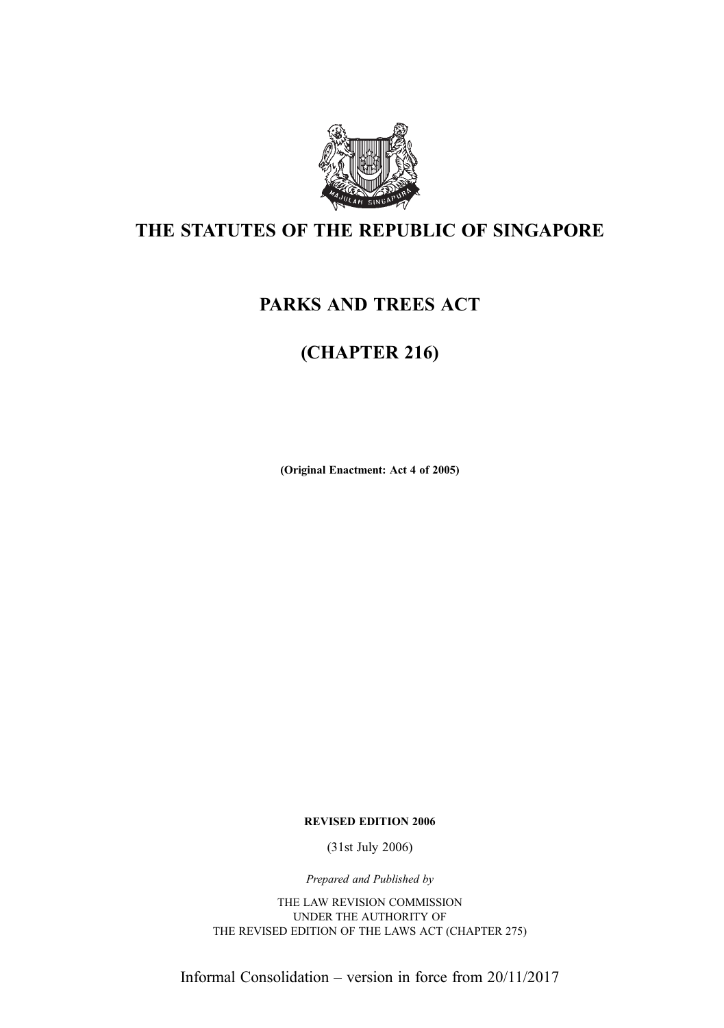# THE STATUTES OF THE REPUBLIC OF SINGAPORE

## PARKS AND TREES ACT

## (CHAPTER 216)

**(Original Enactment: Act 4 of 2005)**

**REVISED EDITION 2006**

(31st July 2006)

*Prepared and Published by*

THE LAW REVISION COMMISSION
UNDER THE AUTHORITY OF
THE REVISED EDITION OF THE LAWS ACT (CHAPTER 275)

Informal Consolidation – version in force from 20/11/2017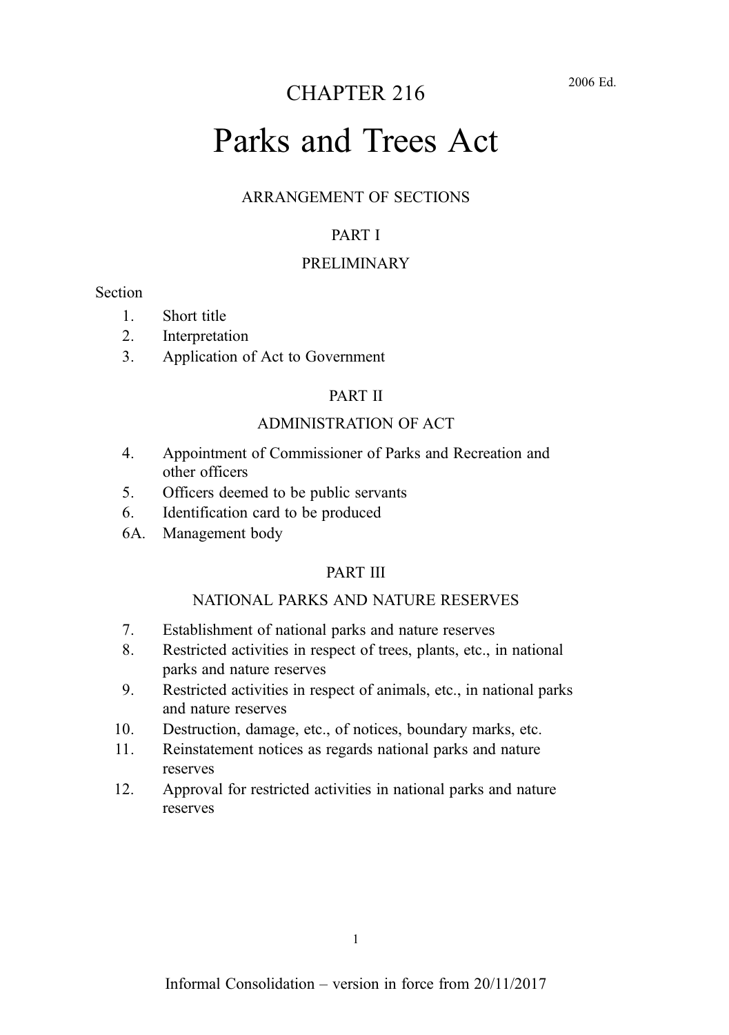# CHAPTER 216

2006 Ed.

# Parks and Trees Act

ARRANGEMENT OF SECTIONS

## PART I

## PRELIMINARY

Section

1. Short title
2. Interpretation
3. Application of Act to Government

## PART II

## ADMINISTRATION OF ACT

4. Appointment of Commissioner of Parks and Recreation and other officers
5. Officers deemed to be public servants
6. Identification card to be produced

6A. Management body

## PART III

## NATIONAL PARKS AND NATURE RESERVES

7. Establishment of national parks and nature reserves
8. Restricted activities in respect of trees, plants, etc., in national parks and nature reserves
9. Restricted activities in respect of animals, etc., in national parks and nature reserves
10. Destruction, damage, etc., of notices, boundary marks, etc.
11. Reinstatement notices as regards national parks and nature reserves
12. Approval for restricted activities in national parks and nature reserves

Informal Consolidation – version in force from 20/11/2017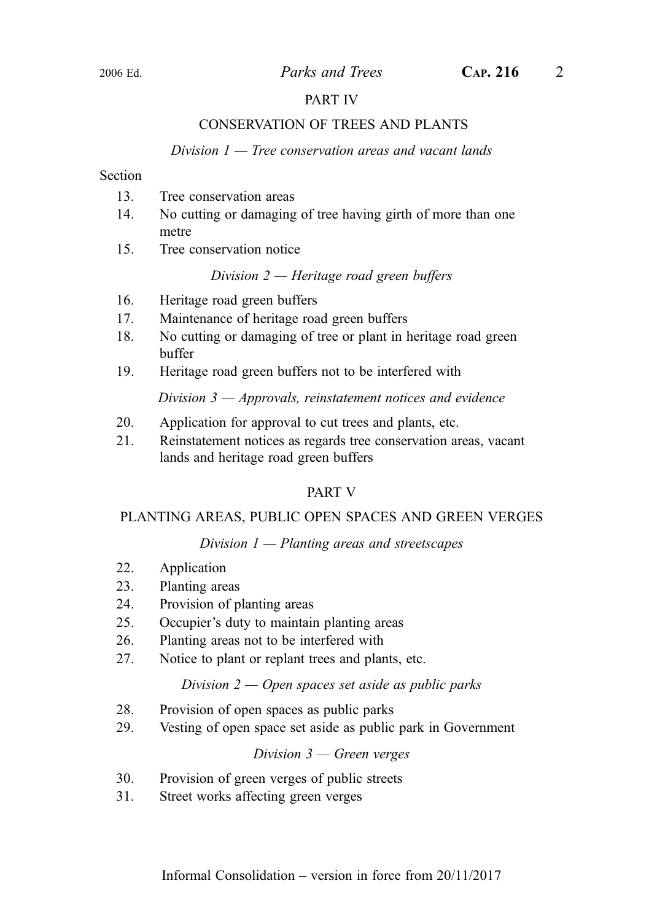## PART IV

## CONSERVATION OF TREES AND PLANTS

*Division 1 — Tree conservation areas and vacant lands*

Section

13. Tree conservation areas
14. No cutting or damaging of tree having girth of more than one metre
15. Tree conservation notice

*Division 2 — Heritage road green buffers*

16. Heritage road green buffers
17. Maintenance of heritage road green buffers
18. No cutting or damaging of tree or plant in heritage road green buffer
19. Heritage road green buffers not to be interfered with

*Division 3 — Approvals, reinstatement notices and evidence*

20. Application for approval to cut trees and plants, etc.
21. Reinstatement notices as regards tree conservation areas, vacant lands and heritage road green buffers

## PART V

## PLANTING AREAS, PUBLIC OPEN SPACES AND GREEN VERGES

*Division 1 — Planting areas and streetscapes*

22. Application
23. Planting areas
24. Provision of planting areas
25. Occupier's duty to maintain planting areas
26. Planting areas not to be interfered with
27. Notice to plant or replant trees and plants, etc.

*Division 2 — Open spaces set aside as public parks*

28. Provision of open spaces as public parks
29. Vesting of open space set aside as public park in Government

*Division 3 — Green verges*

30. Provision of green verges of public streets
31. Street works affecting green verges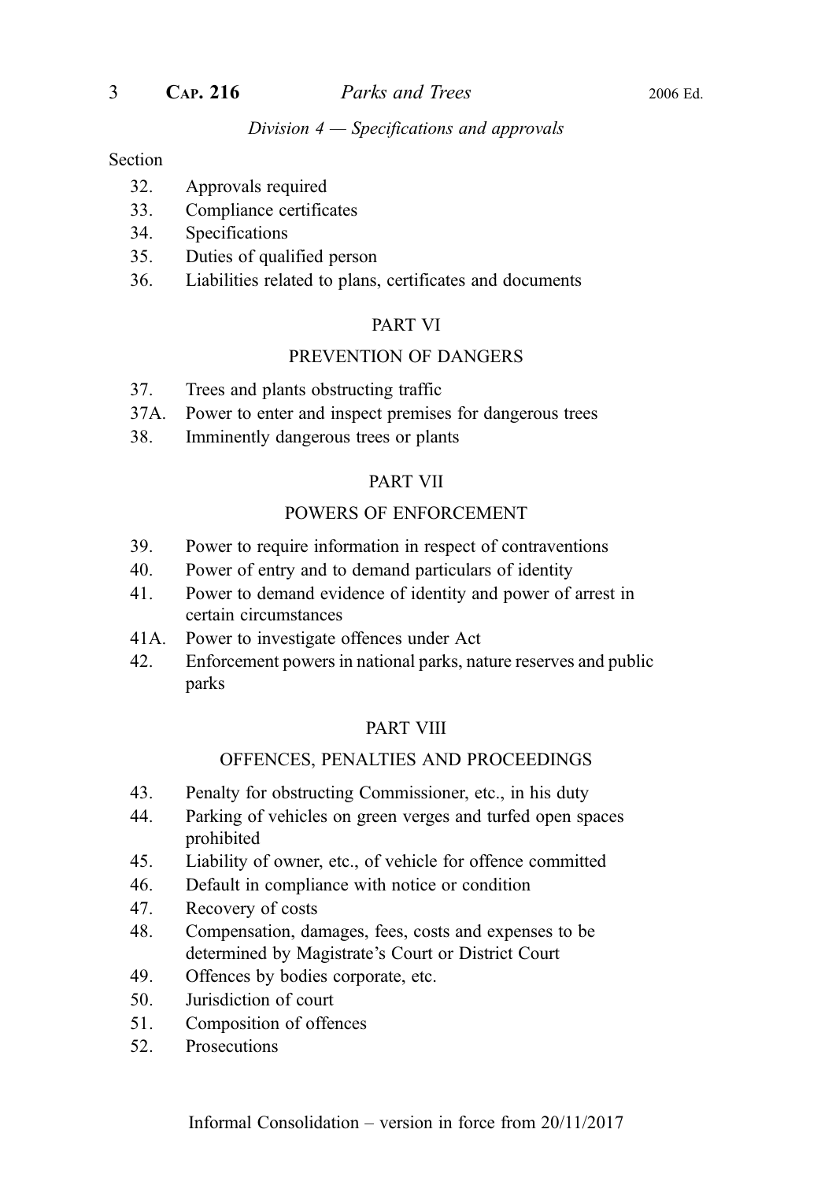*Division 4 — Specifications and approvals*

Section

32. Approvals required
33. Compliance certificates
34. Specifications
35. Duties of qualified person
36. Liabilities related to plans, certificates and documents

PART VI

PREVENTION OF DANGERS

37. Trees and plants obstructing traffic
37A. Power to enter and inspect premises for dangerous trees
38. Imminently dangerous trees or plants

PART VII

POWERS OF ENFORCEMENT

39. Power to require information in respect of contraventions
40. Power of entry and to demand particulars of identity
41. Power to demand evidence of identity and power of arrest in certain circumstances
41A. Power to investigate offences under Act
42. Enforcement powers in national parks, nature reserves and public parks

PART VIII

OFFENCES, PENALTIES AND PROCEEDINGS

43. Penalty for obstructing Commissioner, etc., in his duty
44. Parking of vehicles on green verges and turfed open spaces prohibited
45. Liability of owner, etc., of vehicle for offence committed
46. Default in compliance with notice or condition
47. Recovery of costs
48. Compensation, damages, fees, costs and expenses to be determined by Magistrate's Court or District Court
49. Offences by bodies corporate, etc.
50. Jurisdiction of court
51. Composition of offences
52. Prosecutions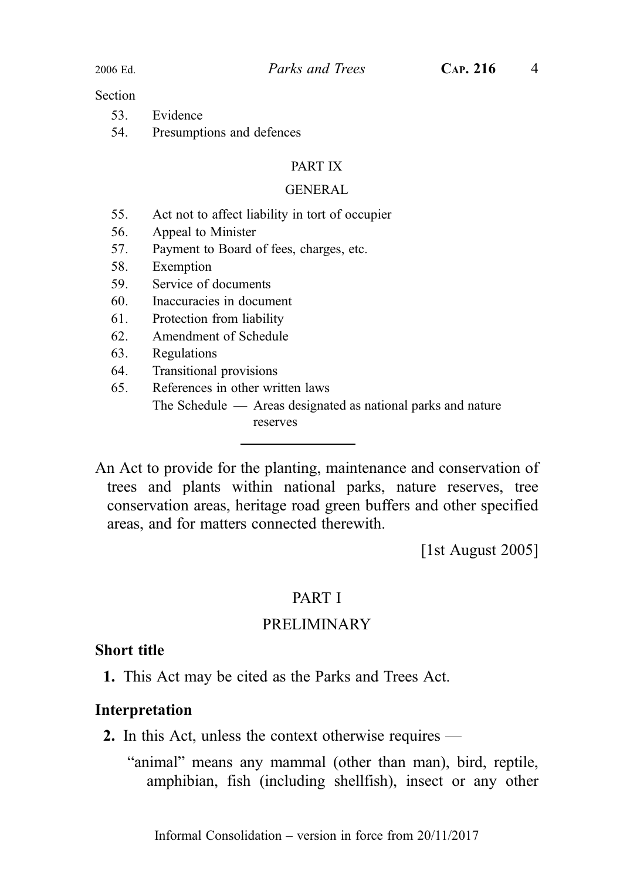Section

53. Evidence
54. Presumptions and defences

PART IX

GENERAL

55. Act not to affect liability in tort of occupier
56. Appeal to Minister
57. Payment to Board of fees, charges, etc.
58. Exemption
59. Service of documents
60. Inaccuracies in document
61. Protection from liability
62. Amendment of Schedule
63. Regulations
64. Transitional provisions
65. References in other written laws

The Schedule — Areas designated as national parks and nature reserves

---

An Act to provide for the planting, maintenance and conservation of trees and plants within national parks, nature reserves, tree conservation areas, heritage road green buffers and other specified areas, and for matters connected therewith.

[1st August 2005]

## PART I

## PRELIMINARY

### Short title

**1.** This Act may be cited as the Parks and Trees Act.

### Interpretation

**2.** In this Act, unless the context otherwise requires —

"animal" means any mammal (other than man), bird, reptile, amphibian, fish (including shellfish), insect or any other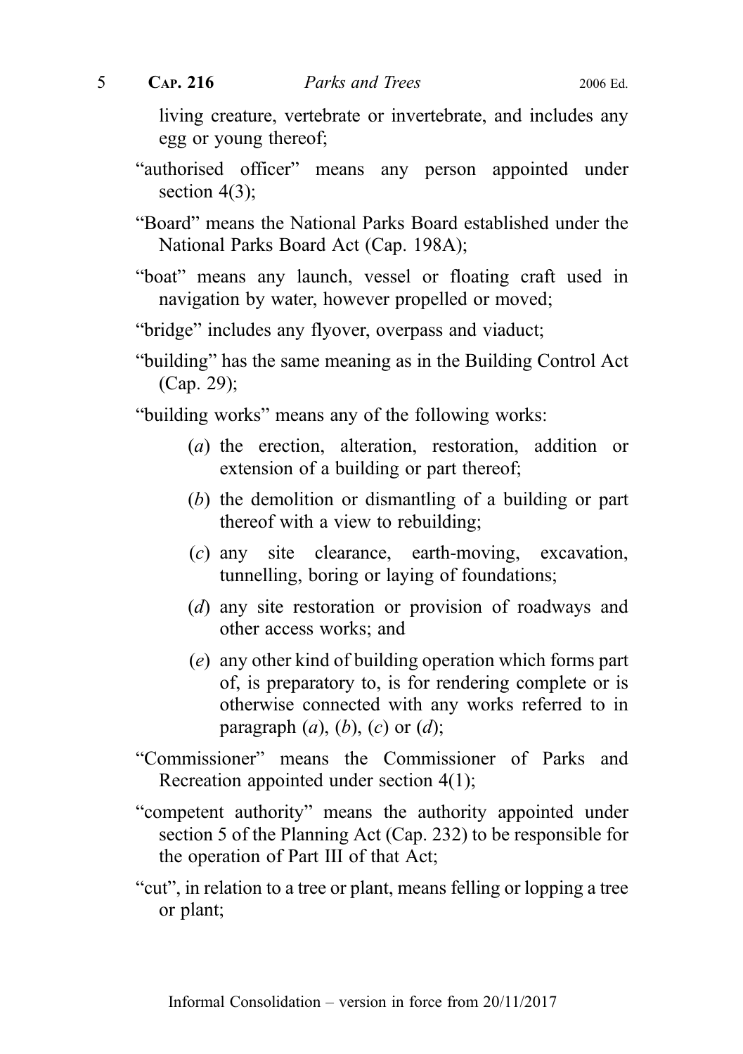living creature, vertebrate or invertebrate, and includes any egg or young thereof;

"authorised officer" means any person appointed under section 4(3);

"Board" means the National Parks Board established under the National Parks Board Act (Cap. 198A);

"boat" means any launch, vessel or floating craft used in navigation by water, however propelled or moved;

"bridge" includes any flyover, overpass and viaduct;

"building" has the same meaning as in the Building Control Act (Cap. 29);

"building works" means any of the following works:

(*a*) the erection, alteration, restoration, addition or extension of a building or part thereof;

(*b*) the demolition or dismantling of a building or part thereof with a view to rebuilding;

(*c*) any site clearance, earth-moving, excavation, tunnelling, boring or laying of foundations;

(*d*) any site restoration or provision of roadways and other access works; and

(*e*) any other kind of building operation which forms part of, is preparatory to, is for rendering complete or is otherwise connected with any works referred to in paragraph (*a*), (*b*), (*c*) or (*d*);

"Commissioner" means the Commissioner of Parks and Recreation appointed under section 4(1);

"competent authority" means the authority appointed under section 5 of the Planning Act (Cap. 232) to be responsible for the operation of Part III of that Act;

"cut", in relation to a tree or plant, means felling or lopping a tree or plant;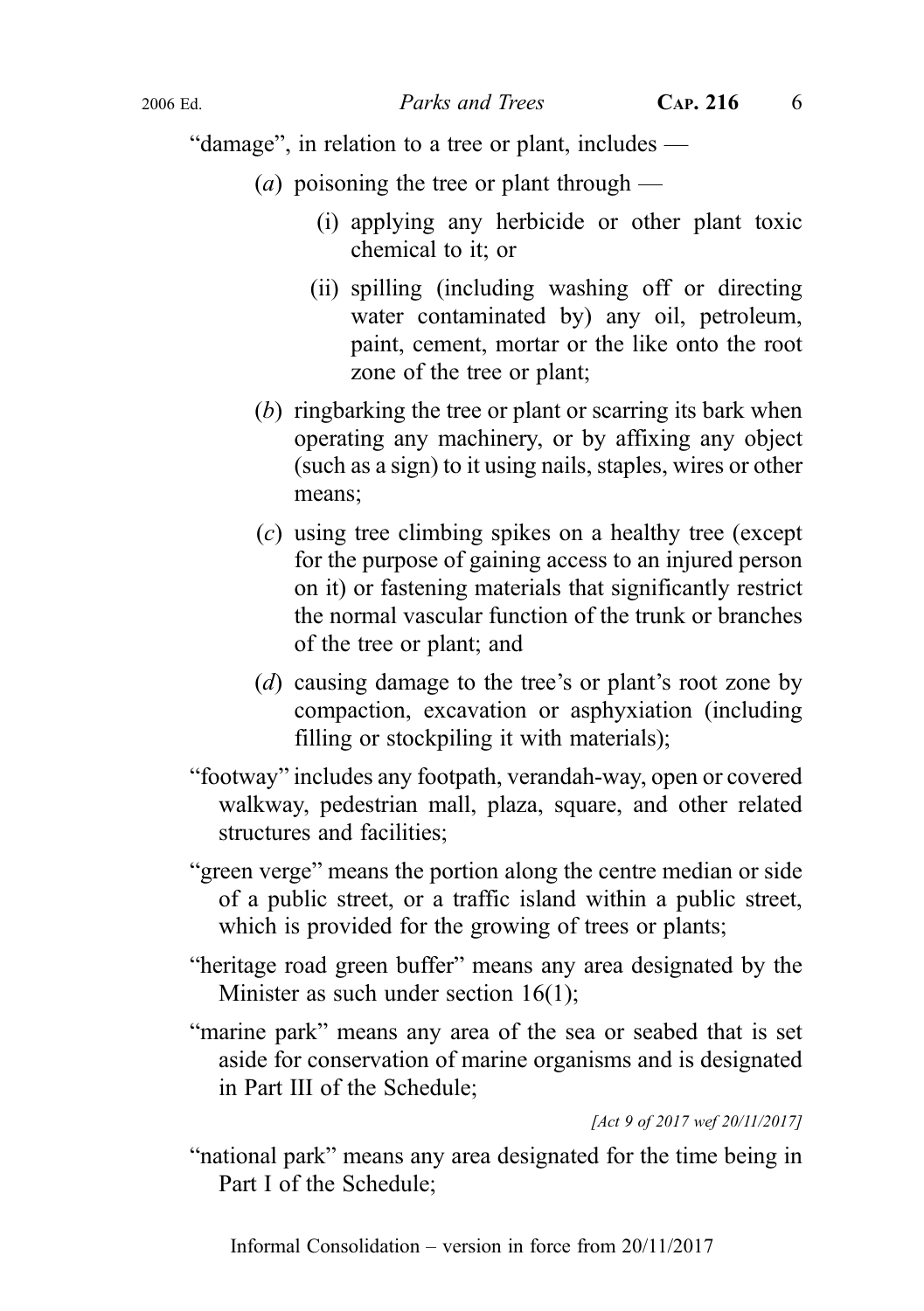"damage", in relation to a tree or plant, includes —

- (*a*) poisoning the tree or plant through —
  - (i) applying any herbicide or other plant toxic chemical to it; or
  - (ii) spilling (including washing off or directing water contaminated by) any oil, petroleum, paint, cement, mortar or the like onto the root zone of the tree or plant;
- (*b*) ringbarking the tree or plant or scarring its bark when operating any machinery, or by affixing any object (such as a sign) to it using nails, staples, wires or other means;
- (*c*) using tree climbing spikes on a healthy tree (except for the purpose of gaining access to an injured person on it) or fastening materials that significantly restrict the normal vascular function of the trunk or branches of the tree or plant; and
- (*d*) causing damage to the tree's or plant's root zone by compaction, excavation or asphyxiation (including filling or stockpiling it with materials);

"footway" includes any footpath, verandah-way, open or covered walkway, pedestrian mall, plaza, square, and other related structures and facilities;

"green verge" means the portion along the centre median or side of a public street, or a traffic island within a public street, which is provided for the growing of trees or plants;

"heritage road green buffer" means any area designated by the Minister as such under section 16(1);

"marine park" means any area of the sea or seabed that is set aside for conservation of marine organisms and is designated in Part III of the Schedule;

*[Act 9 of 2017 wef 20/11/2017]*

"national park" means any area designated for the time being in Part I of the Schedule;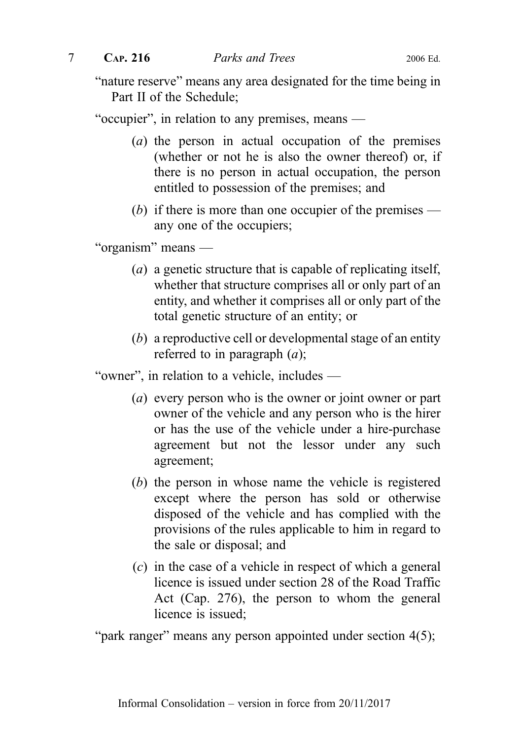"nature reserve" means any area designated for the time being in Part II of the Schedule;

"occupier", in relation to any premises, means —

(*a*) the person in actual occupation of the premises (whether or not he is also the owner thereof) or, if there is no person in actual occupation, the person entitled to possession of the premises; and

(*b*) if there is more than one occupier of the premises — any one of the occupiers;

"organism" means —

(*a*) a genetic structure that is capable of replicating itself, whether that structure comprises all or only part of an entity, and whether it comprises all or only part of the total genetic structure of an entity; or

(*b*) a reproductive cell or developmental stage of an entity referred to in paragraph (*a*);

"owner", in relation to a vehicle, includes —

(*a*) every person who is the owner or joint owner or part owner of the vehicle and any person who is the hirer or has the use of the vehicle under a hire-purchase agreement but not the lessor under any such agreement;

(*b*) the person in whose name the vehicle is registered except where the person has sold or otherwise disposed of the vehicle and has complied with the provisions of the rules applicable to him in regard to the sale or disposal; and

(*c*) in the case of a vehicle in respect of which a general licence is issued under section 28 of the Road Traffic Act (Cap. 276), the person to whom the general licence is issued;

"park ranger" means any person appointed under section 4(5);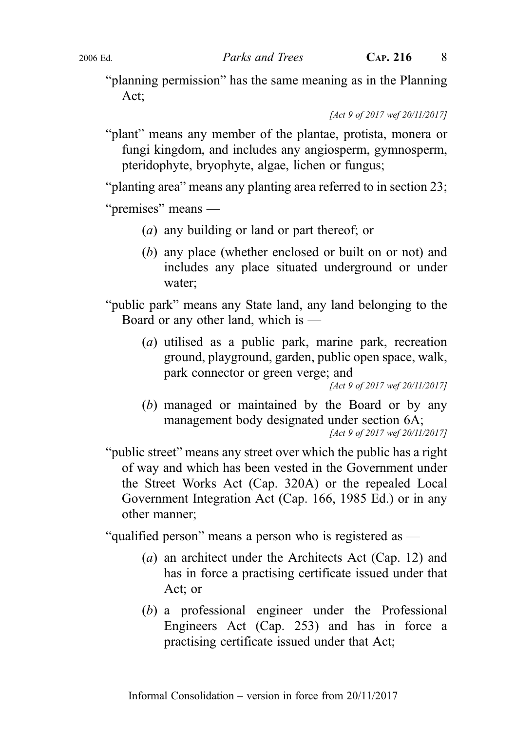"planning permission" has the same meaning as in the Planning Act;

*[Act 9 of 2017 wef 20/11/2017]*

"plant" means any member of the plantae, protista, monera or fungi kingdom, and includes any angiosperm, gymnosperm, pteridophyte, bryophyte, algae, lichen or fungus;

"planting area" means any planting area referred to in section 23;

"premises" means —

(*a*) any building or land or part thereof; or

(*b*) any place (whether enclosed or built on or not) and includes any place situated underground or under water;

"public park" means any State land, any land belonging to the Board or any other land, which is —

(*a*) utilised as a public park, marine park, recreation ground, playground, garden, public open space, walk, park connector or green verge; and

*[Act 9 of 2017 wef 20/11/2017]*

(*b*) managed or maintained by the Board or by any management body designated under section 6A;

*[Act 9 of 2017 wef 20/11/2017]*

"public street" means any street over which the public has a right of way and which has been vested in the Government under the Street Works Act (Cap. 320A) or the repealed Local Government Integration Act (Cap. 166, 1985 Ed.) or in any other manner;

"qualified person" means a person who is registered as —

(*a*) an architect under the Architects Act (Cap. 12) and has in force a practising certificate issued under that Act; or

(*b*) a professional engineer under the Professional Engineers Act (Cap. 253) and has in force a practising certificate issued under that Act;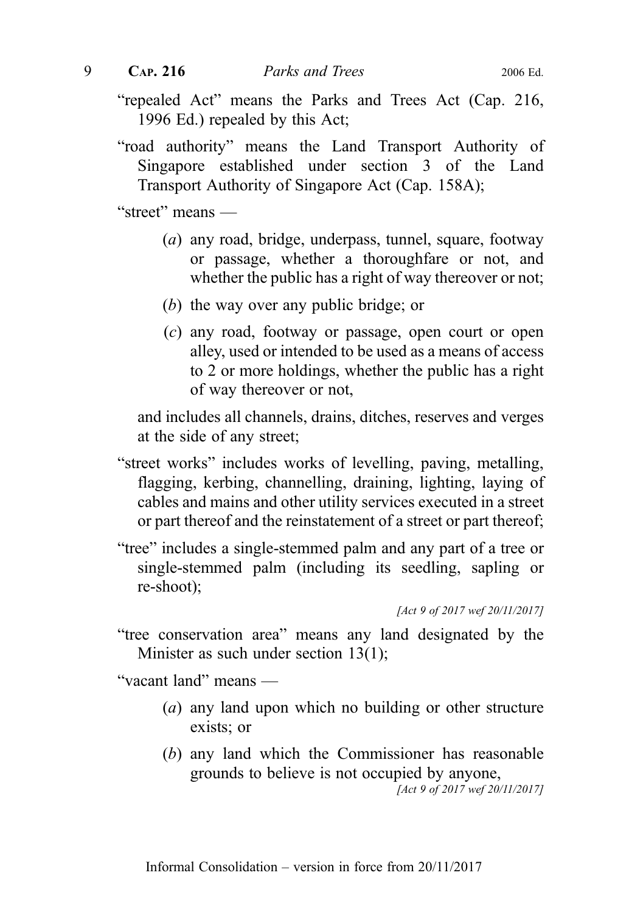"repealed Act" means the Parks and Trees Act (Cap. 216, 1996 Ed.) repealed by this Act;

"road authority" means the Land Transport Authority of Singapore established under section 3 of the Land Transport Authority of Singapore Act (Cap. 158A);

"street" means —

(*a*) any road, bridge, underpass, tunnel, square, footway or passage, whether a thoroughfare or not, and whether the public has a right of way thereover or not;

(*b*) the way over any public bridge; or

(*c*) any road, footway or passage, open court or open alley, used or intended to be used as a means of access to 2 or more holdings, whether the public has a right of way thereover or not,

and includes all channels, drains, ditches, reserves and verges at the side of any street;

"street works" includes works of levelling, paving, metalling, flagging, kerbing, channelling, draining, lighting, laying of cables and mains and other utility services executed in a street or part thereof and the reinstatement of a street or part thereof;

"tree" includes a single-stemmed palm and any part of a tree or single-stemmed palm (including its seedling, sapling or re-shoot);

*[Act 9 of 2017 wef 20/11/2017]*

"tree conservation area" means any land designated by the Minister as such under section 13(1);

"vacant land" means —

(*a*) any land upon which no building or other structure exists; or

(*b*) any land which the Commissioner has reasonable grounds to believe is not occupied by anyone,

*[Act 9 of 2017 wef 20/11/2017]*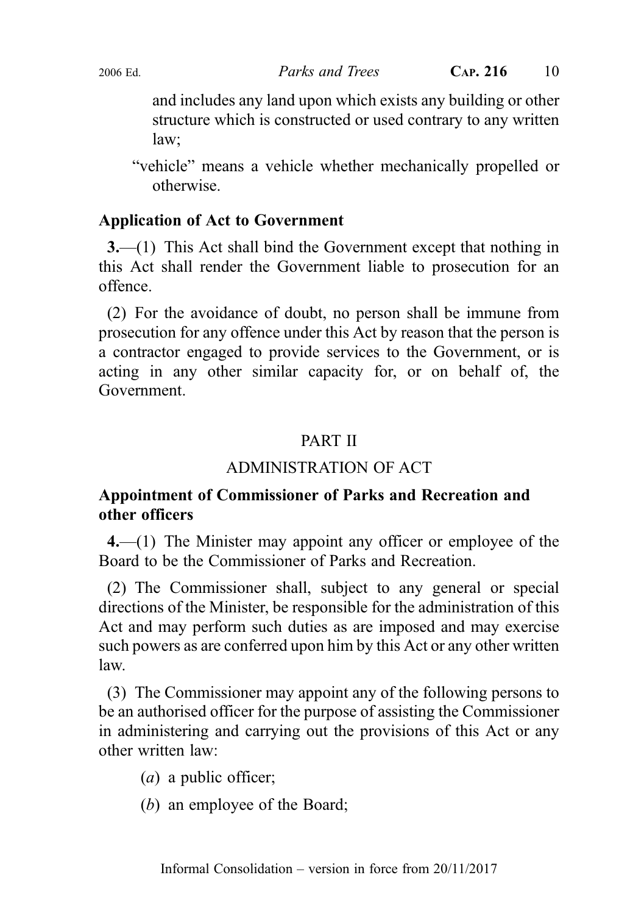and includes any land upon which exists any building or other structure which is constructed or used contrary to any written law;

"vehicle" means a vehicle whether mechanically propelled or otherwise.

**Application of Act to Government**

**3.**—(1) This Act shall bind the Government except that nothing in this Act shall render the Government liable to prosecution for an offence.

(2) For the avoidance of doubt, no person shall be immune from prosecution for any offence under this Act by reason that the person is a contractor engaged to provide services to the Government, or is acting in any other similar capacity for, or on behalf of, the Government.

## PART II

## ADMINISTRATION OF ACT

**Appointment of Commissioner of Parks and Recreation and other officers**

**4.**—(1) The Minister may appoint any officer or employee of the Board to be the Commissioner of Parks and Recreation.

(2) The Commissioner shall, subject to any general or special directions of the Minister, be responsible for the administration of this Act and may perform such duties as are imposed and may exercise such powers as are conferred upon him by this Act or any other written law.

(3) The Commissioner may appoint any of the following persons to be an authorised officer for the purpose of assisting the Commissioner in administering and carrying out the provisions of this Act or any other written law:

(*a*) a public officer;

(*b*) an employee of the Board;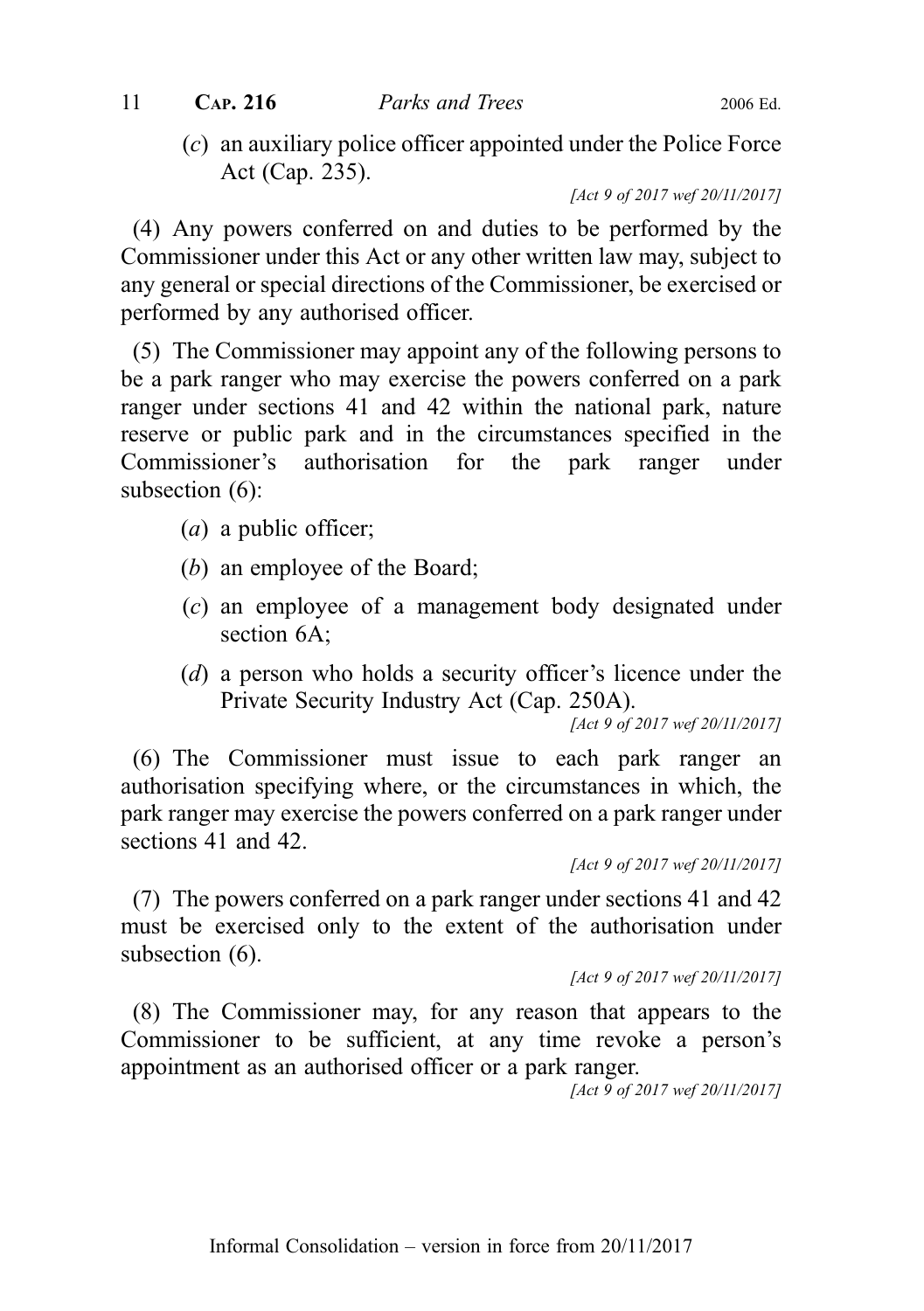(*c*) an auxiliary police officer appointed under the Police Force Act (Cap. 235).

[Act 9 of 2017 wef 20/11/2017]

(4) Any powers conferred on and duties to be performed by the Commissioner under this Act or any other written law may, subject to any general or special directions of the Commissioner, be exercised or performed by any authorised officer.

(5) The Commissioner may appoint any of the following persons to be a park ranger who may exercise the powers conferred on a park ranger under sections 41 and 42 within the national park, nature reserve or public park and in the circumstances specified in the Commissioner's authorisation for the park ranger under subsection (6):

(*a*) a public officer;

(*b*) an employee of the Board;

(*c*) an employee of a management body designated under section 6A;

(*d*) a person who holds a security officer's licence under the Private Security Industry Act (Cap. 250A).

[Act 9 of 2017 wef 20/11/2017]

(6) The Commissioner must issue to each park ranger an authorisation specifying where, or the circumstances in which, the park ranger may exercise the powers conferred on a park ranger under sections 41 and 42.

[Act 9 of 2017 wef 20/11/2017]

(7) The powers conferred on a park ranger under sections 41 and 42 must be exercised only to the extent of the authorisation under subsection (6).

[Act 9 of 2017 wef 20/11/2017]

(8) The Commissioner may, for any reason that appears to the Commissioner to be sufficient, at any time revoke a person's appointment as an authorised officer or a park ranger.

[Act 9 of 2017 wef 20/11/2017]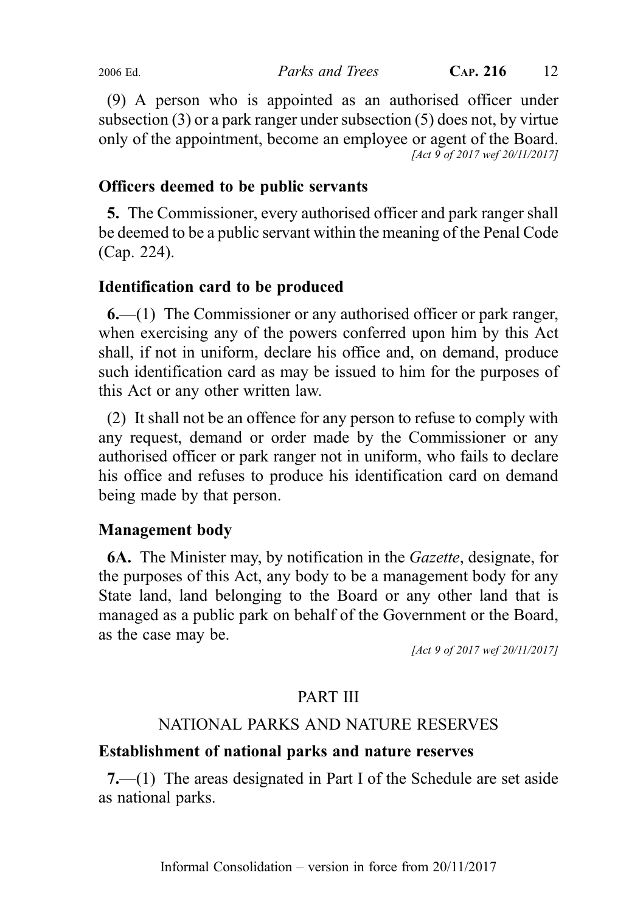(9) A person who is appointed as an authorised officer under subsection (3) or a park ranger under subsection (5) does not, by virtue only of the appointment, become an employee or agent of the Board.
[Act 9 of 2017 wef 20/11/2017]

### Officers deemed to be public servants

**5.** The Commissioner, every authorised officer and park ranger shall be deemed to be a public servant within the meaning of the Penal Code (Cap. 224).

### Identification card to be produced

**6.**—(1) The Commissioner or any authorised officer or park ranger, when exercising any of the powers conferred upon him by this Act shall, if not in uniform, declare his office and, on demand, produce such identification card as may be issued to him for the purposes of this Act or any other written law.

(2) It shall not be an offence for any person to refuse to comply with any request, demand or order made by the Commissioner or any authorised officer or park ranger not in uniform, who fails to declare his office and refuses to produce his identification card on demand being made by that person.

### Management body

**6A.** The Minister may, by notification in the *Gazette*, designate, for the purposes of this Act, any body to be a management body for any State land, land belonging to the Board or any other land that is managed as a public park on behalf of the Government or the Board, as the case may be.

[Act 9 of 2017 wef 20/11/2017]

## PART III

## NATIONAL PARKS AND NATURE RESERVES

### Establishment of national parks and nature reserves

**7.**—(1) The areas designated in Part I of the Schedule are set aside as national parks.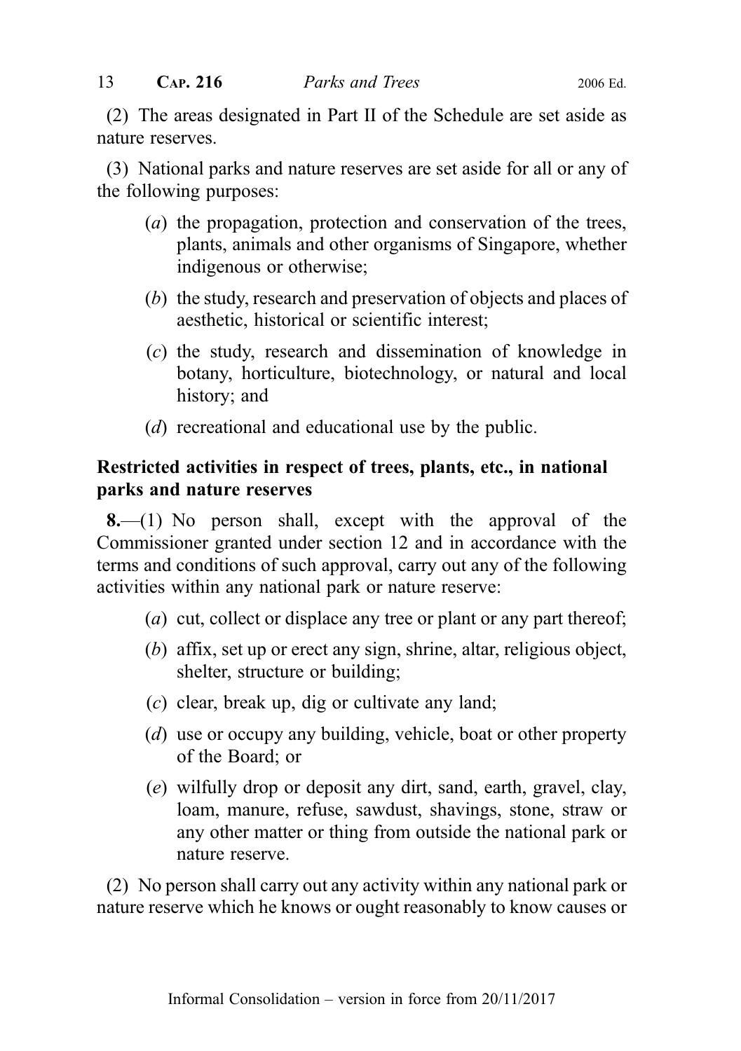(2) The areas designated in Part II of the Schedule are set aside as nature reserves.

(3) National parks and nature reserves are set aside for all or any of the following purposes:

- (*a*) the propagation, protection and conservation of the trees, plants, animals and other organisms of Singapore, whether indigenous or otherwise;
- (*b*) the study, research and preservation of objects and places of aesthetic, historical or scientific interest;
- (*c*) the study, research and dissemination of knowledge in botany, horticulture, biotechnology, or natural and local history; and
- (*d*) recreational and educational use by the public.

### Restricted activities in respect of trees, plants, etc., in national parks and nature reserves

**8.**—(1) No person shall, except with the approval of the Commissioner granted under section 12 and in accordance with the terms and conditions of such approval, carry out any of the following activities within any national park or nature reserve:

- (*a*) cut, collect or displace any tree or plant or any part thereof;
- (*b*) affix, set up or erect any sign, shrine, altar, religious object, shelter, structure or building;
- (*c*) clear, break up, dig or cultivate any land;
- (*d*) use or occupy any building, vehicle, boat or other property of the Board; or
- (*e*) wilfully drop or deposit any dirt, sand, earth, gravel, clay, loam, manure, refuse, sawdust, shavings, stone, straw or any other matter or thing from outside the national park or nature reserve.

(2) No person shall carry out any activity within any national park or nature reserve which he knows or ought reasonably to know causes or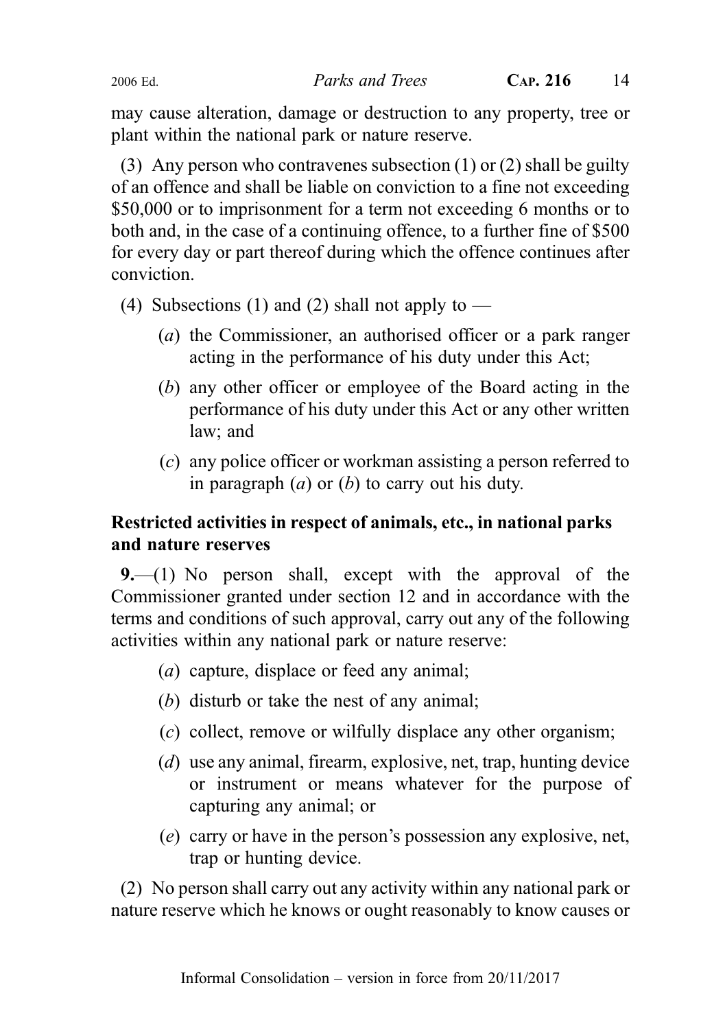may cause alteration, damage or destruction to any property, tree or plant within the national park or nature reserve.

(3) Any person who contravenes subsection (1) or (2) shall be guilty of an offence and shall be liable on conviction to a fine not exceeding \$50,000 or to imprisonment for a term not exceeding 6 months or to both and, in the case of a continuing offence, to a further fine of \$500 for every day or part thereof during which the offence continues after conviction.

(4) Subsections (1) and (2) shall not apply to —

(*a*) the Commissioner, an authorised officer or a park ranger acting in the performance of his duty under this Act;

(*b*) any other officer or employee of the Board acting in the performance of his duty under this Act or any other written law; and

(*c*) any police officer or workman assisting a person referred to in paragraph (*a*) or (*b*) to carry out his duty.

**Restricted activities in respect of animals, etc., in national parks and nature reserves**

**9.**—(1) No person shall, except with the approval of the Commissioner granted under section 12 and in accordance with the terms and conditions of such approval, carry out any of the following activities within any national park or nature reserve:

(*a*) capture, displace or feed any animal;

(*b*) disturb or take the nest of any animal;

(*c*) collect, remove or wilfully displace any other organism;

(*d*) use any animal, firearm, explosive, net, trap, hunting device or instrument or means whatever for the purpose of capturing any animal; or

(*e*) carry or have in the person's possession any explosive, net, trap or hunting device.

(2) No person shall carry out any activity within any national park or nature reserve which he knows or ought reasonably to know causes or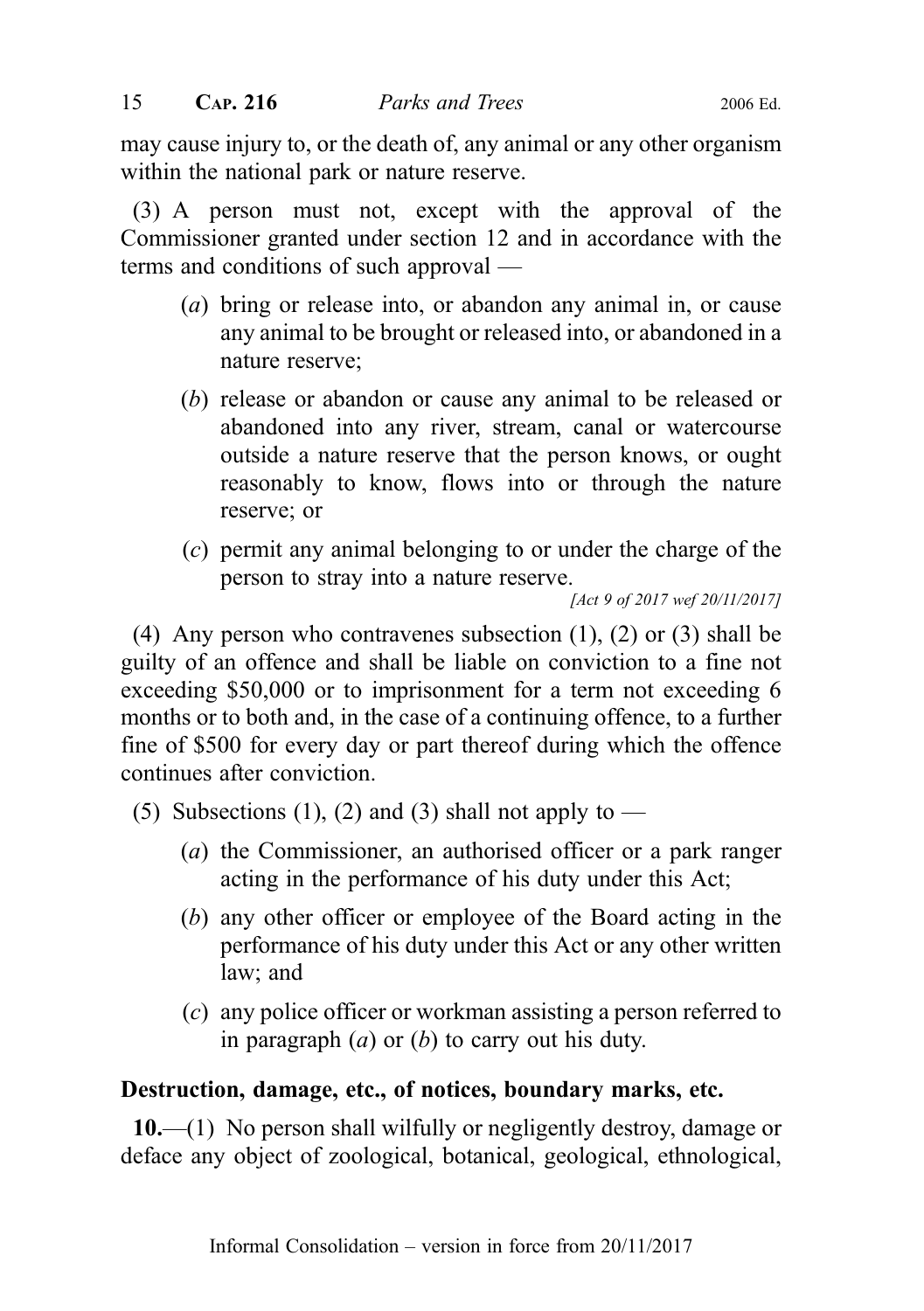may cause injury to, or the death of, any animal or any other organism within the national park or nature reserve.

(3) A person must not, except with the approval of the Commissioner granted under section 12 and in accordance with the terms and conditions of such approval —

- (*a*) bring or release into, or abandon any animal in, or cause any animal to be brought or released into, or abandoned in a nature reserve;
- (*b*) release or abandon or cause any animal to be released or abandoned into any river, stream, canal or watercourse outside a nature reserve that the person knows, or ought reasonably to know, flows into or through the nature reserve; or
- (*c*) permit any animal belonging to or under the charge of the person to stray into a nature reserve.

*[Act 9 of 2017 wef 20/11/2017]*

(4) Any person who contravenes subsection (1), (2) or (3) shall be guilty of an offence and shall be liable on conviction to a fine not exceeding $50,000 or to imprisonment for a term not exceeding 6 months or to both and, in the case of a continuing offence, to a further fine of $500 for every day or part thereof during which the offence continues after conviction.

(5) Subsections (1), (2) and (3) shall not apply to —

- (*a*) the Commissioner, an authorised officer or a park ranger acting in the performance of his duty under this Act;
- (*b*) any other officer or employee of the Board acting in the performance of his duty under this Act or any other written law; and
- (*c*) any police officer or workman assisting a person referred to in paragraph (*a*) or (*b*) to carry out his duty.

**Destruction, damage, etc., of notices, boundary marks, etc.**

**10.**—(1) No person shall wilfully or negligently destroy, damage or deface any object of zoological, botanical, geological, ethnological,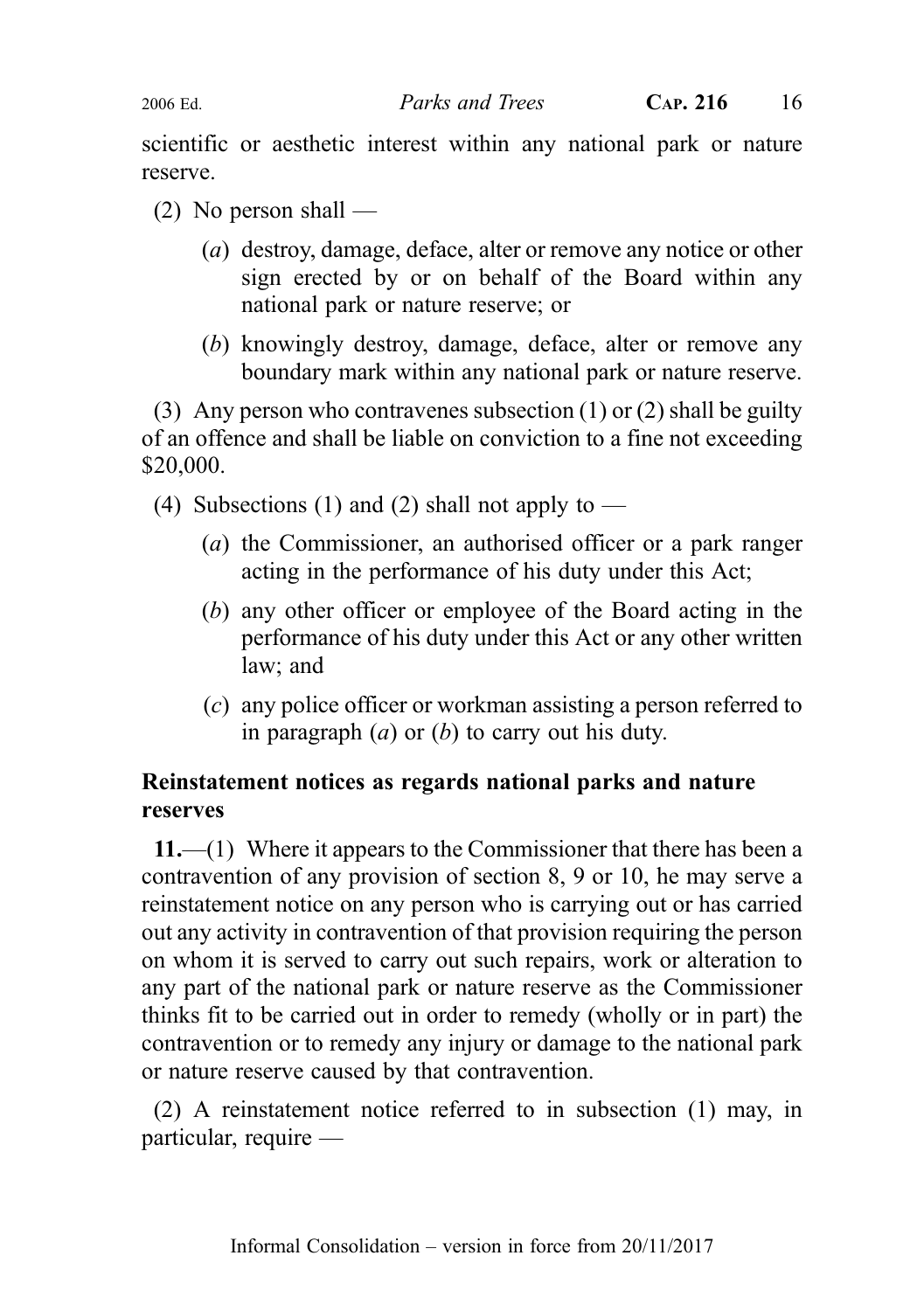scientific or aesthetic interest within any national park or nature reserve.

(2) No person shall —

(*a*) destroy, damage, deface, alter or remove any notice or other sign erected by or on behalf of the Board within any national park or nature reserve; or

(*b*) knowingly destroy, damage, deface, alter or remove any boundary mark within any national park or nature reserve.

(3) Any person who contravenes subsection (1) or (2) shall be guilty of an offence and shall be liable on conviction to a fine not exceeding $20,000.

(4) Subsections (1) and (2) shall not apply to —

(*a*) the Commissioner, an authorised officer or a park ranger acting in the performance of his duty under this Act;

(*b*) any other officer or employee of the Board acting in the performance of his duty under this Act or any other written law; and

(*c*) any police officer or workman assisting a person referred to in paragraph (*a*) or (*b*) to carry out his duty.

**Reinstatement notices as regards national parks and nature reserves**

**11.**—(1) Where it appears to the Commissioner that there has been a contravention of any provision of section 8, 9 or 10, he may serve a reinstatement notice on any person who is carrying out or has carried out any activity in contravention of that provision requiring the person on whom it is served to carry out such repairs, work or alteration to any part of the national park or nature reserve as the Commissioner thinks fit to be carried out in order to remedy (wholly or in part) the contravention or to remedy any injury or damage to the national park or nature reserve caused by that contravention.

(2) A reinstatement notice referred to in subsection (1) may, in particular, require —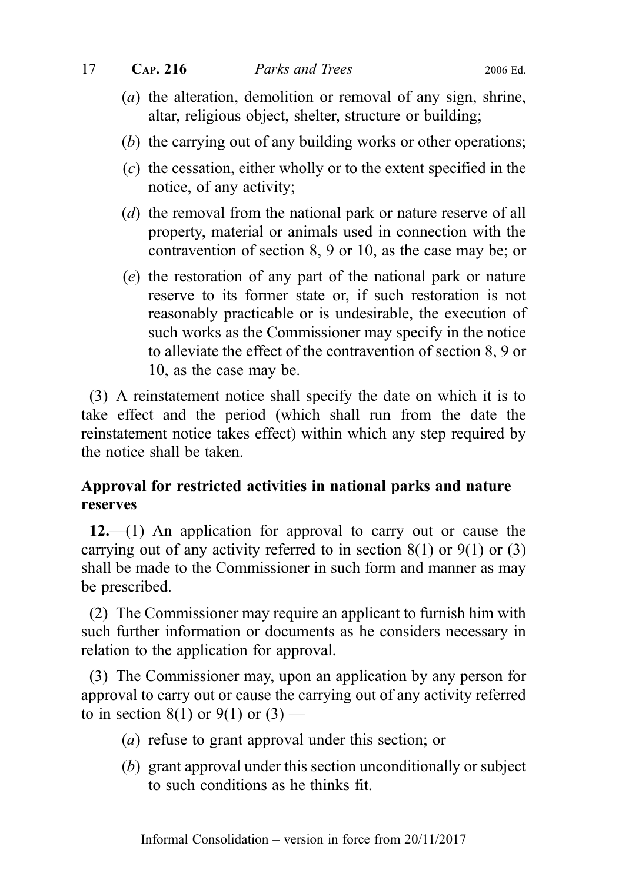(*a*) the alteration, demolition or removal of any sign, shrine, altar, religious object, shelter, structure or building;

(*b*) the carrying out of any building works or other operations;

(*c*) the cessation, either wholly or to the extent specified in the notice, of any activity;

(*d*) the removal from the national park or nature reserve of all property, material or animals used in connection with the contravention of section 8, 9 or 10, as the case may be; or

(*e*) the restoration of any part of the national park or nature reserve to its former state or, if such restoration is not reasonably practicable or is undesirable, the execution of such works as the Commissioner may specify in the notice to alleviate the effect of the contravention of section 8, 9 or 10, as the case may be.

(3) A reinstatement notice shall specify the date on which it is to take effect and the period (which shall run from the date the reinstatement notice takes effect) within which any step required by the notice shall be taken.

**Approval for restricted activities in national parks and nature reserves**

**12.**—(1) An application for approval to carry out or cause the carrying out of any activity referred to in section 8(1) or 9(1) or (3) shall be made to the Commissioner in such form and manner as may be prescribed.

(2) The Commissioner may require an applicant to furnish him with such further information or documents as he considers necessary in relation to the application for approval.

(3) The Commissioner may, upon an application by any person for approval to carry out or cause the carrying out of any activity referred to in section 8(1) or 9(1) or (3) —

(*a*) refuse to grant approval under this section; or

(*b*) grant approval under this section unconditionally or subject to such conditions as he thinks fit.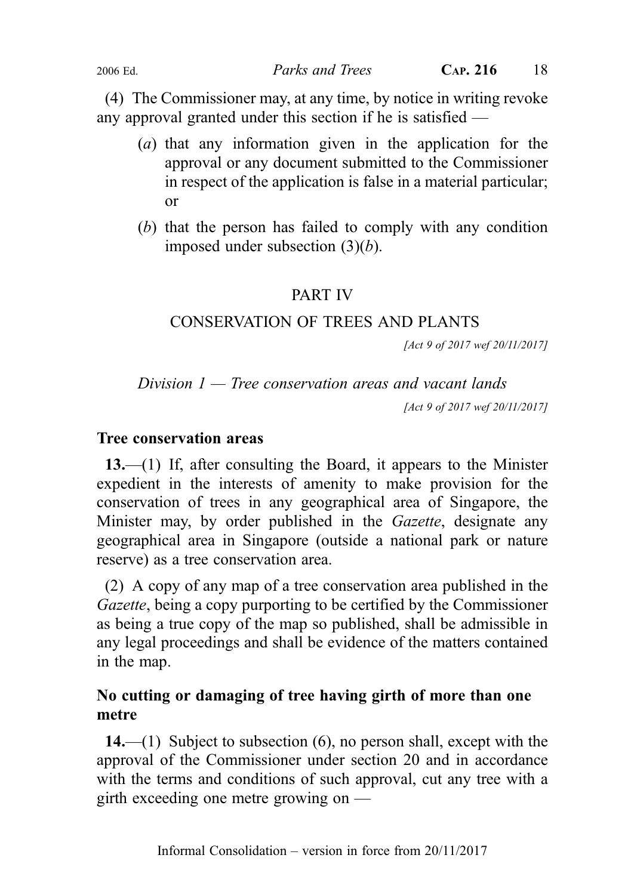(4) The Commissioner may, at any time, by notice in writing revoke any approval granted under this section if he is satisfied —

- (*a*) that any information given in the application for the approval or any document submitted to the Commissioner in respect of the application is false in a material particular; or
- (*b*) that the person has failed to comply with any condition imposed under subsection (3)(*b*).

## PART IV

## CONSERVATION OF TREES AND PLANTS

*[Act 9 of 2017 wef 20/11/2017]*

### *Division 1 — Tree conservation areas and vacant lands*

*[Act 9 of 2017 wef 20/11/2017]*

**Tree conservation areas**

**13.**—(1) If, after consulting the Board, it appears to the Minister expedient in the interests of amenity to make provision for the conservation of trees in any geographical area of Singapore, the Minister may, by order published in the *Gazette*, designate any geographical area in Singapore (outside a national park or nature reserve) as a tree conservation area.

(2) A copy of any map of a tree conservation area published in the *Gazette*, being a copy purporting to be certified by the Commissioner as being a true copy of the map so published, shall be admissible in any legal proceedings and shall be evidence of the matters contained in the map.

**No cutting or damaging of tree having girth of more than one metre**

**14.**—(1) Subject to subsection (6), no person shall, except with the approval of the Commissioner under section 20 and in accordance with the terms and conditions of such approval, cut any tree with a girth exceeding one metre growing on —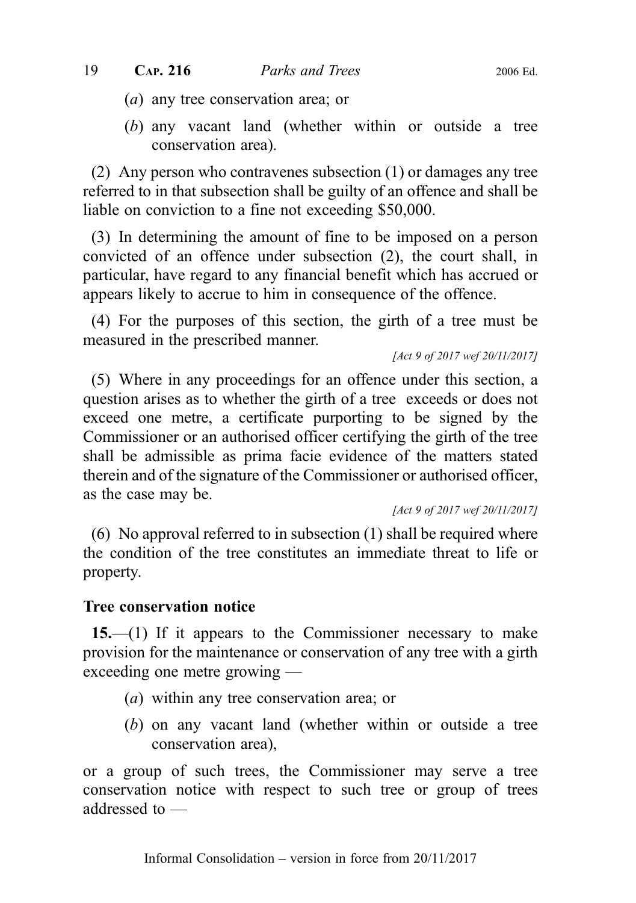(*a*) any tree conservation area; or

(*b*) any vacant land (whether within or outside a tree conservation area).

(2) Any person who contravenes subsection (1) or damages any tree referred to in that subsection shall be guilty of an offence and shall be liable on conviction to a fine not exceeding $50,000.

(3) In determining the amount of fine to be imposed on a person convicted of an offence under subsection (2), the court shall, in particular, have regard to any financial benefit which has accrued or appears likely to accrue to him in consequence of the offence.

(4) For the purposes of this section, the girth of a tree must be measured in the prescribed manner.

*[Act 9 of 2017 wef 20/11/2017]*

(5) Where in any proceedings for an offence under this section, a question arises as to whether the girth of a tree exceeds or does not exceed one metre, a certificate purporting to be signed by the Commissioner or an authorised officer certifying the girth of the tree shall be admissible as prima facie evidence of the matters stated therein and of the signature of the Commissioner or authorised officer, as the case may be.

*[Act 9 of 2017 wef 20/11/2017]*

(6) No approval referred to in subsection (1) shall be required where the condition of the tree constitutes an immediate threat to life or property.

### Tree conservation notice

**15.**—(1) If it appears to the Commissioner necessary to make provision for the maintenance or conservation of any tree with a girth exceeding one metre growing —

(*a*) within any tree conservation area; or

(*b*) on any vacant land (whether within or outside a tree conservation area),

or a group of such trees, the Commissioner may serve a tree conservation notice with respect to such tree or group of trees addressed to —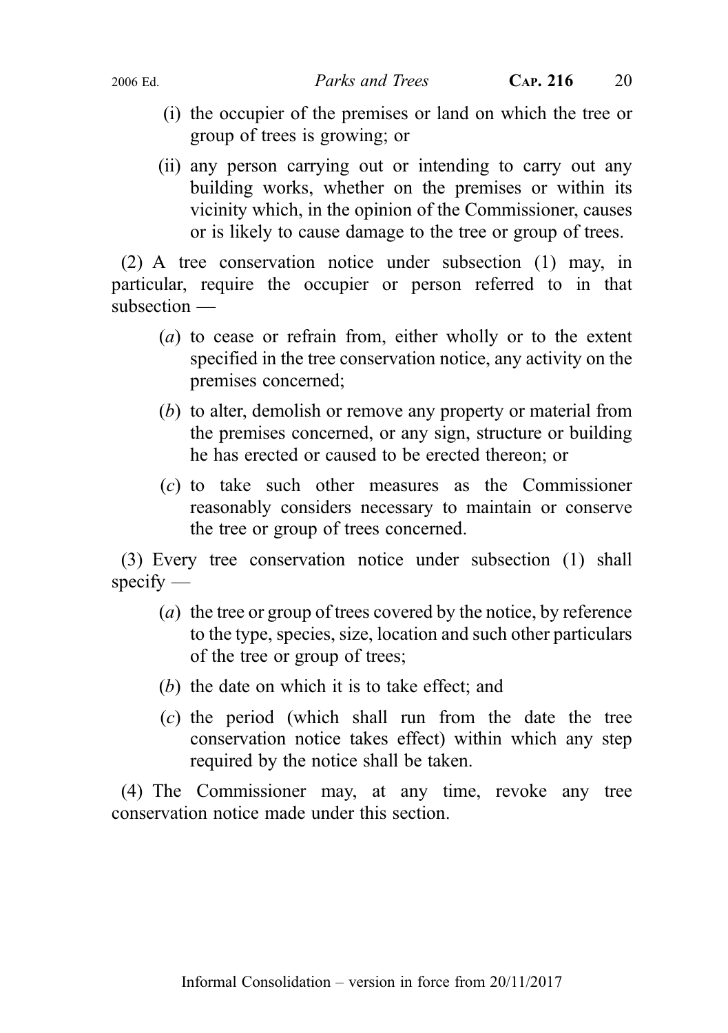(i) the occupier of the premises or land on which the tree or group of trees is growing; or

(ii) any person carrying out or intending to carry out any building works, whether on the premises or within its vicinity which, in the opinion of the Commissioner, causes or is likely to cause damage to the tree or group of trees.

(2) A tree conservation notice under subsection (1) may, in particular, require the occupier or person referred to in that subsection —

(*a*) to cease or refrain from, either wholly or to the extent specified in the tree conservation notice, any activity on the premises concerned;

(*b*) to alter, demolish or remove any property or material from the premises concerned, or any sign, structure or building he has erected or caused to be erected thereon; or

(*c*) to take such other measures as the Commissioner reasonably considers necessary to maintain or conserve the tree or group of trees concerned.

(3) Every tree conservation notice under subsection (1) shall specify —

(*a*) the tree or group of trees covered by the notice, by reference to the type, species, size, location and such other particulars of the tree or group of trees;

(*b*) the date on which it is to take effect; and

(*c*) the period (which shall run from the date the tree conservation notice takes effect) within which any step required by the notice shall be taken.

(4) The Commissioner may, at any time, revoke any tree conservation notice made under this section.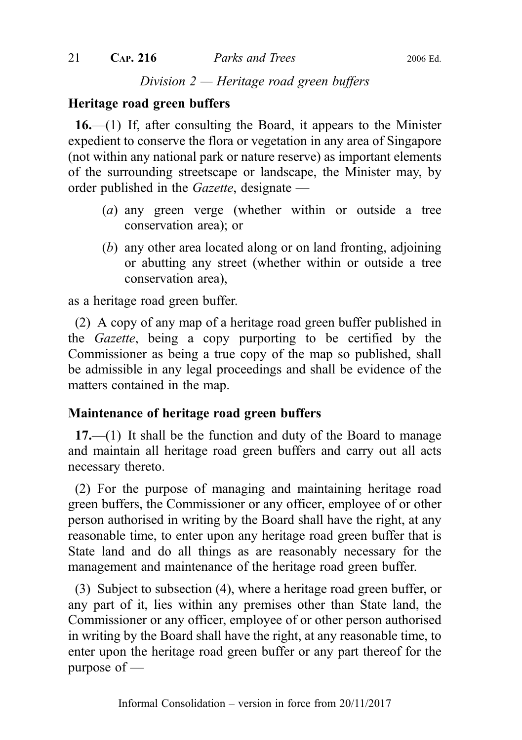*Division 2 — Heritage road green buffers*

**Heritage road green buffers**

**16.**—(1) If, after consulting the Board, it appears to the Minister expedient to conserve the flora or vegetation in any area of Singapore (not within any national park or nature reserve) as important elements of the surrounding streetscape or landscape, the Minister may, by order published in the *Gazette*, designate —

(*a*) any green verge (whether within or outside a tree conservation area); or

(*b*) any other area located along or on land fronting, adjoining or abutting any street (whether within or outside a tree conservation area),

as a heritage road green buffer.

(2) A copy of any map of a heritage road green buffer published in the *Gazette*, being a copy purporting to be certified by the Commissioner as being a true copy of the map so published, shall be admissible in any legal proceedings and shall be evidence of the matters contained in the map.

**Maintenance of heritage road green buffers**

**17.**—(1) It shall be the function and duty of the Board to manage and maintain all heritage road green buffers and carry out all acts necessary thereto.

(2) For the purpose of managing and maintaining heritage road green buffers, the Commissioner or any officer, employee of or other person authorised in writing by the Board shall have the right, at any reasonable time, to enter upon any heritage road green buffer that is State land and do all things as are reasonably necessary for the management and maintenance of the heritage road green buffer.

(3) Subject to subsection (4), where a heritage road green buffer, or any part of it, lies within any premises other than State land, the Commissioner or any officer, employee of or other person authorised in writing by the Board shall have the right, at any reasonable time, to enter upon the heritage road green buffer or any part thereof for the purpose of —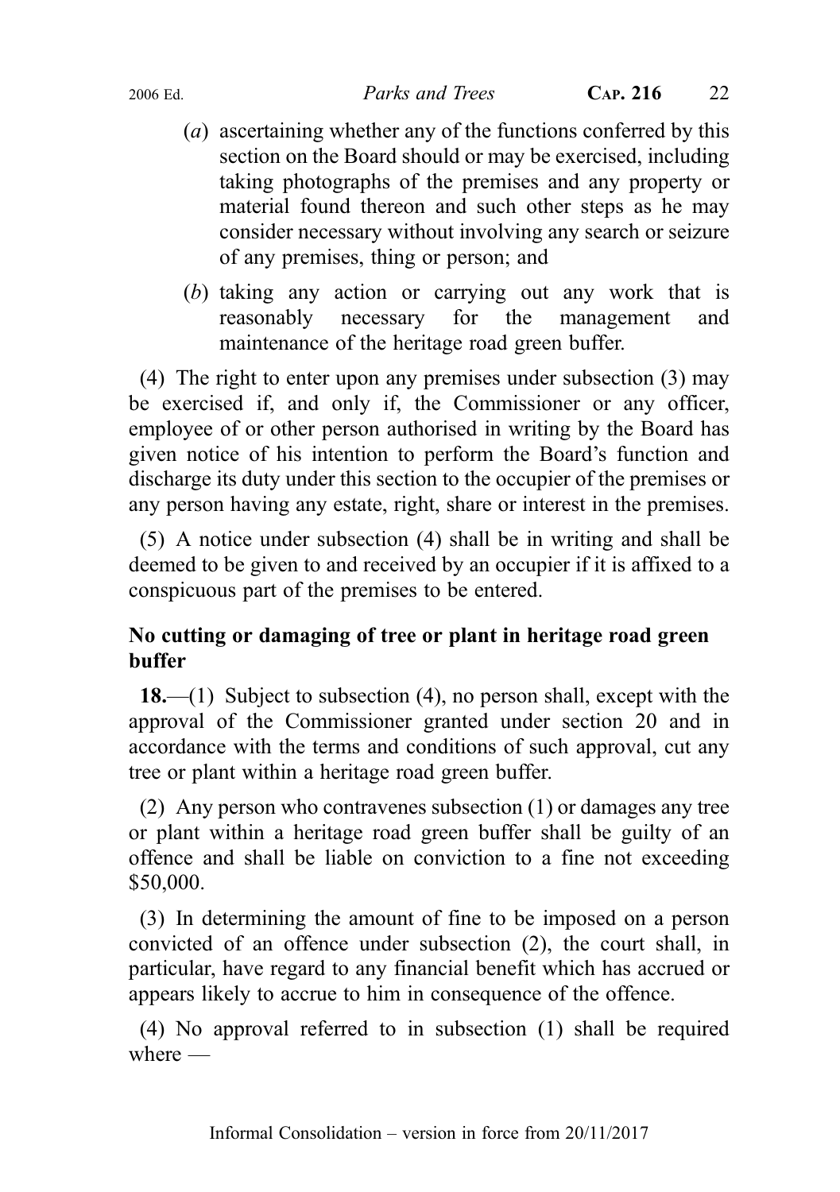(*a*) ascertaining whether any of the functions conferred by this section on the Board should or may be exercised, including taking photographs of the premises and any property or material found thereon and such other steps as he may consider necessary without involving any search or seizure of any premises, thing or person; and

(*b*) taking any action or carrying out any work that is reasonably necessary for the management and maintenance of the heritage road green buffer.

(4) The right to enter upon any premises under subsection (3) may be exercised if, and only if, the Commissioner or any officer, employee of or other person authorised in writing by the Board has given notice of his intention to perform the Board's function and discharge its duty under this section to the occupier of the premises or any person having any estate, right, share or interest in the premises.

(5) A notice under subsection (4) shall be in writing and shall be deemed to be given to and received by an occupier if it is affixed to a conspicuous part of the premises to be entered.

**No cutting or damaging of tree or plant in heritage road green buffer**

**18.**—(1) Subject to subsection (4), no person shall, except with the approval of the Commissioner granted under section 20 and in accordance with the terms and conditions of such approval, cut any tree or plant within a heritage road green buffer.

(2) Any person who contravenes subsection (1) or damages any tree or plant within a heritage road green buffer shall be guilty of an offence and shall be liable on conviction to a fine not exceeding $50,000.

(3) In determining the amount of fine to be imposed on a person convicted of an offence under subsection (2), the court shall, in particular, have regard to any financial benefit which has accrued or appears likely to accrue to him in consequence of the offence.

(4) No approval referred to in subsection (1) shall be required where —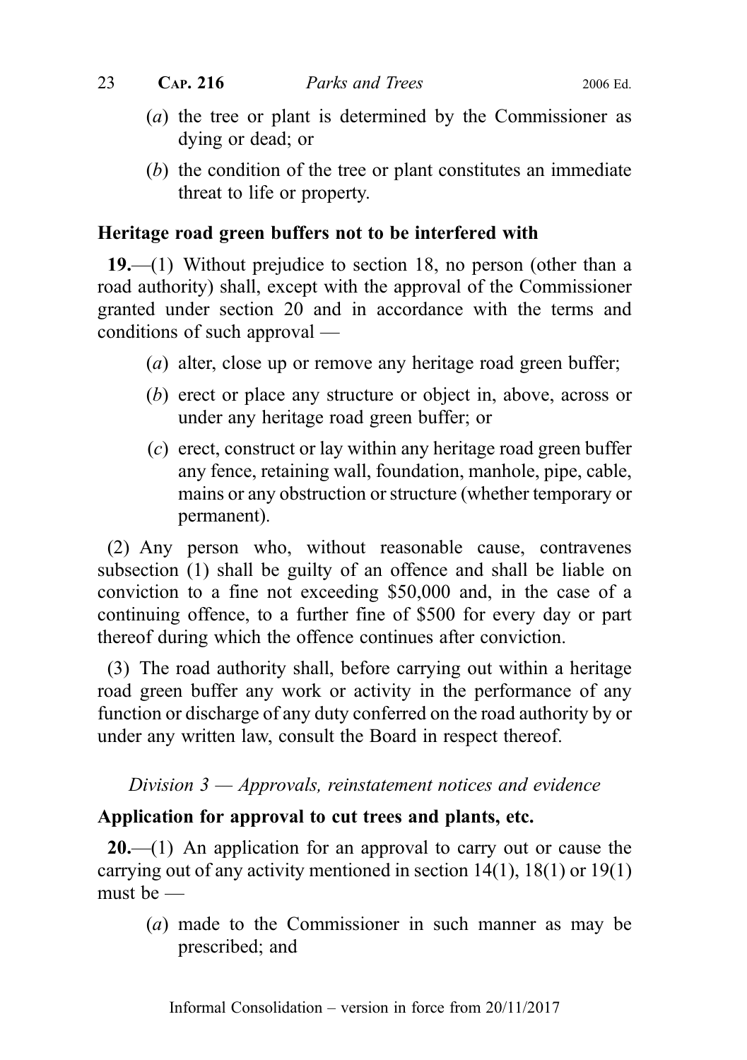(*a*) the tree or plant is determined by the Commissioner as dying or dead; or

(*b*) the condition of the tree or plant constitutes an immediate threat to life or property.

### Heritage road green buffers not to be interfered with

**19.**—(1) Without prejudice to section 18, no person (other than a road authority) shall, except with the approval of the Commissioner granted under section 20 and in accordance with the terms and conditions of such approval —

(*a*) alter, close up or remove any heritage road green buffer;

(*b*) erect or place any structure or object in, above, across or under any heritage road green buffer; or

(*c*) erect, construct or lay within any heritage road green buffer any fence, retaining wall, foundation, manhole, pipe, cable, mains or any obstruction or structure (whether temporary or permanent).

(2) Any person who, without reasonable cause, contravenes subsection (1) shall be guilty of an offence and shall be liable on conviction to a fine not exceeding $50,000 and, in the case of a continuing offence, to a further fine of $500 for every day or part thereof during which the offence continues after conviction.

(3) The road authority shall, before carrying out within a heritage road green buffer any work or activity in the performance of any function or discharge of any duty conferred on the road authority by or under any written law, consult the Board in respect thereof.

*Division 3 — Approvals, reinstatement notices and evidence*

### Application for approval to cut trees and plants, etc.

**20.**—(1) An application for an approval to carry out or cause the carrying out of any activity mentioned in section 14(1), 18(1) or 19(1) must be —

(*a*) made to the Commissioner in such manner as may be prescribed; and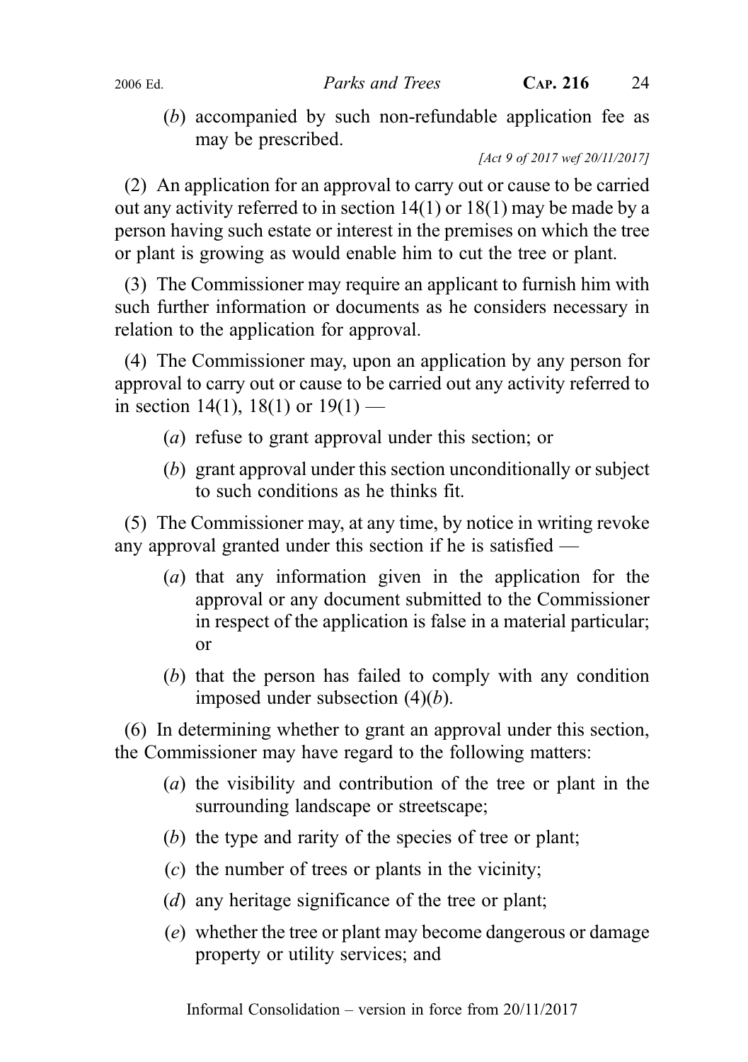(*b*) accompanied by such non-refundable application fee as may be prescribed.

*[Act 9 of 2017 wef 20/11/2017]*

(2) An application for an approval to carry out or cause to be carried out any activity referred to in section 14(1) or 18(1) may be made by a person having such estate or interest in the premises on which the tree or plant is growing as would enable him to cut the tree or plant.

(3) The Commissioner may require an applicant to furnish him with such further information or documents as he considers necessary in relation to the application for approval.

(4) The Commissioner may, upon an application by any person for approval to carry out or cause to be carried out any activity referred to in section 14(1), 18(1) or 19(1) —

(*a*) refuse to grant approval under this section; or

(*b*) grant approval under this section unconditionally or subject to such conditions as he thinks fit.

(5) The Commissioner may, at any time, by notice in writing revoke any approval granted under this section if he is satisfied —

(*a*) that any information given in the application for the approval or any document submitted to the Commissioner in respect of the application is false in a material particular; or

(*b*) that the person has failed to comply with any condition imposed under subsection (4)(*b*).

(6) In determining whether to grant an approval under this section, the Commissioner may have regard to the following matters:

(*a*) the visibility and contribution of the tree or plant in the surrounding landscape or streetscape;

(*b*) the type and rarity of the species of tree or plant;

(*c*) the number of trees or plants in the vicinity;

(*d*) any heritage significance of the tree or plant;

(*e*) whether the tree or plant may become dangerous or damage property or utility services; and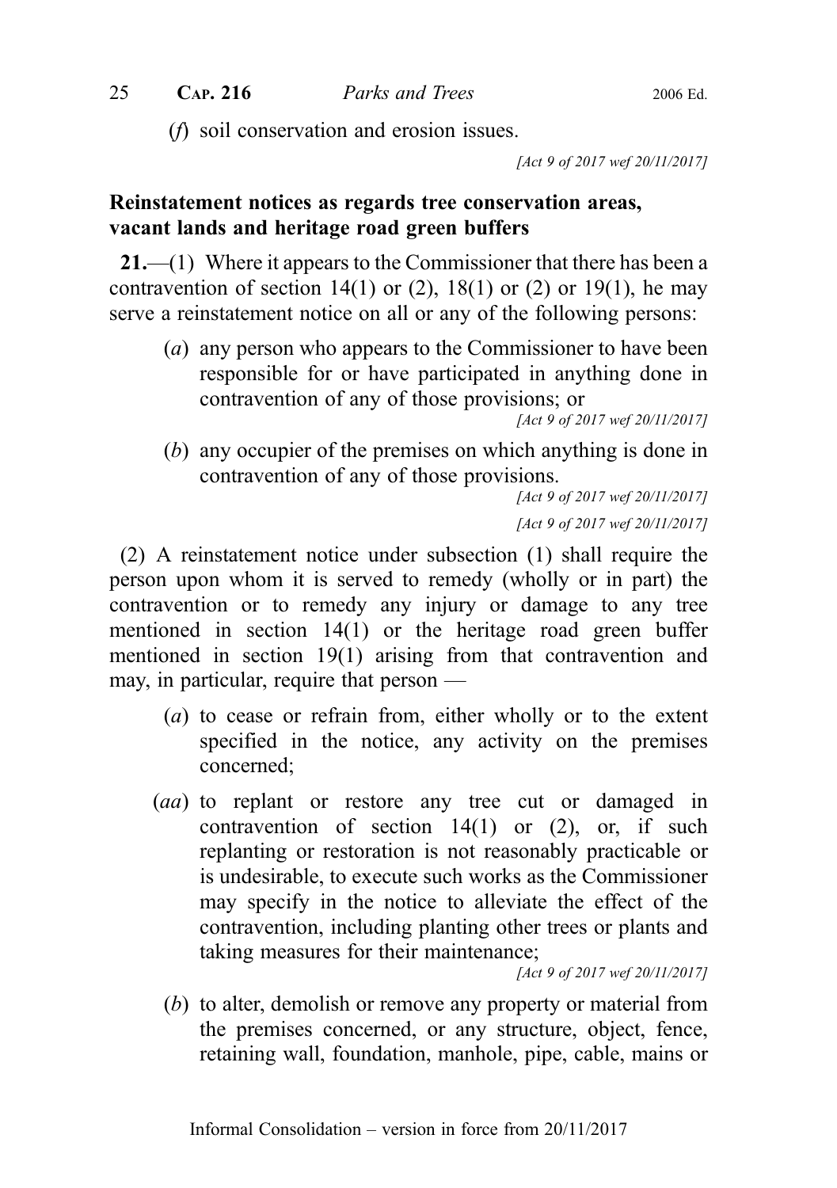(*f*) soil conservation and erosion issues.

*[Act 9 of 2017 wef 20/11/2017]*

**Reinstatement notices as regards tree conservation areas, vacant lands and heritage road green buffers**

**21.**—(1) Where it appears to the Commissioner that there has been a contravention of section 14(1) or (2), 18(1) or (2) or 19(1), he may serve a reinstatement notice on all or any of the following persons:

(*a*) any person who appears to the Commissioner to have been responsible for or have participated in anything done in contravention of any of those provisions; or

*[Act 9 of 2017 wef 20/11/2017]*

(*b*) any occupier of the premises on which anything is done in contravention of any of those provisions.

*[Act 9 of 2017 wef 20/11/2017]*

*[Act 9 of 2017 wef 20/11/2017]*

(2) A reinstatement notice under subsection (1) shall require the person upon whom it is served to remedy (wholly or in part) the contravention or to remedy any injury or damage to any tree mentioned in section 14(1) or the heritage road green buffer mentioned in section 19(1) arising from that contravention and may, in particular, require that person —

(*a*) to cease or refrain from, either wholly or to the extent specified in the notice, any activity on the premises concerned;

(*aa*) to replant or restore any tree cut or damaged in contravention of section 14(1) or (2), or, if such replanting or restoration is not reasonably practicable or is undesirable, to execute such works as the Commissioner may specify in the notice to alleviate the effect of the contravention, including planting other trees or plants and taking measures for their maintenance;

*[Act 9 of 2017 wef 20/11/2017]*

(*b*) to alter, demolish or remove any property or material from the premises concerned, or any structure, object, fence, retaining wall, foundation, manhole, pipe, cable, mains or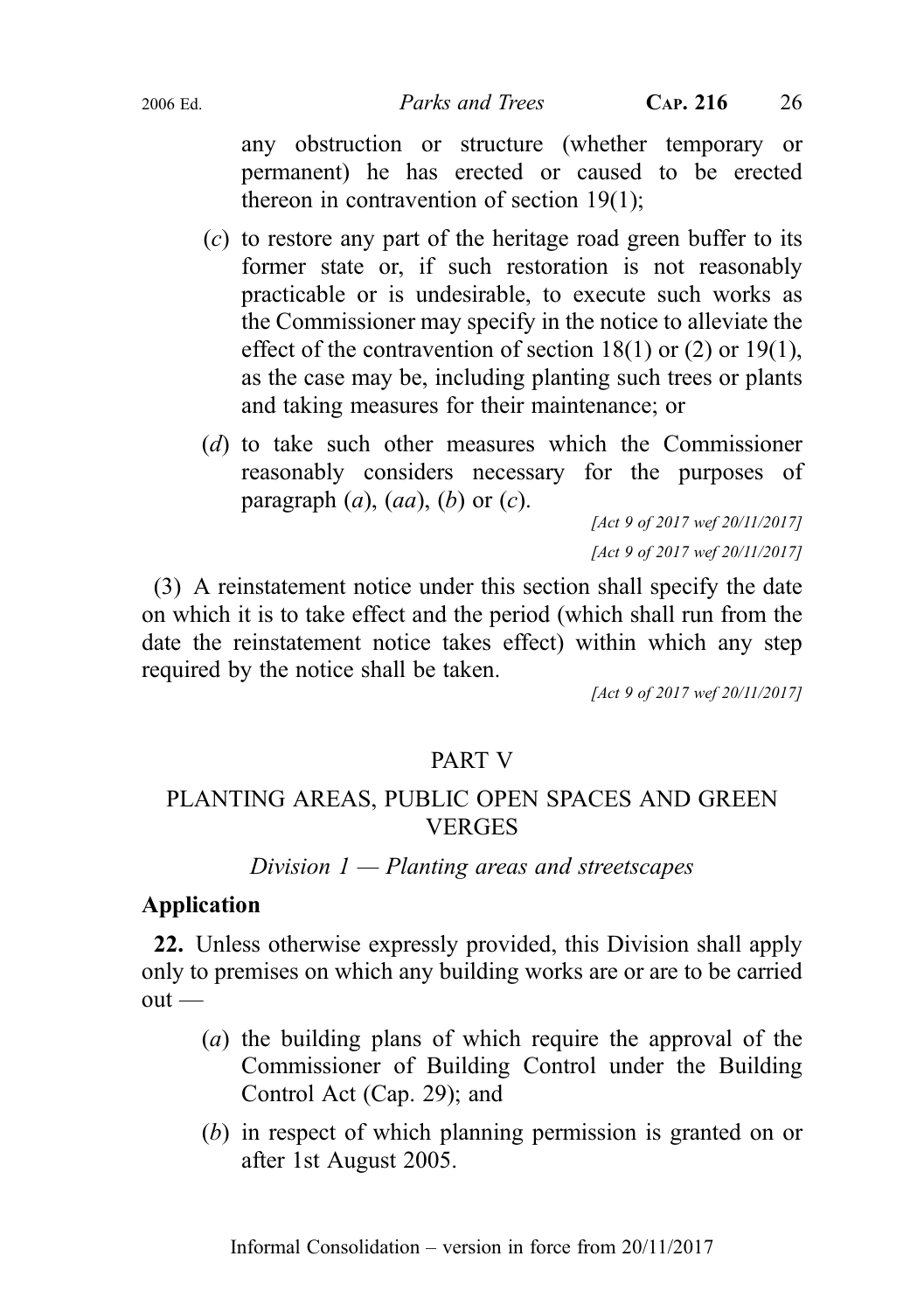any obstruction or structure (whether temporary or permanent) he has erected or caused to be erected thereon in contravention of section 19(1);

(*c*) to restore any part of the heritage road green buffer to its former state or, if such restoration is not reasonably practicable or is undesirable, to execute such works as the Commissioner may specify in the notice to alleviate the effect of the contravention of section 18(1) or (2) or 19(1), as the case may be, including planting such trees or plants and taking measures for their maintenance; or

(*d*) to take such other measures which the Commissioner reasonably considers necessary for the purposes of paragraph (*a*), (*aa*), (*b*) or (*c*).

*[Act 9 of 2017 wef 20/11/2017]*

*[Act 9 of 2017 wef 20/11/2017]*

(3) A reinstatement notice under this section shall specify the date on which it is to take effect and the period (which shall run from the date the reinstatement notice takes effect) within which any step required by the notice shall be taken.

*[Act 9 of 2017 wef 20/11/2017]*

## PART V

## PLANTING AREAS, PUBLIC OPEN SPACES AND GREEN VERGES

### *Division 1 — Planting areas and streetscapes*

**Application**

**22.** Unless otherwise expressly provided, this Division shall apply only to premises on which any building works are or are to be carried out —

(*a*) the building plans of which require the approval of the Commissioner of Building Control under the Building Control Act (Cap. 29); and

(*b*) in respect of which planning permission is granted on or after 1st August 2005.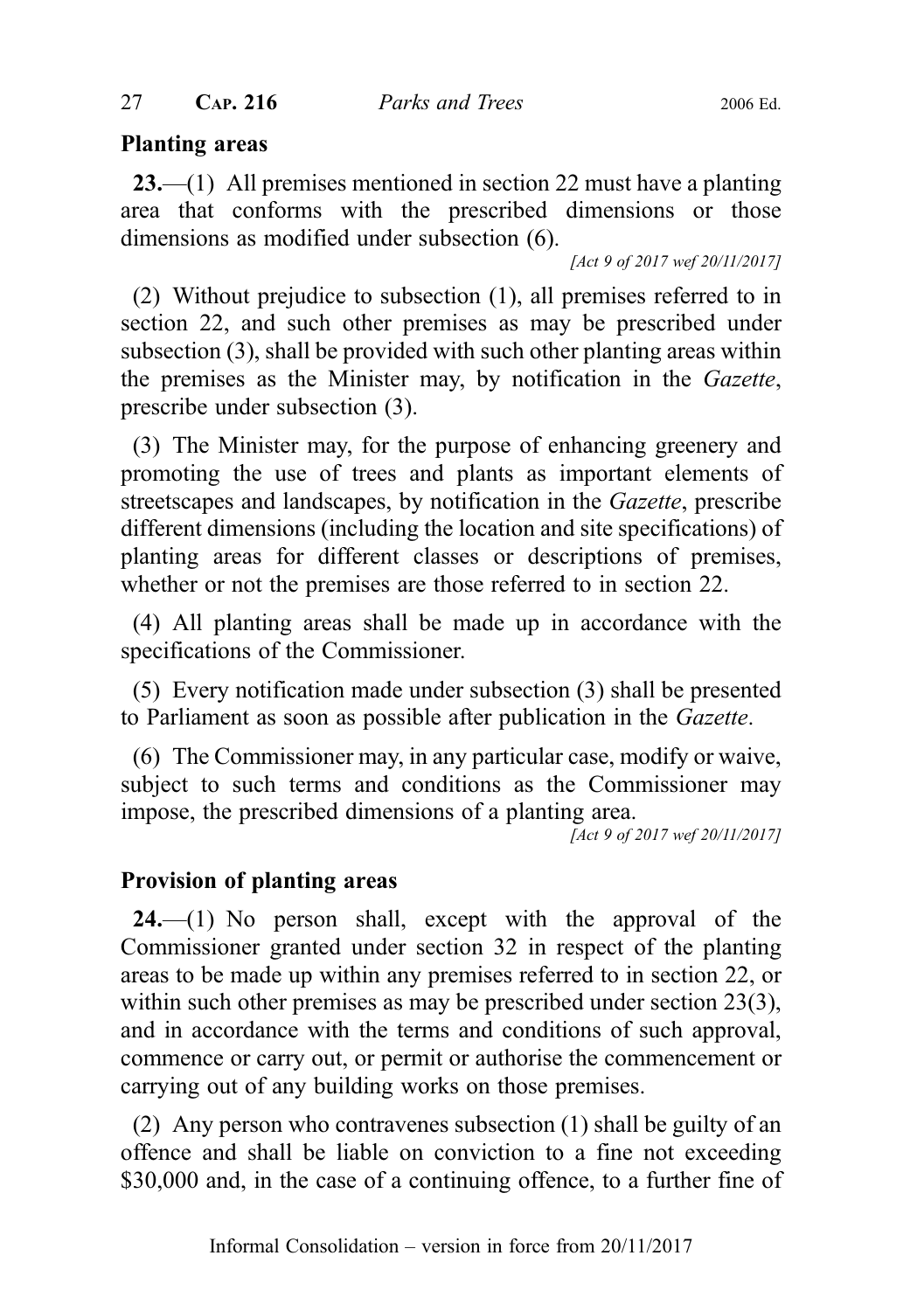## Planting areas

**23.**—(1) All premises mentioned in section 22 must have a planting area that conforms with the prescribed dimensions or those dimensions as modified under subsection (6).

*[Act 9 of 2017 wef 20/11/2017]*

(2) Without prejudice to subsection (1), all premises referred to in section 22, and such other premises as may be prescribed under subsection (3), shall be provided with such other planting areas within the premises as the Minister may, by notification in the *Gazette*, prescribe under subsection (3).

(3) The Minister may, for the purpose of enhancing greenery and promoting the use of trees and plants as important elements of streetscapes and landscapes, by notification in the *Gazette*, prescribe different dimensions (including the location and site specifications) of planting areas for different classes or descriptions of premises, whether or not the premises are those referred to in section 22.

(4) All planting areas shall be made up in accordance with the specifications of the Commissioner.

(5) Every notification made under subsection (3) shall be presented to Parliament as soon as possible after publication in the *Gazette*.

(6) The Commissioner may, in any particular case, modify or waive, subject to such terms and conditions as the Commissioner may impose, the prescribed dimensions of a planting area.

*[Act 9 of 2017 wef 20/11/2017]*

## Provision of planting areas

**24.**—(1) No person shall, except with the approval of the Commissioner granted under section 32 in respect of the planting areas to be made up within any premises referred to in section 22, or within such other premises as may be prescribed under section 23(3), and in accordance with the terms and conditions of such approval, commence or carry out, or permit or authorise the commencement or carrying out of any building works on those premises.

(2) Any person who contravenes subsection (1) shall be guilty of an offence and shall be liable on conviction to a fine not exceeding \$30,000 and, in the case of a continuing offence, to a further fine of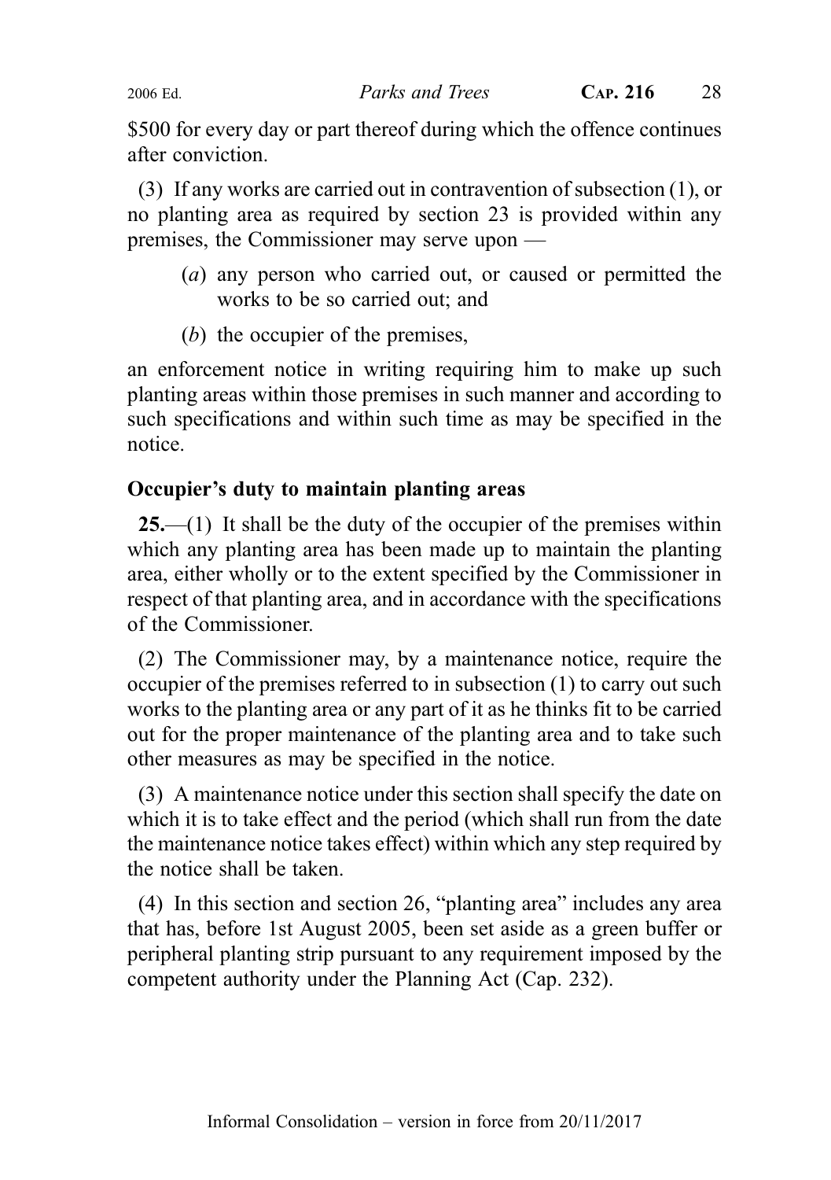$500 for every day or part thereof during which the offence continues after conviction.

(3) If any works are carried out in contravention of subsection (1), or no planting area as required by section 23 is provided within any premises, the Commissioner may serve upon —

(*a*) any person who carried out, or caused or permitted the works to be so carried out; and

(*b*) the occupier of the premises,

an enforcement notice in writing requiring him to make up such planting areas within those premises in such manner and according to such specifications and within such time as may be specified in the notice.

### Occupier's duty to maintain planting areas

**25.**—(1) It shall be the duty of the occupier of the premises within which any planting area has been made up to maintain the planting area, either wholly or to the extent specified by the Commissioner in respect of that planting area, and in accordance with the specifications of the Commissioner.

(2) The Commissioner may, by a maintenance notice, require the occupier of the premises referred to in subsection (1) to carry out such works to the planting area or any part of it as he thinks fit to be carried out for the proper maintenance of the planting area and to take such other measures as may be specified in the notice.

(3) A maintenance notice under this section shall specify the date on which it is to take effect and the period (which shall run from the date the maintenance notice takes effect) within which any step required by the notice shall be taken.

(4) In this section and section 26, "planting area" includes any area that has, before 1st August 2005, been set aside as a green buffer or peripheral planting strip pursuant to any requirement imposed by the competent authority under the Planning Act (Cap. 232).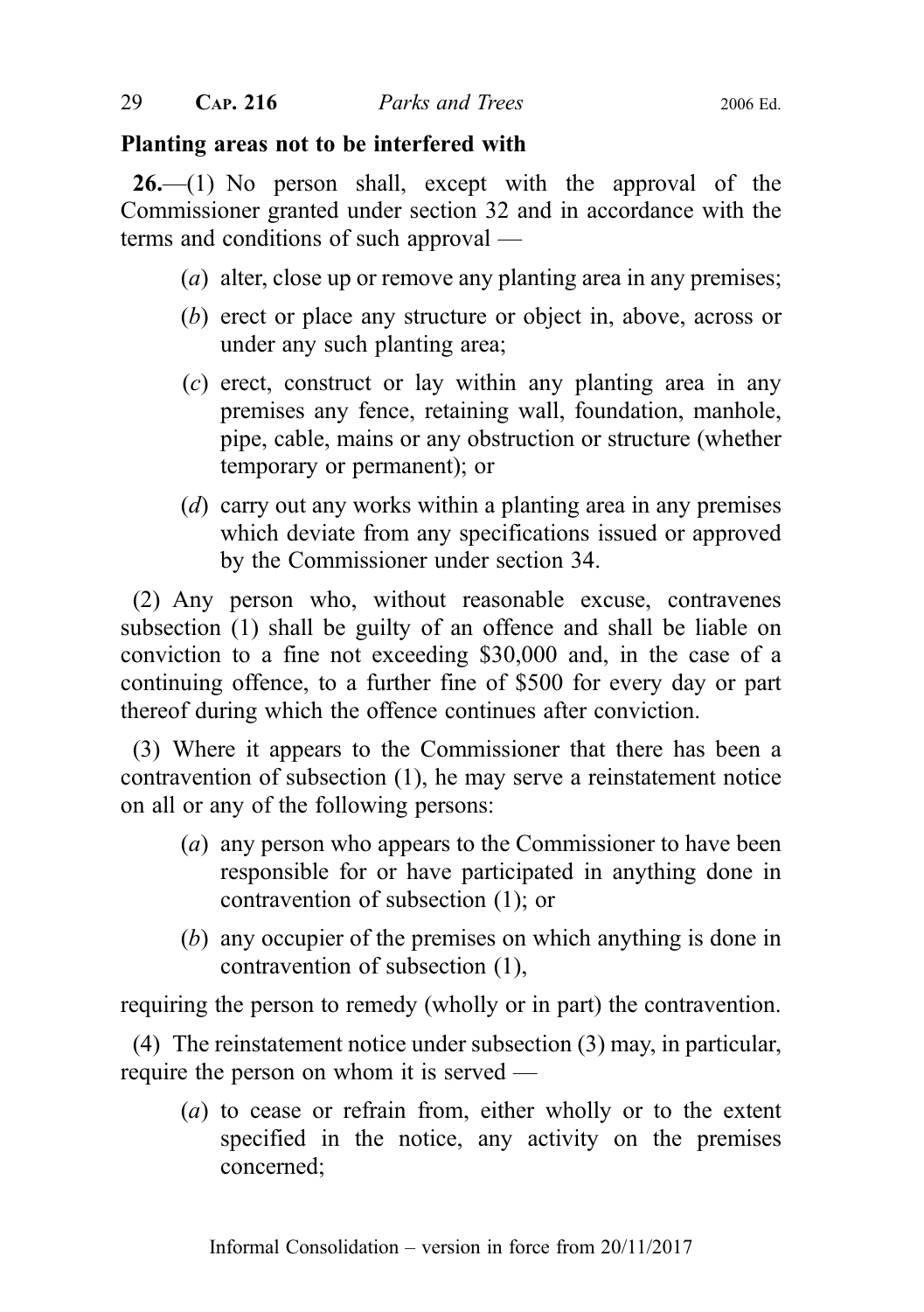**Planting areas not to be interfered with**

**26.**—(1) No person shall, except with the approval of the Commissioner granted under section 32 and in accordance with the terms and conditions of such approval —

- (*a*) alter, close up or remove any planting area in any premises;
- (*b*) erect or place any structure or object in, above, across or under any such planting area;
- (*c*) erect, construct or lay within any planting area in any premises any fence, retaining wall, foundation, manhole, pipe, cable, mains or any obstruction or structure (whether temporary or permanent); or
- (*d*) carry out any works within a planting area in any premises which deviate from any specifications issued or approved by the Commissioner under section 34.

(2) Any person who, without reasonable excuse, contravenes subsection (1) shall be guilty of an offence and shall be liable on conviction to a fine not exceeding $30,000 and, in the case of a continuing offence, to a further fine of $500 for every day or part thereof during which the offence continues after conviction.

(3) Where it appears to the Commissioner that there has been a contravention of subsection (1), he may serve a reinstatement notice on all or any of the following persons:

- (*a*) any person who appears to the Commissioner to have been responsible for or have participated in anything done in contravention of subsection (1); or
- (*b*) any occupier of the premises on which anything is done in contravention of subsection (1),

requiring the person to remedy (wholly or in part) the contravention.

(4) The reinstatement notice under subsection (3) may, in particular, require the person on whom it is served —

- (*a*) to cease or refrain from, either wholly or to the extent specified in the notice, any activity on the premises concerned;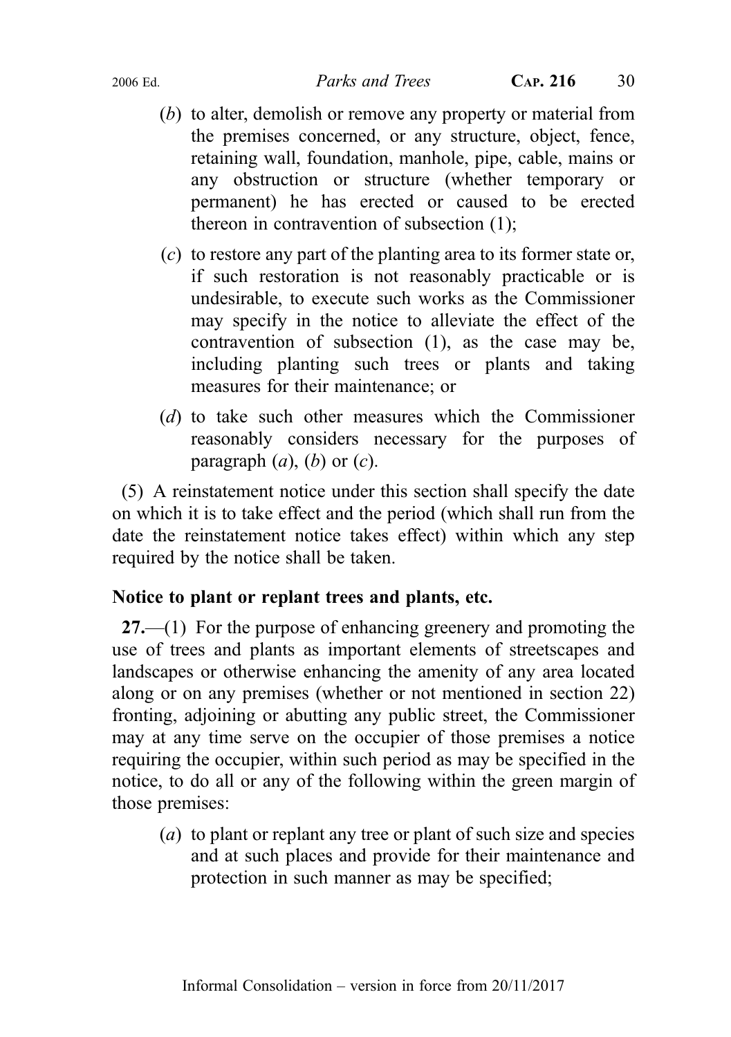(*b*) to alter, demolish or remove any property or material from the premises concerned, or any structure, object, fence, retaining wall, foundation, manhole, pipe, cable, mains or any obstruction or structure (whether temporary or permanent) he has erected or caused to be erected thereon in contravention of subsection (1);

(*c*) to restore any part of the planting area to its former state or, if such restoration is not reasonably practicable or is undesirable, to execute such works as the Commissioner may specify in the notice to alleviate the effect of the contravention of subsection (1), as the case may be, including planting such trees or plants and taking measures for their maintenance; or

(*d*) to take such other measures which the Commissioner reasonably considers necessary for the purposes of paragraph (*a*), (*b*) or (*c*).

(5) A reinstatement notice under this section shall specify the date on which it is to take effect and the period (which shall run from the date the reinstatement notice takes effect) within which any step required by the notice shall be taken.

**Notice to plant or replant trees and plants, etc.**

**27.**—(1) For the purpose of enhancing greenery and promoting the use of trees and plants as important elements of streetscapes and landscapes or otherwise enhancing the amenity of any area located along or on any premises (whether or not mentioned in section 22) fronting, adjoining or abutting any public street, the Commissioner may at any time serve on the occupier of those premises a notice requiring the occupier, within such period as may be specified in the notice, to do all or any of the following within the green margin of those premises:

(*a*) to plant or replant any tree or plant of such size and species and at such places and provide for their maintenance and protection in such manner as may be specified;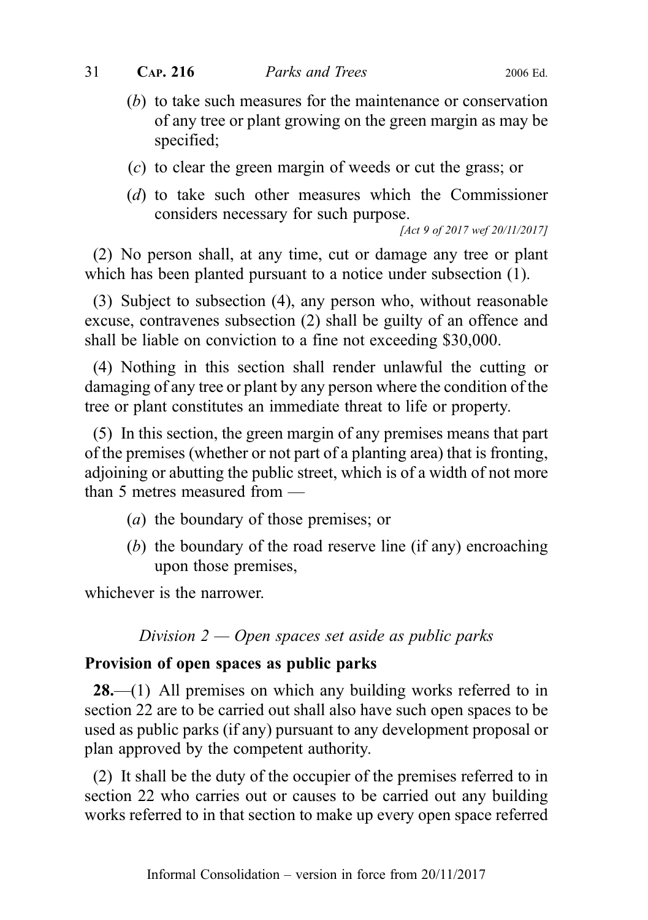(*b*) to take such measures for the maintenance or conservation of any tree or plant growing on the green margin as may be specified;

(*c*) to clear the green margin of weeds or cut the grass; or

(*d*) to take such other measures which the Commissioner considers necessary for such purpose.

*[Act 9 of 2017 wef 20/11/2017]*

(2) No person shall, at any time, cut or damage any tree or plant which has been planted pursuant to a notice under subsection (1).

(3) Subject to subsection (4), any person who, without reasonable excuse, contravenes subsection (2) shall be guilty of an offence and shall be liable on conviction to a fine not exceeding $30,000.

(4) Nothing in this section shall render unlawful the cutting or damaging of any tree or plant by any person where the condition of the tree or plant constitutes an immediate threat to life or property.

(5) In this section, the green margin of any premises means that part of the premises (whether or not part of a planting area) that is fronting, adjoining or abutting the public street, which is of a width of not more than 5 metres measured from —

(*a*) the boundary of those premises; or

(*b*) the boundary of the road reserve line (if any) encroaching upon those premises,

whichever is the narrower.

*Division 2 — Open spaces set aside as public parks*

**Provision of open spaces as public parks**

**28.**—(1) All premises on which any building works referred to in section 22 are to be carried out shall also have such open spaces to be used as public parks (if any) pursuant to any development proposal or plan approved by the competent authority.

(2) It shall be the duty of the occupier of the premises referred to in section 22 who carries out or causes to be carried out any building works referred to in that section to make up every open space referred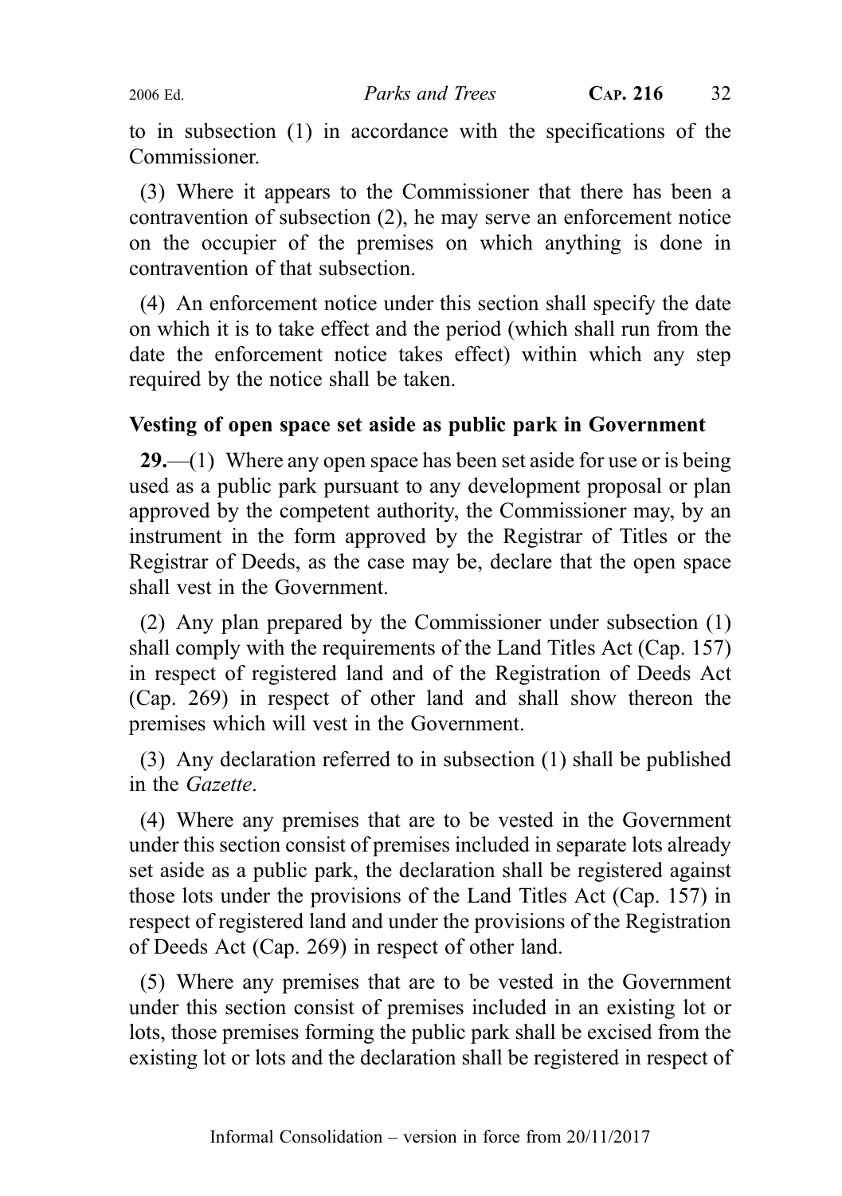to in subsection (1) in accordance with the specifications of the Commissioner.

(3) Where it appears to the Commissioner that there has been a contravention of subsection (2), he may serve an enforcement notice on the occupier of the premises on which anything is done in contravention of that subsection.

(4) An enforcement notice under this section shall specify the date on which it is to take effect and the period (which shall run from the date the enforcement notice takes effect) within which any step required by the notice shall be taken.

**Vesting of open space set aside as public park in Government**

**29.**—(1) Where any open space has been set aside for use or is being used as a public park pursuant to any development proposal or plan approved by the competent authority, the Commissioner may, by an instrument in the form approved by the Registrar of Titles or the Registrar of Deeds, as the case may be, declare that the open space shall vest in the Government.

(2) Any plan prepared by the Commissioner under subsection (1) shall comply with the requirements of the Land Titles Act (Cap. 157) in respect of registered land and of the Registration of Deeds Act (Cap. 269) in respect of other land and shall show thereon the premises which will vest in the Government.

(3) Any declaration referred to in subsection (1) shall be published in the *Gazette*.

(4) Where any premises that are to be vested in the Government under this section consist of premises included in separate lots already set aside as a public park, the declaration shall be registered against those lots under the provisions of the Land Titles Act (Cap. 157) in respect of registered land and under the provisions of the Registration of Deeds Act (Cap. 269) in respect of other land.

(5) Where any premises that are to be vested in the Government under this section consist of premises included in an existing lot or lots, those premises forming the public park shall be excised from the existing lot or lots and the declaration shall be registered in respect of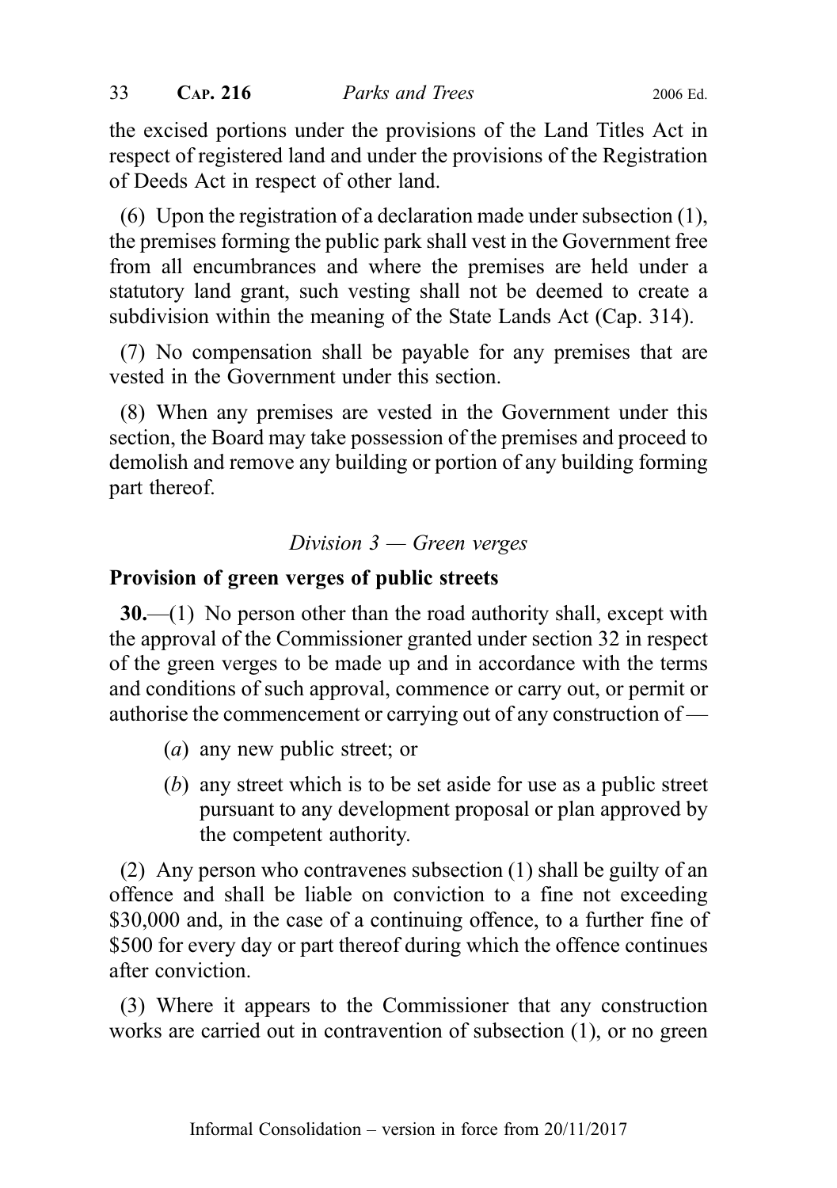the excised portions under the provisions of the Land Titles Act in respect of registered land and under the provisions of the Registration of Deeds Act in respect of other land.

(6) Upon the registration of a declaration made under subsection (1), the premises forming the public park shall vest in the Government free from all encumbrances and where the premises are held under a statutory land grant, such vesting shall not be deemed to create a subdivision within the meaning of the State Lands Act (Cap. 314).

(7) No compensation shall be payable for any premises that are vested in the Government under this section.

(8) When any premises are vested in the Government under this section, the Board may take possession of the premises and proceed to demolish and remove any building or portion of any building forming part thereof.

*Division 3 — Green verges*

**Provision of green verges of public streets**

**30.**—(1) No person other than the road authority shall, except with the approval of the Commissioner granted under section 32 in respect of the green verges to be made up and in accordance with the terms and conditions of such approval, commence or carry out, or permit or authorise the commencement or carrying out of any construction of —

(*a*) any new public street; or

(*b*) any street which is to be set aside for use as a public street pursuant to any development proposal or plan approved by the competent authority.

(2) Any person who contravenes subsection (1) shall be guilty of an offence and shall be liable on conviction to a fine not exceeding $30,000 and, in the case of a continuing offence, to a further fine of $500 for every day or part thereof during which the offence continues after conviction.

(3) Where it appears to the Commissioner that any construction works are carried out in contravention of subsection (1), or no green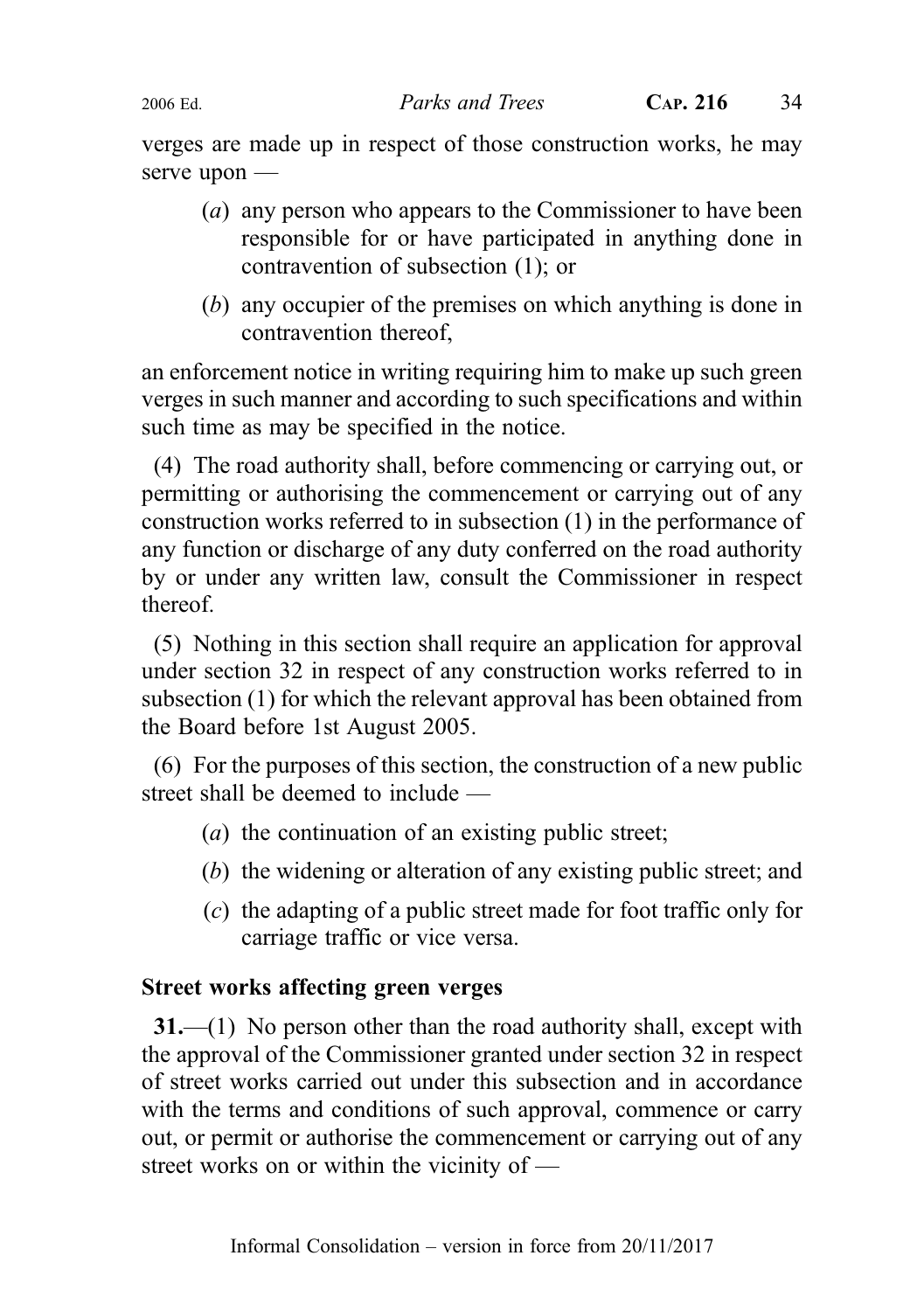verges are made up in respect of those construction works, he may serve upon —

- (*a*) any person who appears to the Commissioner to have been responsible for or have participated in anything done in contravention of subsection (1); or
- (*b*) any occupier of the premises on which anything is done in contravention thereof,

an enforcement notice in writing requiring him to make up such green verges in such manner and according to such specifications and within such time as may be specified in the notice.

(4) The road authority shall, before commencing or carrying out, or permitting or authorising the commencement or carrying out of any construction works referred to in subsection (1) in the performance of any function or discharge of any duty conferred on the road authority by or under any written law, consult the Commissioner in respect thereof.

(5) Nothing in this section shall require an application for approval under section 32 in respect of any construction works referred to in subsection (1) for which the relevant approval has been obtained from the Board before 1st August 2005.

(6) For the purposes of this section, the construction of a new public street shall be deemed to include —

- (*a*) the continuation of an existing public street;
- (*b*) the widening or alteration of any existing public street; and
- (*c*) the adapting of a public street made for foot traffic only for carriage traffic or vice versa.

**Street works affecting green verges**

**31.**—(1) No person other than the road authority shall, except with the approval of the Commissioner granted under section 32 in respect of street works carried out under this subsection and in accordance with the terms and conditions of such approval, commence or carry out, or permit or authorise the commencement or carrying out of any street works on or within the vicinity of —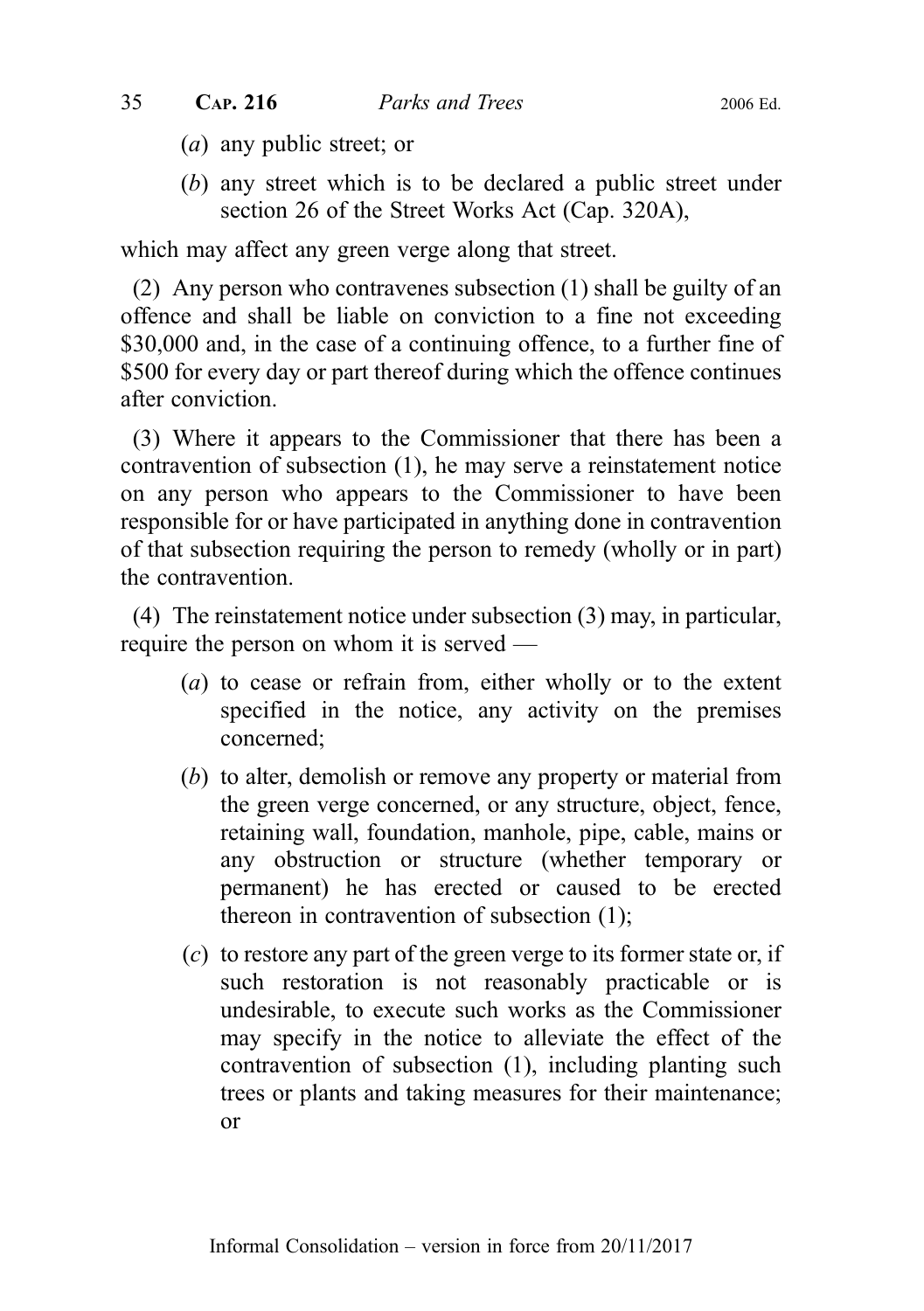(*a*) any public street; or

(*b*) any street which is to be declared a public street under section 26 of the Street Works Act (Cap. 320A),

which may affect any green verge along that street.

(2) Any person who contravenes subsection (1) shall be guilty of an offence and shall be liable on conviction to a fine not exceeding $30,000 and, in the case of a continuing offence, to a further fine of $500 for every day or part thereof during which the offence continues after conviction.

(3) Where it appears to the Commissioner that there has been a contravention of subsection (1), he may serve a reinstatement notice on any person who appears to the Commissioner to have been responsible for or have participated in anything done in contravention of that subsection requiring the person to remedy (wholly or in part) the contravention.

(4) The reinstatement notice under subsection (3) may, in particular, require the person on whom it is served —

(*a*) to cease or refrain from, either wholly or to the extent specified in the notice, any activity on the premises concerned;

(*b*) to alter, demolish or remove any property or material from the green verge concerned, or any structure, object, fence, retaining wall, foundation, manhole, pipe, cable, mains or any obstruction or structure (whether temporary or permanent) he has erected or caused to be erected thereon in contravention of subsection (1);

(*c*) to restore any part of the green verge to its former state or, if such restoration is not reasonably practicable or is undesirable, to execute such works as the Commissioner may specify in the notice to alleviate the effect of the contravention of subsection (1), including planting such trees or plants and taking measures for their maintenance; or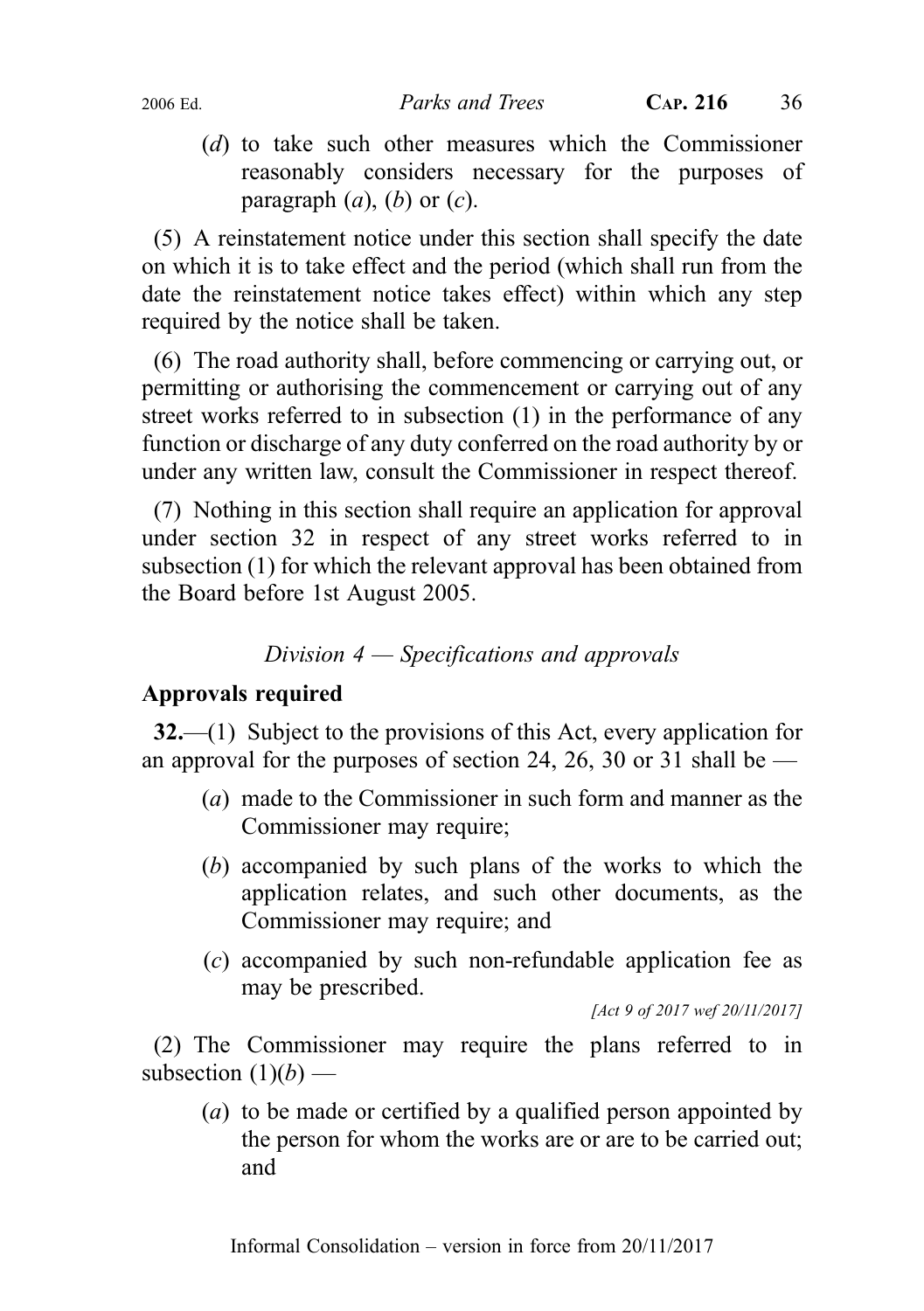(*d*) to take such other measures which the Commissioner reasonably considers necessary for the purposes of paragraph (*a*), (*b*) or (*c*).

(5) A reinstatement notice under this section shall specify the date on which it is to take effect and the period (which shall run from the date the reinstatement notice takes effect) within which any step required by the notice shall be taken.

(6) The road authority shall, before commencing or carrying out, or permitting or authorising the commencement or carrying out of any street works referred to in subsection (1) in the performance of any function or discharge of any duty conferred on the road authority by or under any written law, consult the Commissioner in respect thereof.

(7) Nothing in this section shall require an application for approval under section 32 in respect of any street works referred to in subsection (1) for which the relevant approval has been obtained from the Board before 1st August 2005.

*Division 4 — Specifications and approvals*

**Approvals required**

**32.**—(1) Subject to the provisions of this Act, every application for an approval for the purposes of section 24, 26, 30 or 31 shall be —

(*a*) made to the Commissioner in such form and manner as the Commissioner may require;

(*b*) accompanied by such plans of the works to which the application relates, and such other documents, as the Commissioner may require; and

(*c*) accompanied by such non-refundable application fee as may be prescribed.

*[Act 9 of 2017 wef 20/11/2017]*

(2) The Commissioner may require the plans referred to in subsection (1)(*b*) —

(*a*) to be made or certified by a qualified person appointed by the person for whom the works are or are to be carried out; and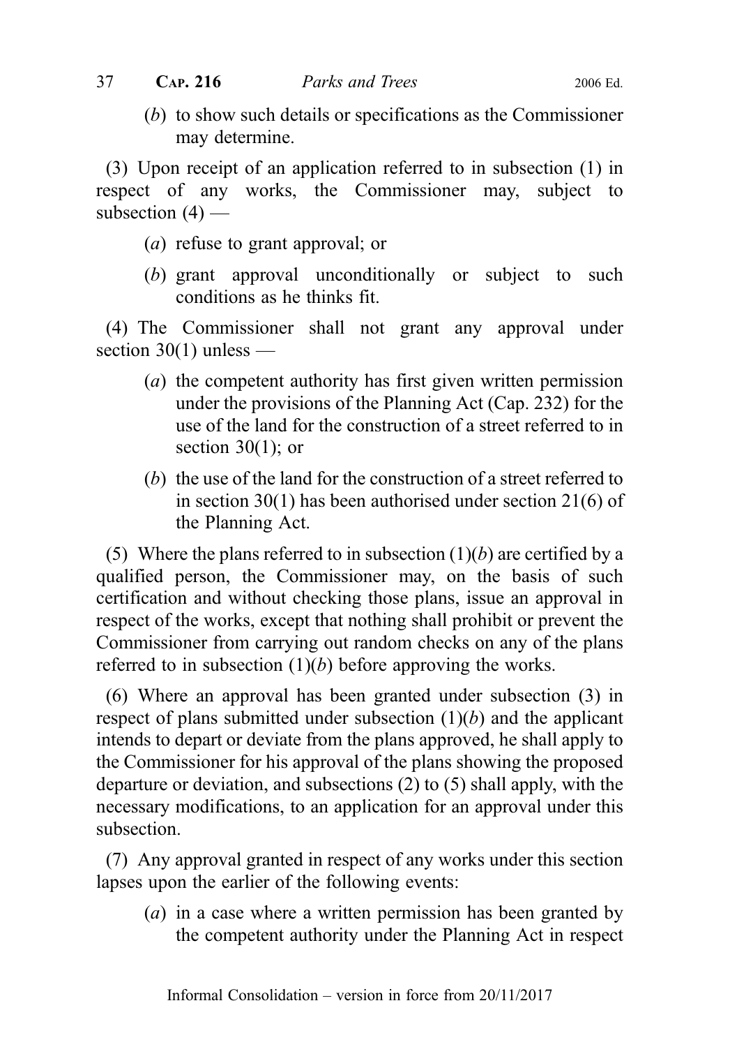(*b*) to show such details or specifications as the Commissioner may determine.

(3) Upon receipt of an application referred to in subsection (1) in respect of any works, the Commissioner may, subject to subsection (4) —

(*a*) refuse to grant approval; or

(*b*) grant approval unconditionally or subject to such conditions as he thinks fit.

(4) The Commissioner shall not grant any approval under section 30(1) unless —

(*a*) the competent authority has first given written permission under the provisions of the Planning Act (Cap. 232) for the use of the land for the construction of a street referred to in section 30(1); or

(*b*) the use of the land for the construction of a street referred to in section 30(1) has been authorised under section 21(6) of the Planning Act.

(5) Where the plans referred to in subsection (1)(*b*) are certified by a qualified person, the Commissioner may, on the basis of such certification and without checking those plans, issue an approval in respect of the works, except that nothing shall prohibit or prevent the Commissioner from carrying out random checks on any of the plans referred to in subsection (1)(*b*) before approving the works.

(6) Where an approval has been granted under subsection (3) in respect of plans submitted under subsection (1)(*b*) and the applicant intends to depart or deviate from the plans approved, he shall apply to the Commissioner for his approval of the plans showing the proposed departure or deviation, and subsections (2) to (5) shall apply, with the necessary modifications, to an application for an approval under this subsection.

(7) Any approval granted in respect of any works under this section lapses upon the earlier of the following events:

(*a*) in a case where a written permission has been granted by the competent authority under the Planning Act in respect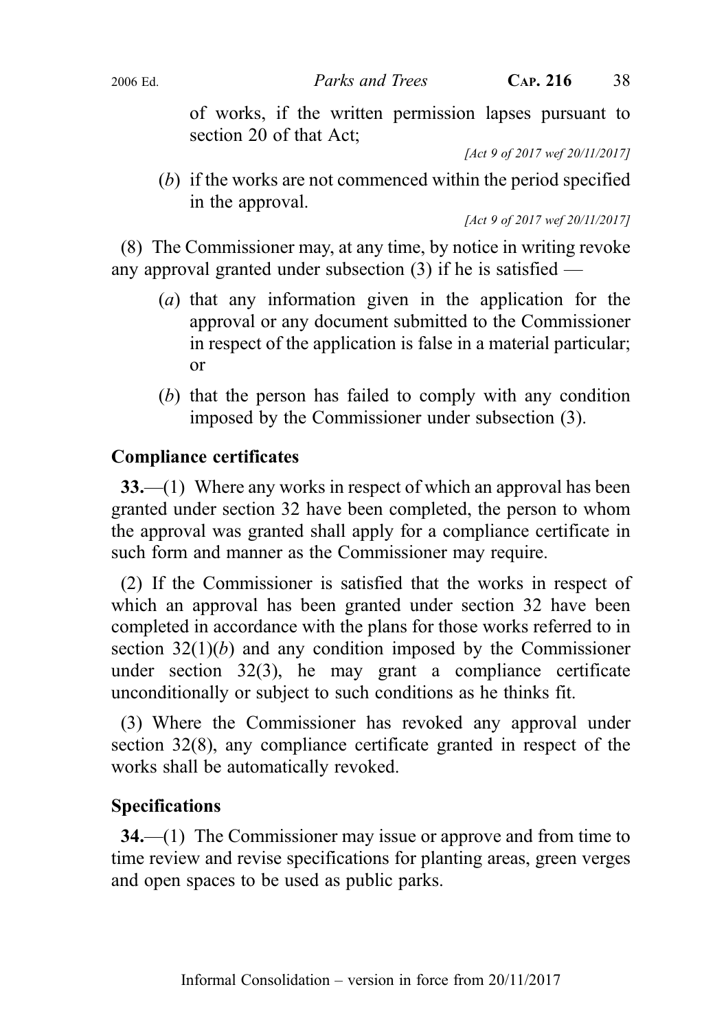of works, if the written permission lapses pursuant to section 20 of that Act;

*[Act 9 of 2017 wef 20/11/2017]*

(*b*) if the works are not commenced within the period specified in the approval.

*[Act 9 of 2017 wef 20/11/2017]*

(8) The Commissioner may, at any time, by notice in writing revoke any approval granted under subsection (3) if he is satisfied —

(*a*) that any information given in the application for the approval or any document submitted to the Commissioner in respect of the application is false in a material particular; or

(*b*) that the person has failed to comply with any condition imposed by the Commissioner under subsection (3).

### Compliance certificates

**33.**—(1) Where any works in respect of which an approval has been granted under section 32 have been completed, the person to whom the approval was granted shall apply for a compliance certificate in such form and manner as the Commissioner may require.

(2) If the Commissioner is satisfied that the works in respect of which an approval has been granted under section 32 have been completed in accordance with the plans for those works referred to in section 32(1)(*b*) and any condition imposed by the Commissioner under section 32(3), he may grant a compliance certificate unconditionally or subject to such conditions as he thinks fit.

(3) Where the Commissioner has revoked any approval under section 32(8), any compliance certificate granted in respect of the works shall be automatically revoked.

### Specifications

**34.**—(1) The Commissioner may issue or approve and from time to time review and revise specifications for planting areas, green verges and open spaces to be used as public parks.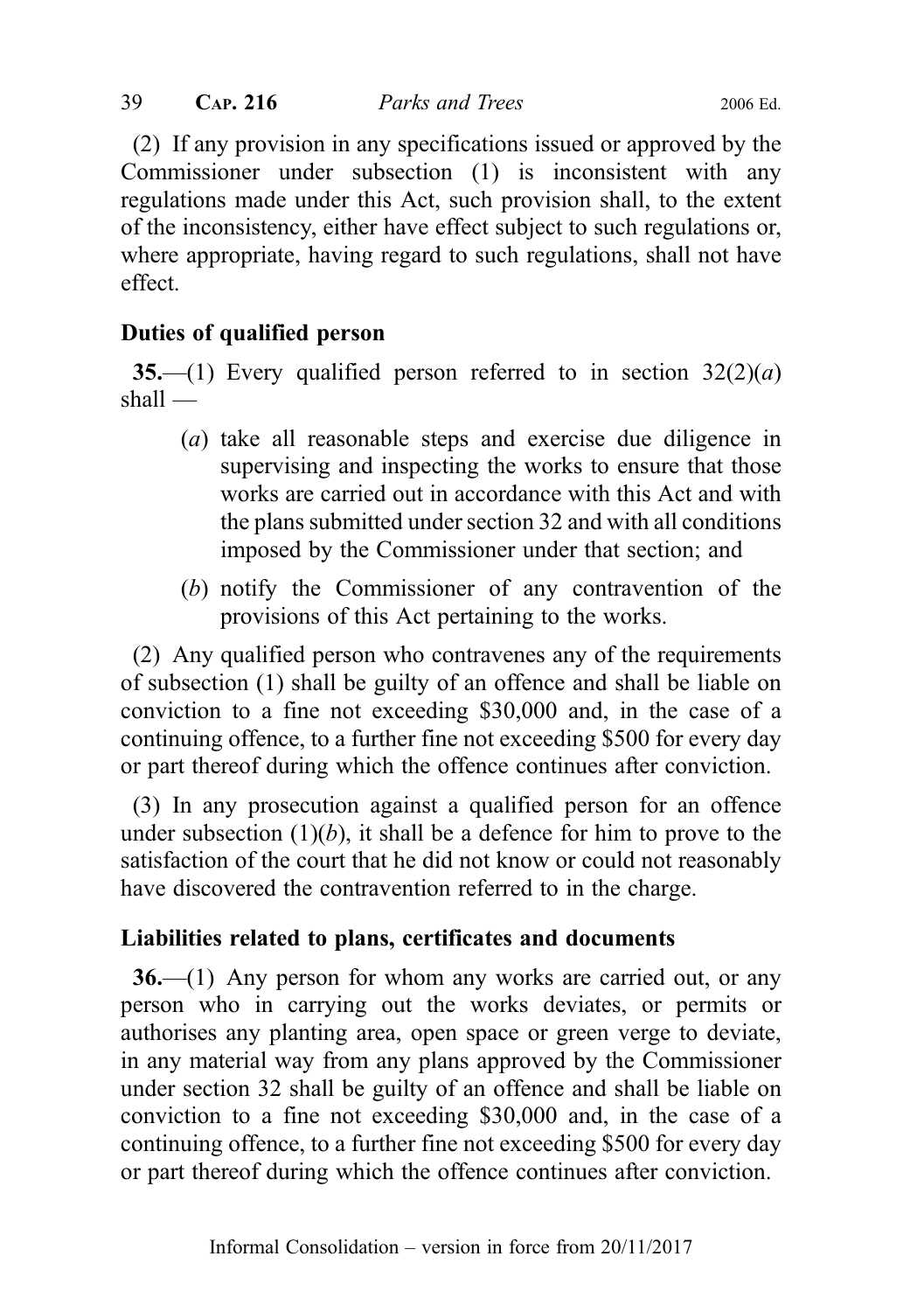(2) If any provision in any specifications issued or approved by the Commissioner under subsection (1) is inconsistent with any regulations made under this Act, such provision shall, to the extent of the inconsistency, either have effect subject to such regulations or, where appropriate, having regard to such regulations, shall not have effect.

### Duties of qualified person

**35.**—(1) Every qualified person referred to in section 32(2)(*a*) shall —

(*a*) take all reasonable steps and exercise due diligence in supervising and inspecting the works to ensure that those works are carried out in accordance with this Act and with the plans submitted under section 32 and with all conditions imposed by the Commissioner under that section; and

(*b*) notify the Commissioner of any contravention of the provisions of this Act pertaining to the works.

(2) Any qualified person who contravenes any of the requirements of subsection (1) shall be guilty of an offence and shall be liable on conviction to a fine not exceeding $30,000 and, in the case of a continuing offence, to a further fine not exceeding $500 for every day or part thereof during which the offence continues after conviction.

(3) In any prosecution against a qualified person for an offence under subsection (1)(*b*), it shall be a defence for him to prove to the satisfaction of the court that he did not know or could not reasonably have discovered the contravention referred to in the charge.

### Liabilities related to plans, certificates and documents

**36.**—(1) Any person for whom any works are carried out, or any person who in carrying out the works deviates, or permits or authorises any planting area, open space or green verge to deviate, in any material way from any plans approved by the Commissioner under section 32 shall be guilty of an offence and shall be liable on conviction to a fine not exceeding $30,000 and, in the case of a continuing offence, to a further fine not exceeding $500 for every day or part thereof during which the offence continues after conviction.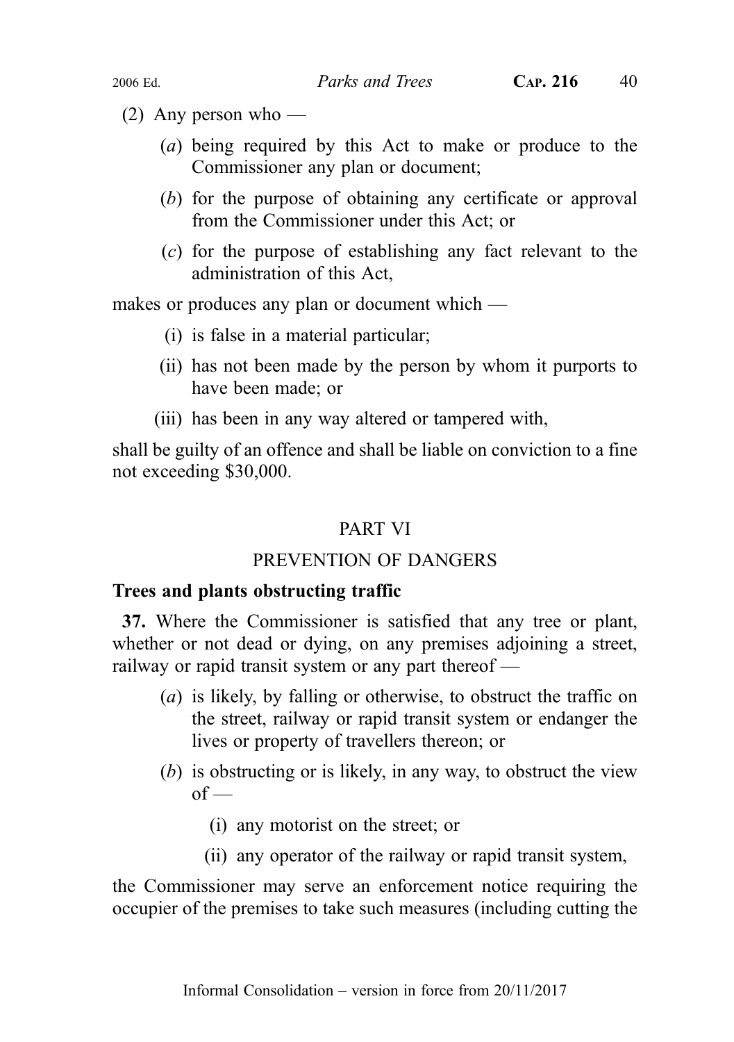(2) Any person who —

(*a*) being required by this Act to make or produce to the Commissioner any plan or document;

(*b*) for the purpose of obtaining any certificate or approval from the Commissioner under this Act; or

(*c*) for the purpose of establishing any fact relevant to the administration of this Act,

makes or produces any plan or document which —

(i) is false in a material particular;

(ii) has not been made by the person by whom it purports to have been made; or

(iii) has been in any way altered or tampered with,

shall be guilty of an offence and shall be liable on conviction to a fine not exceeding $30,000.

## PART VI

## PREVENTION OF DANGERS

**Trees and plants obstructing traffic**

**37.** Where the Commissioner is satisfied that any tree or plant, whether or not dead or dying, on any premises adjoining a street, railway or rapid transit system or any part thereof —

(*a*) is likely, by falling or otherwise, to obstruct the traffic on the street, railway or rapid transit system or endanger the lives or property of travellers thereon; or

(*b*) is obstructing or is likely, in any way, to obstruct the view of —

(i) any motorist on the street; or

(ii) any operator of the railway or rapid transit system,

the Commissioner may serve an enforcement notice requiring the occupier of the premises to take such measures (including cutting the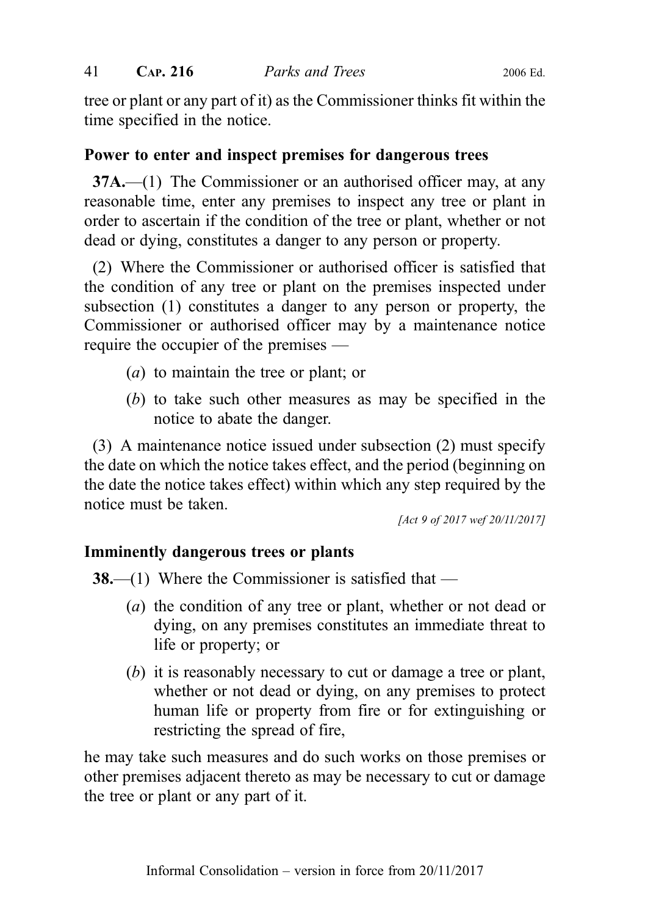tree or plant or any part of it) as the Commissioner thinks fit within the time specified in the notice.

**Power to enter and inspect premises for dangerous trees**

**37A.**—(1) The Commissioner or an authorised officer may, at any reasonable time, enter any premises to inspect any tree or plant in order to ascertain if the condition of the tree or plant, whether or not dead or dying, constitutes a danger to any person or property.

(2) Where the Commissioner or authorised officer is satisfied that the condition of any tree or plant on the premises inspected under subsection (1) constitutes a danger to any person or property, the Commissioner or authorised officer may by a maintenance notice require the occupier of the premises —

(*a*) to maintain the tree or plant; or

(*b*) to take such other measures as may be specified in the notice to abate the danger.

(3) A maintenance notice issued under subsection (2) must specify the date on which the notice takes effect, and the period (beginning on the date the notice takes effect) within which any step required by the notice must be taken.

*[Act 9 of 2017 wef 20/11/2017]*

**Imminently dangerous trees or plants**

**38.**—(1) Where the Commissioner is satisfied that —

(*a*) the condition of any tree or plant, whether or not dead or dying, on any premises constitutes an immediate threat to life or property; or

(*b*) it is reasonably necessary to cut or damage a tree or plant, whether or not dead or dying, on any premises to protect human life or property from fire or for extinguishing or restricting the spread of fire,

he may take such measures and do such works on those premises or other premises adjacent thereto as may be necessary to cut or damage the tree or plant or any part of it.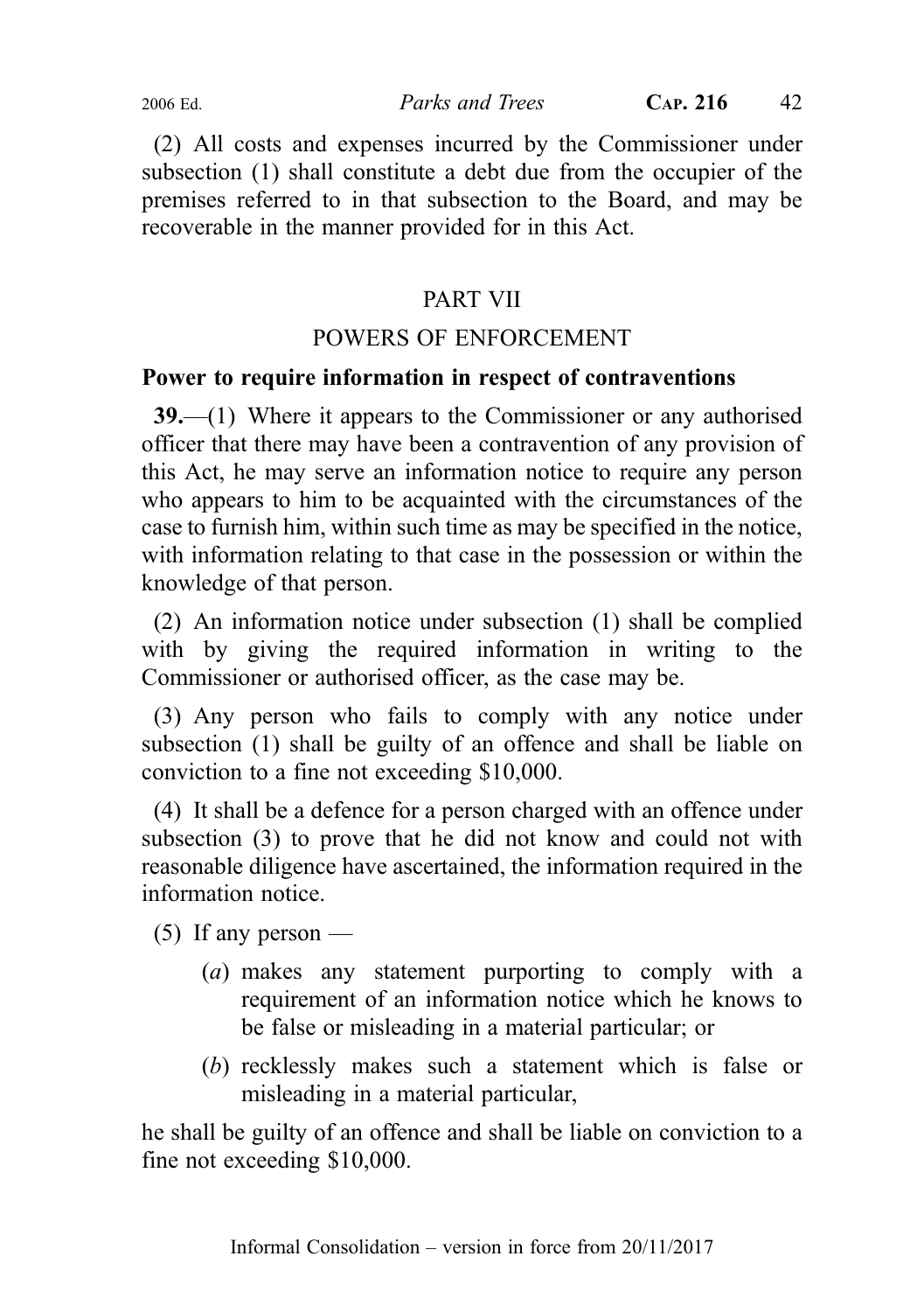(2) All costs and expenses incurred by the Commissioner under subsection (1) shall constitute a debt due from the occupier of the premises referred to in that subsection to the Board, and may be recoverable in the manner provided for in this Act.

## PART VII

## POWERS OF ENFORCEMENT

### Power to require information in respect of contraventions

**39.**—(1) Where it appears to the Commissioner or any authorised officer that there may have been a contravention of any provision of this Act, he may serve an information notice to require any person who appears to him to be acquainted with the circumstances of the case to furnish him, within such time as may be specified in the notice, with information relating to that case in the possession or within the knowledge of that person.

(2) An information notice under subsection (1) shall be complied with by giving the required information in writing to the Commissioner or authorised officer, as the case may be.

(3) Any person who fails to comply with any notice under subsection (1) shall be guilty of an offence and shall be liable on conviction to a fine not exceeding $10,000.

(4) It shall be a defence for a person charged with an offence under subsection (3) to prove that he did not know and could not with reasonable diligence have ascertained, the information required in the information notice.

(5) If any person —

- (*a*) makes any statement purporting to comply with a requirement of an information notice which he knows to be false or misleading in a material particular; or
- (*b*) recklessly makes such a statement which is false or misleading in a material particular,

he shall be guilty of an offence and shall be liable on conviction to a fine not exceeding $10,000.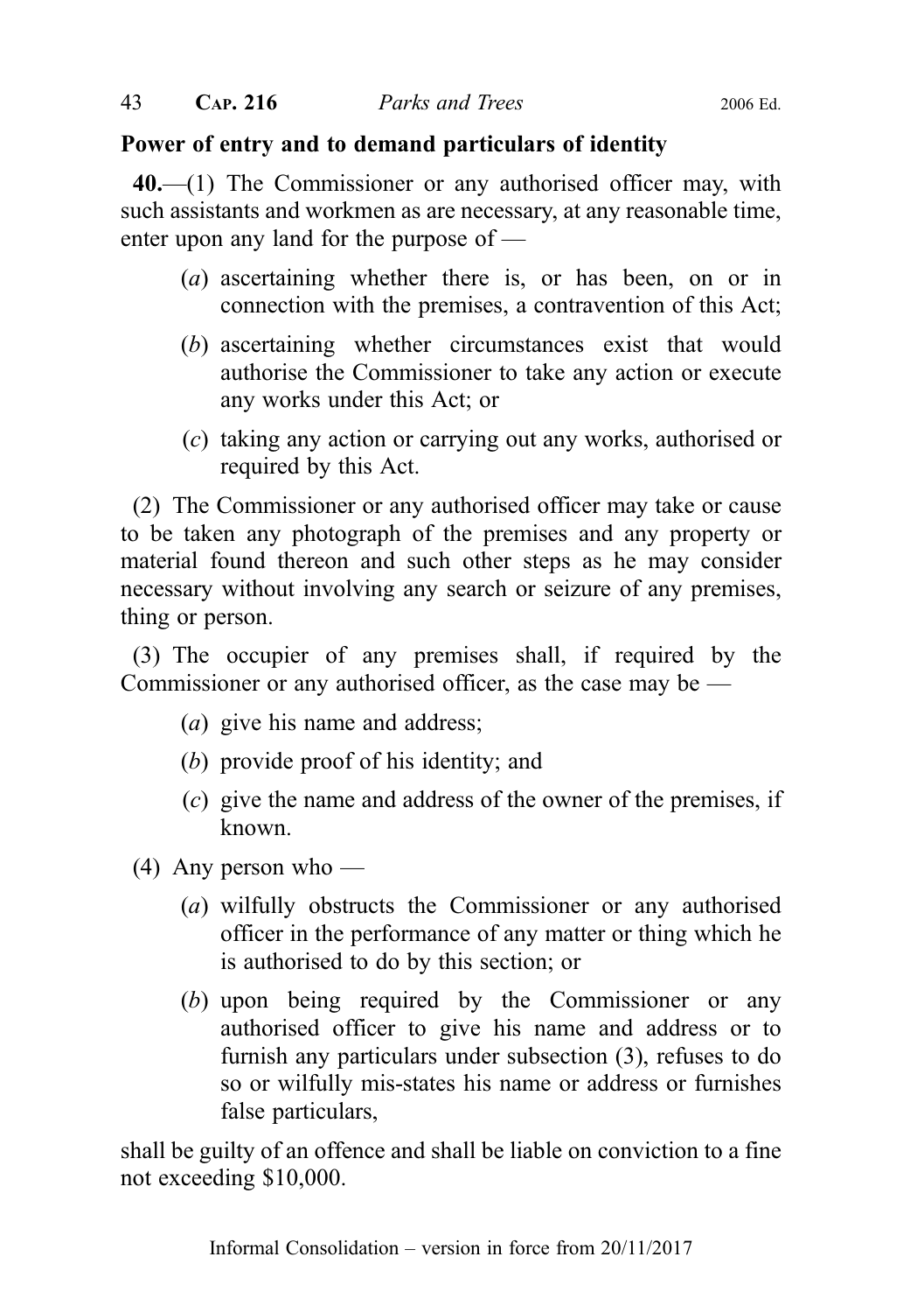**Power of entry and to demand particulars of identity**

**40.**—(1) The Commissioner or any authorised officer may, with such assistants and workmen as are necessary, at any reasonable time, enter upon any land for the purpose of —

(*a*) ascertaining whether there is, or has been, on or in connection with the premises, a contravention of this Act;

(*b*) ascertaining whether circumstances exist that would authorise the Commissioner to take any action or execute any works under this Act; or

(*c*) taking any action or carrying out any works, authorised or required by this Act.

(2) The Commissioner or any authorised officer may take or cause to be taken any photograph of the premises and any property or material found thereon and such other steps as he may consider necessary without involving any search or seizure of any premises, thing or person.

(3) The occupier of any premises shall, if required by the Commissioner or any authorised officer, as the case may be —

(*a*) give his name and address;

(*b*) provide proof of his identity; and

(*c*) give the name and address of the owner of the premises, if known.

(4) Any person who —

(*a*) wilfully obstructs the Commissioner or any authorised officer in the performance of any matter or thing which he is authorised to do by this section; or

(*b*) upon being required by the Commissioner or any authorised officer to give his name and address or to furnish any particulars under subsection (3), refuses to do so or wilfully mis-states his name or address or furnishes false particulars,

shall be guilty of an offence and shall be liable on conviction to a fine not exceeding $10,000.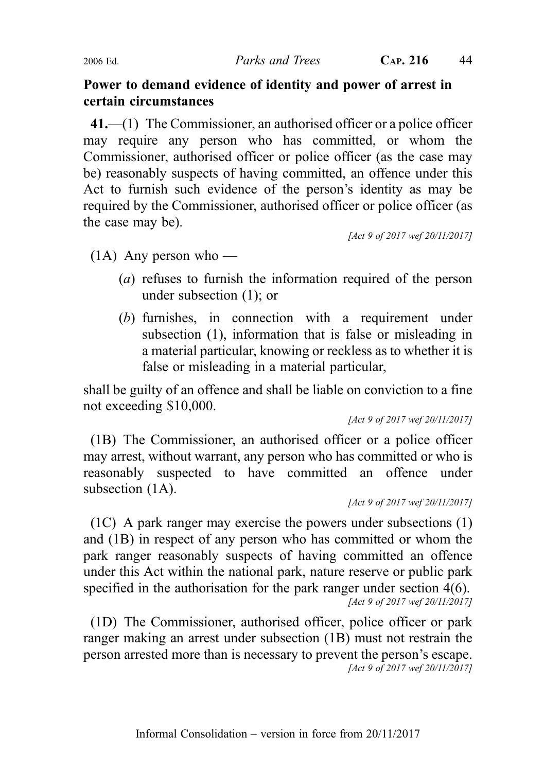**Power to demand evidence of identity and power of arrest in certain circumstances**

**41.**—(1) The Commissioner, an authorised officer or a police officer may require any person who has committed, or whom the Commissioner, authorised officer or police officer (as the case may be) reasonably suspects of having committed, an offence under this Act to furnish such evidence of the person's identity as may be required by the Commissioner, authorised officer or police officer (as the case may be).

*[Act 9 of 2017 wef 20/11/2017]*

(1A) Any person who —

(*a*) refuses to furnish the information required of the person under subsection (1); or

(*b*) furnishes, in connection with a requirement under subsection (1), information that is false or misleading in a material particular, knowing or reckless as to whether it is false or misleading in a material particular,

shall be guilty of an offence and shall be liable on conviction to a fine not exceeding $10,000.

*[Act 9 of 2017 wef 20/11/2017]*

(1B) The Commissioner, an authorised officer or a police officer may arrest, without warrant, any person who has committed or who is reasonably suspected to have committed an offence under subsection (1A).

*[Act 9 of 2017 wef 20/11/2017]*

(1C) A park ranger may exercise the powers under subsections (1) and (1B) in respect of any person who has committed or whom the park ranger reasonably suspects of having committed an offence under this Act within the national park, nature reserve or public park specified in the authorisation for the park ranger under section 4(6).

*[Act 9 of 2017 wef 20/11/2017]*

(1D) The Commissioner, authorised officer, police officer or park ranger making an arrest under subsection (1B) must not restrain the person arrested more than is necessary to prevent the person's escape.

*[Act 9 of 2017 wef 20/11/2017]*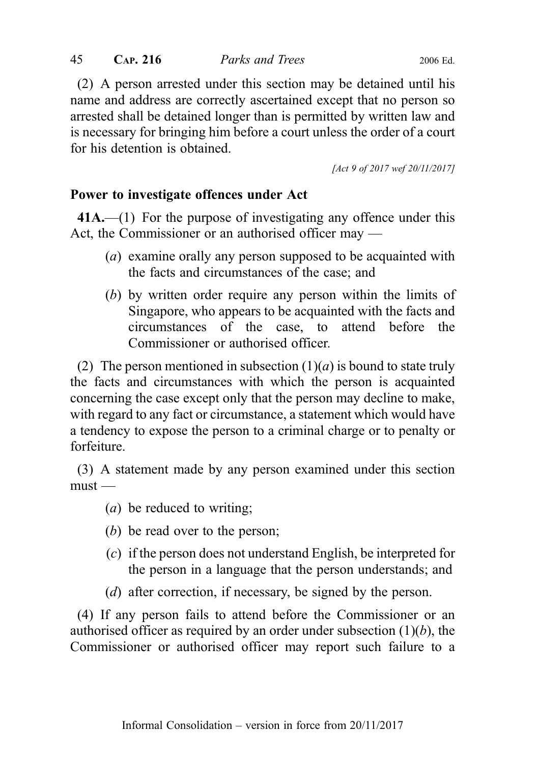(2) A person arrested under this section may be detained until his name and address are correctly ascertained except that no person so arrested shall be detained longer than is permitted by written law and is necessary for bringing him before a court unless the order of a court for his detention is obtained.

[Act 9 of 2017 wef 20/11/2017]

**Power to investigate offences under Act**

**41A.**—(1) For the purpose of investigating any offence under this Act, the Commissioner or an authorised officer may —

(*a*) examine orally any person supposed to be acquainted with the facts and circumstances of the case; and

(*b*) by written order require any person within the limits of Singapore, who appears to be acquainted with the facts and circumstances of the case, to attend before the Commissioner or authorised officer.

(2) The person mentioned in subsection (1)(*a*) is bound to state truly the facts and circumstances with which the person is acquainted concerning the case except only that the person may decline to make, with regard to any fact or circumstance, a statement which would have a tendency to expose the person to a criminal charge or to penalty or forfeiture.

(3) A statement made by any person examined under this section must —

(*a*) be reduced to writing;

(*b*) be read over to the person;

(*c*) if the person does not understand English, be interpreted for the person in a language that the person understands; and

(*d*) after correction, if necessary, be signed by the person.

(4) If any person fails to attend before the Commissioner or an authorised officer as required by an order under subsection (1)(*b*), the Commissioner or authorised officer may report such failure to a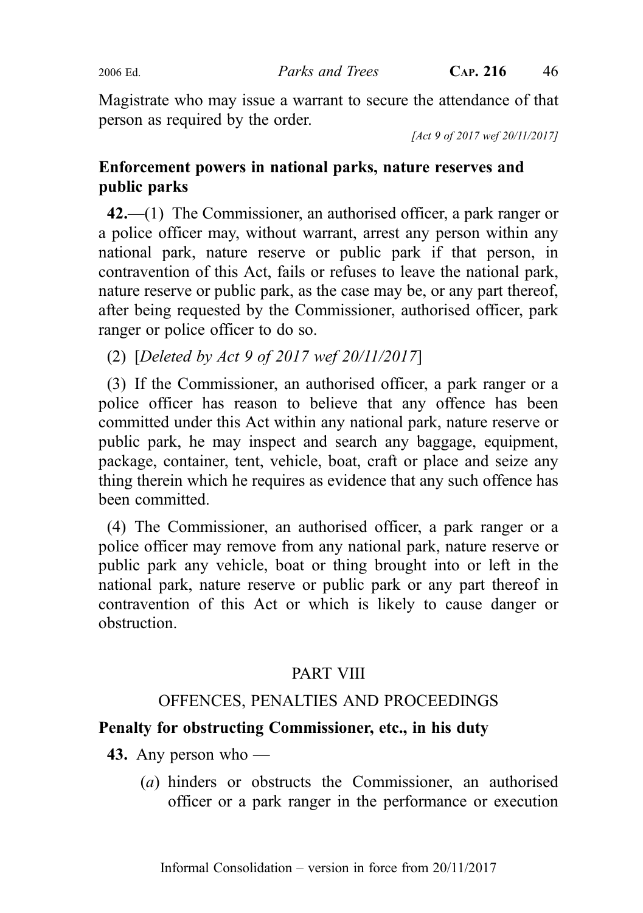Magistrate who may issue a warrant to secure the attendance of that person as required by the order.

*[Act 9 of 2017 wef 20/11/2017]*

**Enforcement powers in national parks, nature reserves and public parks**

**42.**—(1) The Commissioner, an authorised officer, a park ranger or a police officer may, without warrant, arrest any person within any national park, nature reserve or public park if that person, in contravention of this Act, fails or refuses to leave the national park, nature reserve or public park, as the case may be, or any part thereof, after being requested by the Commissioner, authorised officer, park ranger or police officer to do so.

(2) [*Deleted by Act 9 of 2017 wef 20/11/2017*]

(3) If the Commissioner, an authorised officer, a park ranger or a police officer has reason to believe that any offence has been committed under this Act within any national park, nature reserve or public park, he may inspect and search any baggage, equipment, package, container, tent, vehicle, boat, craft or place and seize any thing therein which he requires as evidence that any such offence has been committed.

(4) The Commissioner, an authorised officer, a park ranger or a police officer may remove from any national park, nature reserve or public park any vehicle, boat or thing brought into or left in the national park, nature reserve or public park or any part thereof in contravention of this Act or which is likely to cause danger or obstruction.

## PART VIII

## OFFENCES, PENALTIES AND PROCEEDINGS

**Penalty for obstructing Commissioner, etc., in his duty**

**43.** Any person who —

(*a*) hinders or obstructs the Commissioner, an authorised officer or a park ranger in the performance or execution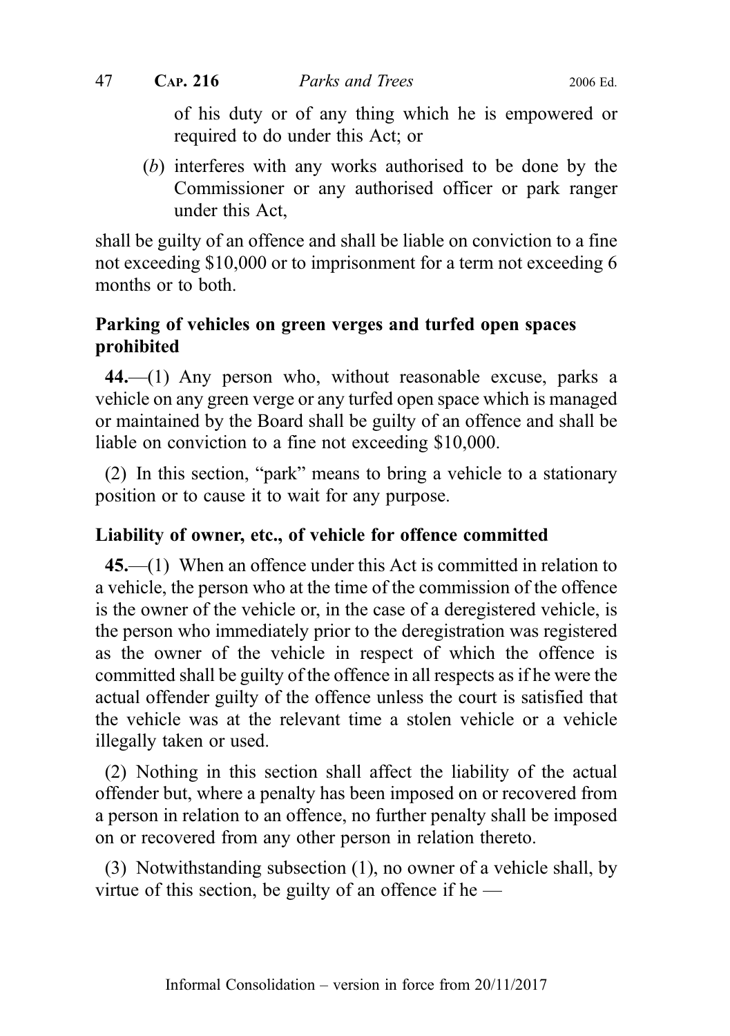of his duty or of any thing which he is empowered or required to do under this Act; or

(*b*) interferes with any works authorised to be done by the Commissioner or any authorised officer or park ranger under this Act,

shall be guilty of an offence and shall be liable on conviction to a fine not exceeding $10,000 or to imprisonment for a term not exceeding 6 months or to both.

**Parking of vehicles on green verges and turfed open spaces prohibited**

**44.**—(1) Any person who, without reasonable excuse, parks a vehicle on any green verge or any turfed open space which is managed or maintained by the Board shall be guilty of an offence and shall be liable on conviction to a fine not exceeding $10,000.

(2) In this section, "park" means to bring a vehicle to a stationary position or to cause it to wait for any purpose.

**Liability of owner, etc., of vehicle for offence committed**

**45.**—(1) When an offence under this Act is committed in relation to a vehicle, the person who at the time of the commission of the offence is the owner of the vehicle or, in the case of a deregistered vehicle, is the person who immediately prior to the deregistration was registered as the owner of the vehicle in respect of which the offence is committed shall be guilty of the offence in all respects as if he were the actual offender guilty of the offence unless the court is satisfied that the vehicle was at the relevant time a stolen vehicle or a vehicle illegally taken or used.

(2) Nothing in this section shall affect the liability of the actual offender but, where a penalty has been imposed on or recovered from a person in relation to an offence, no further penalty shall be imposed on or recovered from any other person in relation thereto.

(3) Notwithstanding subsection (1), no owner of a vehicle shall, by virtue of this section, be guilty of an offence if he —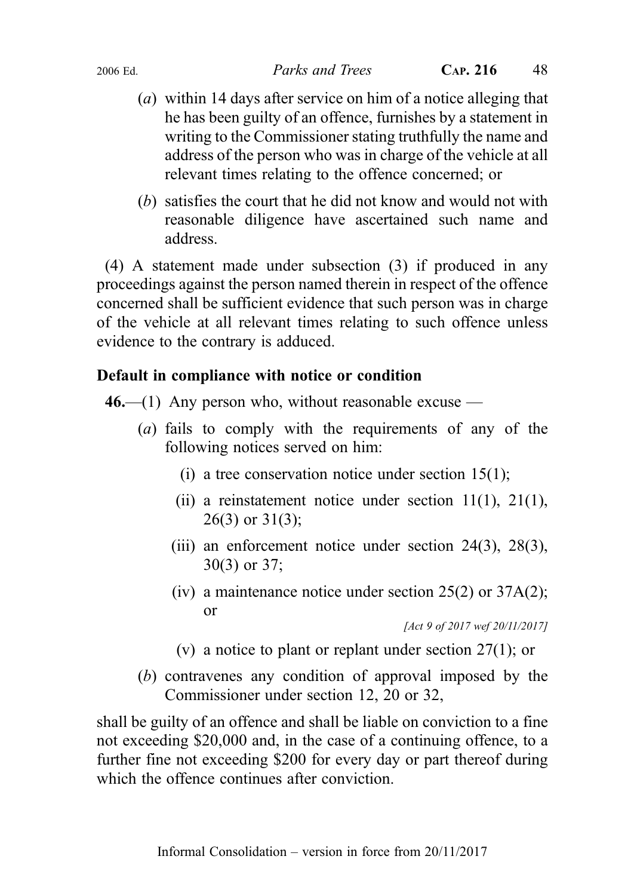(*a*) within 14 days after service on him of a notice alleging that he has been guilty of an offence, furnishes by a statement in writing to the Commissioner stating truthfully the name and address of the person who was in charge of the vehicle at all relevant times relating to the offence concerned; or

(*b*) satisfies the court that he did not know and would not with reasonable diligence have ascertained such name and address.

(4) A statement made under subsection (3) if produced in any proceedings against the person named therein in respect of the offence concerned shall be sufficient evidence that such person was in charge of the vehicle at all relevant times relating to such offence unless evidence to the contrary is adduced.

**Default in compliance with notice or condition**

**46.**—(1) Any person who, without reasonable excuse —

(*a*) fails to comply with the requirements of any of the following notices served on him:

(i) a tree conservation notice under section 15(1);

(ii) a reinstatement notice under section 11(1), 21(1), 26(3) or 31(3);

(iii) an enforcement notice under section 24(3), 28(3), 30(3) or 37;

(iv) a maintenance notice under section 25(2) or 37A(2); or

*[Act 9 of 2017 wef 20/11/2017]*

(v) a notice to plant or replant under section 27(1); or

(*b*) contravenes any condition of approval imposed by the Commissioner under section 12, 20 or 32,

shall be guilty of an offence and shall be liable on conviction to a fine not exceeding $20,000 and, in the case of a continuing offence, to a further fine not exceeding $200 for every day or part thereof during which the offence continues after conviction.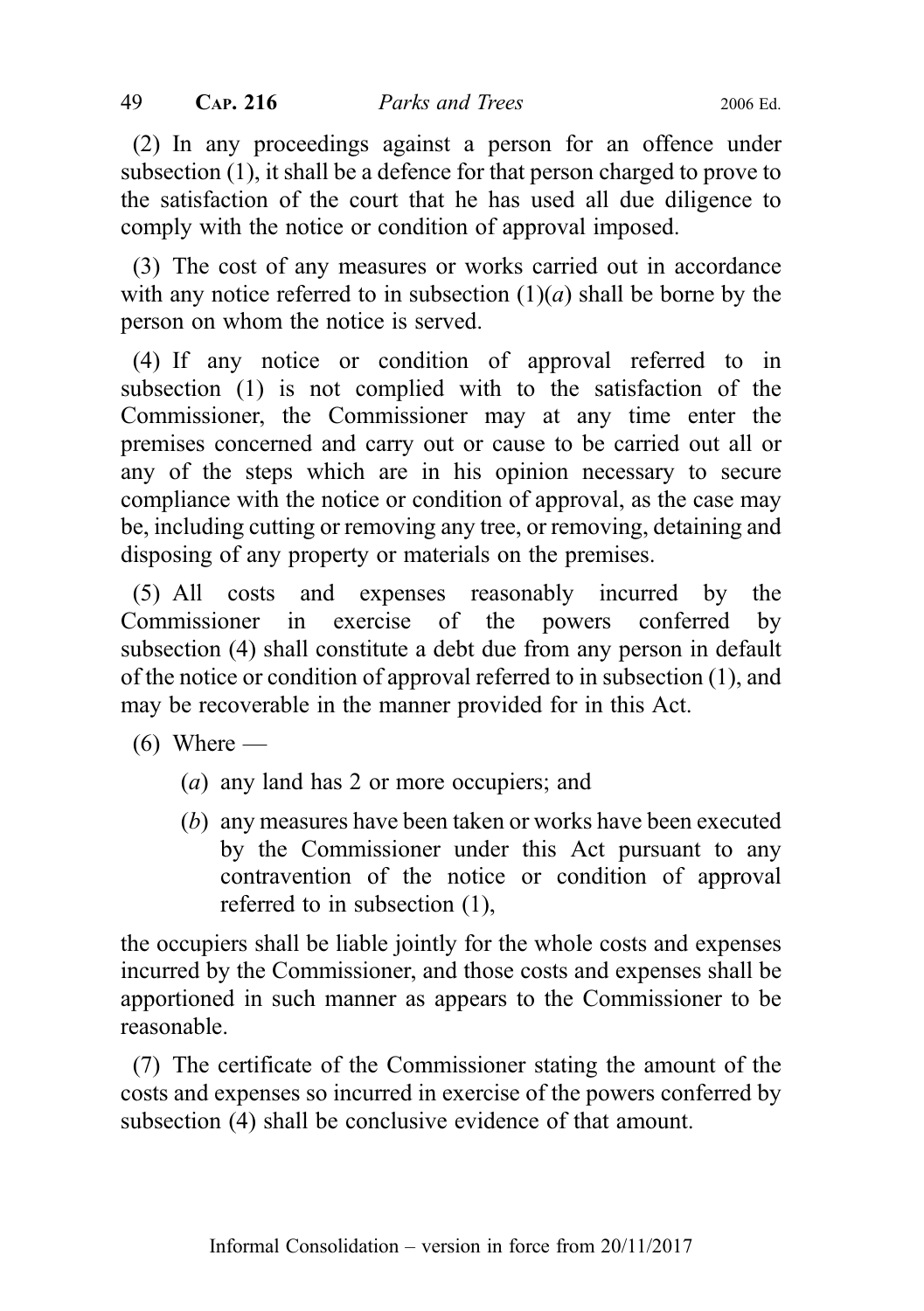(2) In any proceedings against a person for an offence under subsection (1), it shall be a defence for that person charged to prove to the satisfaction of the court that he has used all due diligence to comply with the notice or condition of approval imposed.

(3) The cost of any measures or works carried out in accordance with any notice referred to in subsection (1)(*a*) shall be borne by the person on whom the notice is served.

(4) If any notice or condition of approval referred to in subsection (1) is not complied with to the satisfaction of the Commissioner, the Commissioner may at any time enter the premises concerned and carry out or cause to be carried out all or any of the steps which are in his opinion necessary to secure compliance with the notice or condition of approval, as the case may be, including cutting or removing any tree, or removing, detaining and disposing of any property or materials on the premises.

(5) All costs and expenses reasonably incurred by the Commissioner in exercise of the powers conferred by subsection (4) shall constitute a debt due from any person in default of the notice or condition of approval referred to in subsection (1), and may be recoverable in the manner provided for in this Act.

(6) Where —

(*a*) any land has 2 or more occupiers; and

(*b*) any measures have been taken or works have been executed by the Commissioner under this Act pursuant to any contravention of the notice or condition of approval referred to in subsection (1),

the occupiers shall be liable jointly for the whole costs and expenses incurred by the Commissioner, and those costs and expenses shall be apportioned in such manner as appears to the Commissioner to be reasonable.

(7) The certificate of the Commissioner stating the amount of the costs and expenses so incurred in exercise of the powers conferred by subsection (4) shall be conclusive evidence of that amount.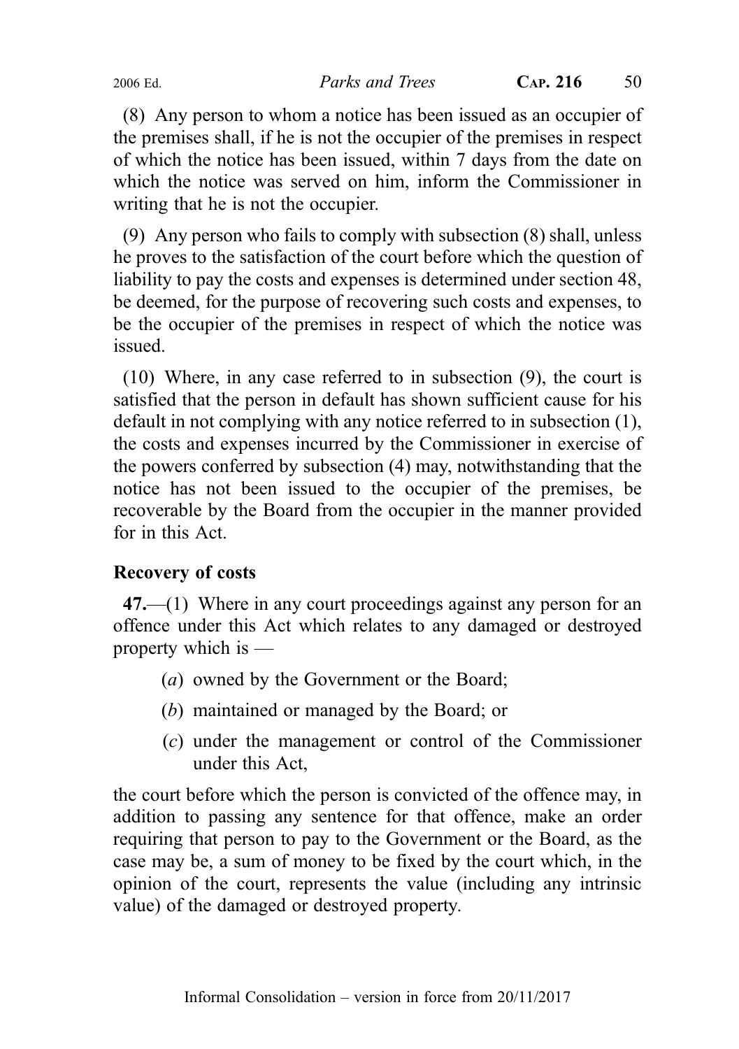(8) Any person to whom a notice has been issued as an occupier of the premises shall, if he is not the occupier of the premises in respect of which the notice has been issued, within 7 days from the date on which the notice was served on him, inform the Commissioner in writing that he is not the occupier.

(9) Any person who fails to comply with subsection (8) shall, unless he proves to the satisfaction of the court before which the question of liability to pay the costs and expenses is determined under section 48, be deemed, for the purpose of recovering such costs and expenses, to be the occupier of the premises in respect of which the notice was issued.

(10) Where, in any case referred to in subsection (9), the court is satisfied that the person in default has shown sufficient cause for his default in not complying with any notice referred to in subsection (1), the costs and expenses incurred by the Commissioner in exercise of the powers conferred by subsection (4) may, notwithstanding that the notice has not been issued to the occupier of the premises, be recoverable by the Board from the occupier in the manner provided for in this Act.

**Recovery of costs**

**47.**—(1) Where in any court proceedings against any person for an offence under this Act which relates to any damaged or destroyed property which is —

(*a*) owned by the Government or the Board;

(*b*) maintained or managed by the Board; or

(*c*) under the management or control of the Commissioner under this Act,

the court before which the person is convicted of the offence may, in addition to passing any sentence for that offence, make an order requiring that person to pay to the Government or the Board, as the case may be, a sum of money to be fixed by the court which, in the opinion of the court, represents the value (including any intrinsic value) of the damaged or destroyed property.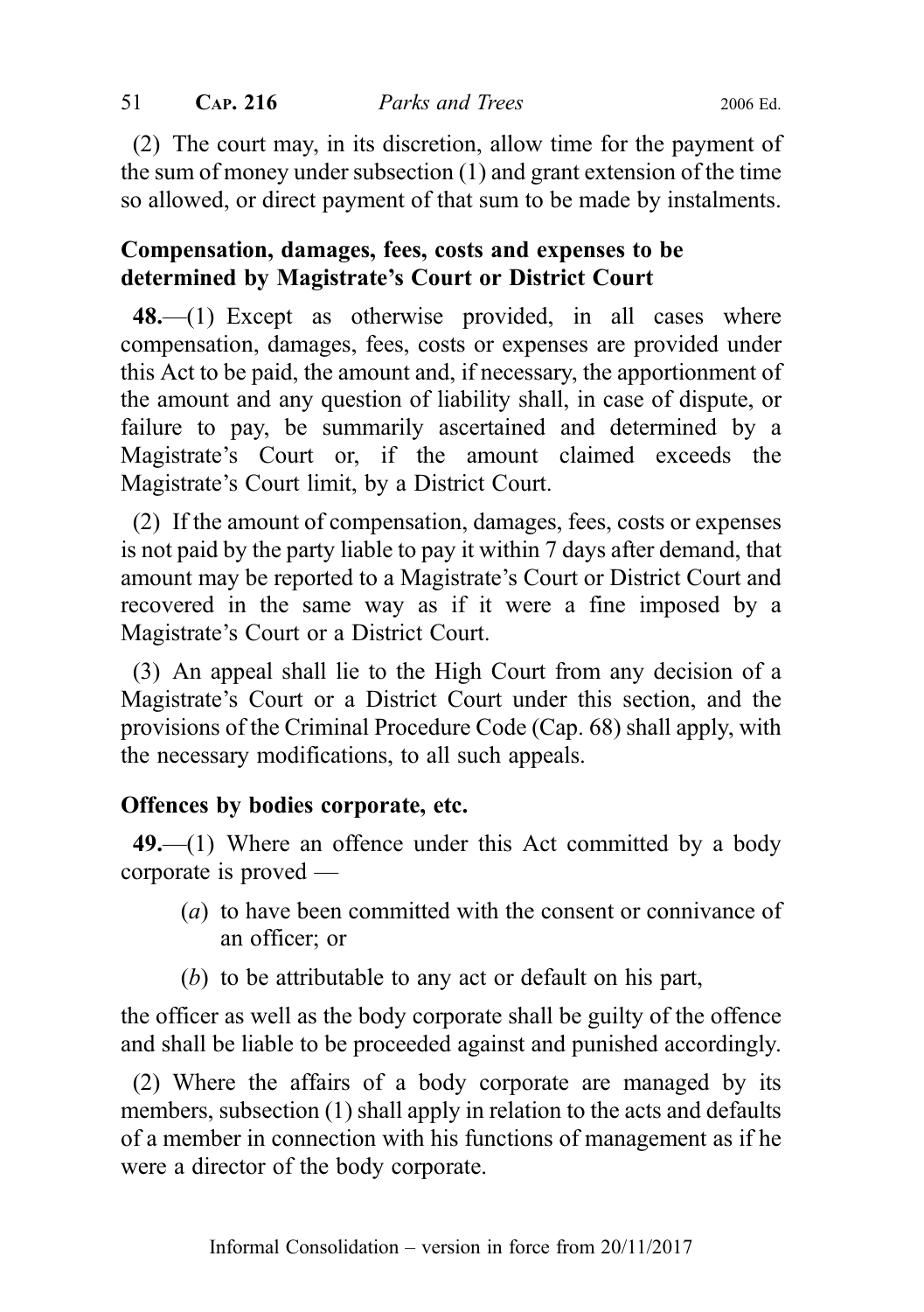(2) The court may, in its discretion, allow time for the payment of the sum of money under subsection (1) and grant extension of the time so allowed, or direct payment of that sum to be made by instalments.

### Compensation, damages, fees, costs and expenses to be determined by Magistrate's Court or District Court

**48.**—(1) Except as otherwise provided, in all cases where compensation, damages, fees, costs or expenses are provided under this Act to be paid, the amount and, if necessary, the apportionment of the amount and any question of liability shall, in case of dispute, or failure to pay, be summarily ascertained and determined by a Magistrate's Court or, if the amount claimed exceeds the Magistrate's Court limit, by a District Court.

(2) If the amount of compensation, damages, fees, costs or expenses is not paid by the party liable to pay it within 7 days after demand, that amount may be reported to a Magistrate's Court or District Court and recovered in the same way as if it were a fine imposed by a Magistrate's Court or a District Court.

(3) An appeal shall lie to the High Court from any decision of a Magistrate's Court or a District Court under this section, and the provisions of the Criminal Procedure Code (Cap. 68) shall apply, with the necessary modifications, to all such appeals.

### Offences by bodies corporate, etc.

**49.**—(1) Where an offence under this Act committed by a body corporate is proved —

(*a*) to have been committed with the consent or connivance of an officer; or

(*b*) to be attributable to any act or default on his part,

the officer as well as the body corporate shall be guilty of the offence and shall be liable to be proceeded against and punished accordingly.

(2) Where the affairs of a body corporate are managed by its members, subsection (1) shall apply in relation to the acts and defaults of a member in connection with his functions of management as if he were a director of the body corporate.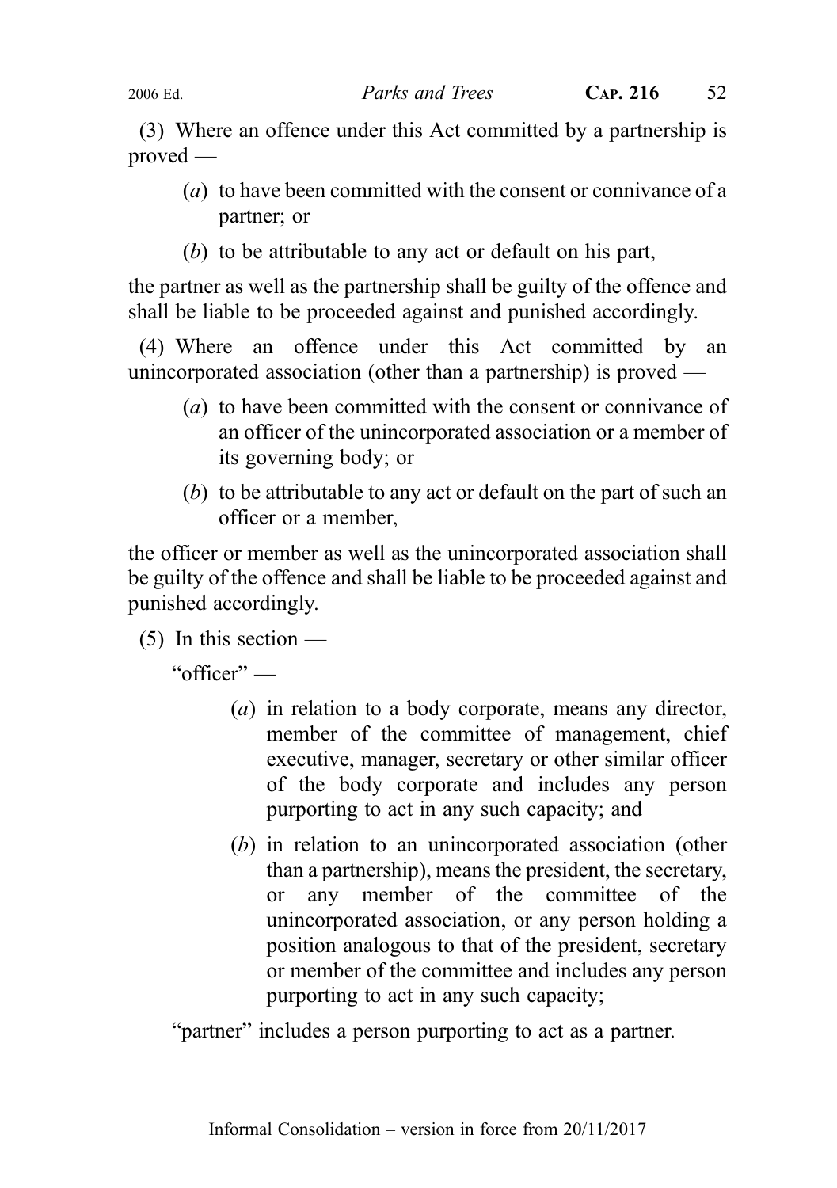(3) Where an offence under this Act committed by a partnership is proved —

(*a*) to have been committed with the consent or connivance of a partner; or

(*b*) to be attributable to any act or default on his part,

the partner as well as the partnership shall be guilty of the offence and shall be liable to be proceeded against and punished accordingly.

(4) Where an offence under this Act committed by an unincorporated association (other than a partnership) is proved —

(*a*) to have been committed with the consent or connivance of an officer of the unincorporated association or a member of its governing body; or

(*b*) to be attributable to any act or default on the part of such an officer or a member,

the officer or member as well as the unincorporated association shall be guilty of the offence and shall be liable to be proceeded against and punished accordingly.

(5) In this section —

"officer" —

(*a*) in relation to a body corporate, means any director, member of the committee of management, chief executive, manager, secretary or other similar officer of the body corporate and includes any person purporting to act in any such capacity; and

(*b*) in relation to an unincorporated association (other than a partnership), means the president, the secretary, or any member of the committee of the unincorporated association, or any person holding a position analogous to that of the president, secretary or member of the committee and includes any person purporting to act in any such capacity;

"partner" includes a person purporting to act as a partner.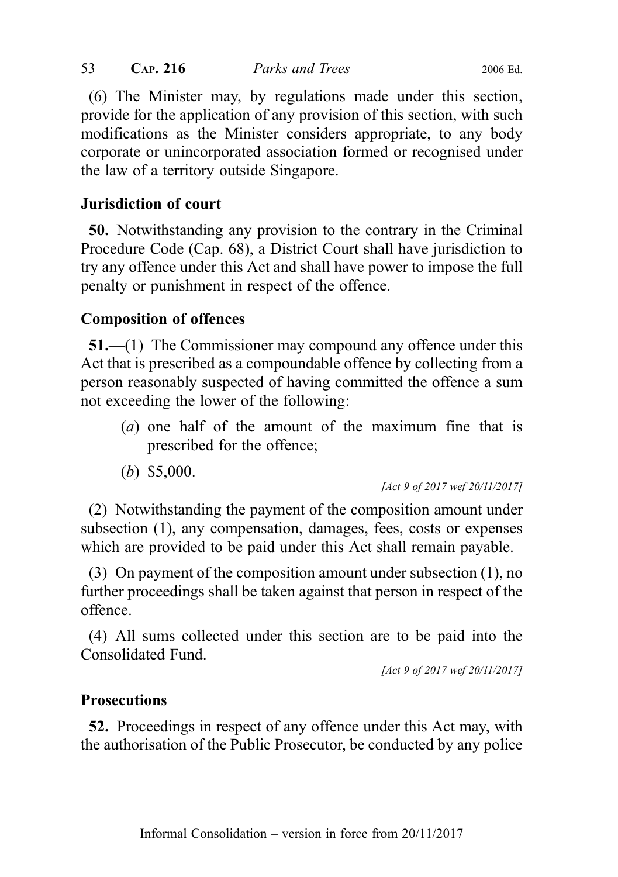(6) The Minister may, by regulations made under this section, provide for the application of any provision of this section, with such modifications as the Minister considers appropriate, to any body corporate or unincorporated association formed or recognised under the law of a territory outside Singapore.

### Jurisdiction of court

**50.** Notwithstanding any provision to the contrary in the Criminal Procedure Code (Cap. 68), a District Court shall have jurisdiction to try any offence under this Act and shall have power to impose the full penalty or punishment in respect of the offence.

### Composition of offences

**51.**—(1) The Commissioner may compound any offence under this Act that is prescribed as a compoundable offence by collecting from a person reasonably suspected of having committed the offence a sum not exceeding the lower of the following:

(*a*) one half of the amount of the maximum fine that is prescribed for the offence;

(*b*) $5,000.

*[Act 9 of 2017 wef 20/11/2017]*

(2) Notwithstanding the payment of the composition amount under subsection (1), any compensation, damages, fees, costs or expenses which are provided to be paid under this Act shall remain payable.

(3) On payment of the composition amount under subsection (1), no further proceedings shall be taken against that person in respect of the offence.

(4) All sums collected under this section are to be paid into the Consolidated Fund.

*[Act 9 of 2017 wef 20/11/2017]*

### Prosecutions

**52.** Proceedings in respect of any offence under this Act may, with the authorisation of the Public Prosecutor, be conducted by any police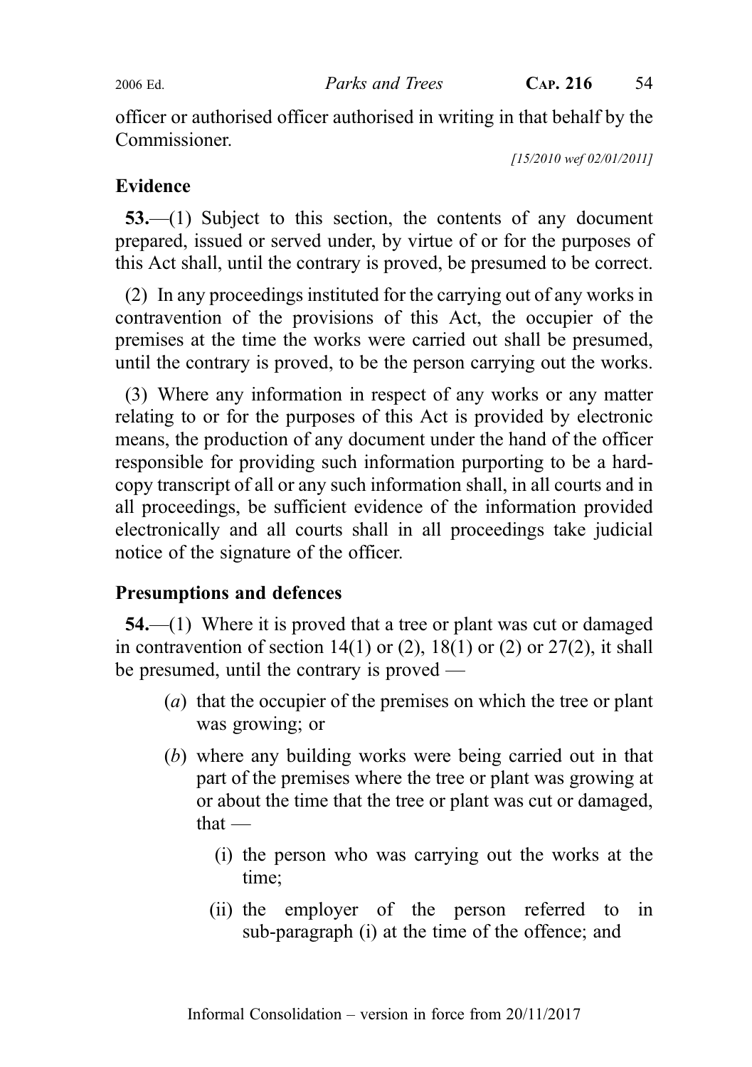officer or authorised officer authorised in writing in that behalf by the Commissioner.

[15/2010 wef 02/01/2011]

### Evidence

**53.**—(1) Subject to this section, the contents of any document prepared, issued or served under, by virtue of or for the purposes of this Act shall, until the contrary is proved, be presumed to be correct.

(2) In any proceedings instituted for the carrying out of any works in contravention of the provisions of this Act, the occupier of the premises at the time the works were carried out shall be presumed, until the contrary is proved, to be the person carrying out the works.

(3) Where any information in respect of any works or any matter relating to or for the purposes of this Act is provided by electronic means, the production of any document under the hand of the officer responsible for providing such information purporting to be a hard-copy transcript of all or any such information shall, in all courts and in all proceedings, be sufficient evidence of the information provided electronically and all courts shall in all proceedings take judicial notice of the signature of the officer.

### Presumptions and defences

**54.**—(1) Where it is proved that a tree or plant was cut or damaged in contravention of section 14(1) or (2), 18(1) or (2) or 27(2), it shall be presumed, until the contrary is proved —

(*a*) that the occupier of the premises on which the tree or plant was growing; or

(*b*) where any building works were being carried out in that part of the premises where the tree or plant was growing at or about the time that the tree or plant was cut or damaged, that —

(i) the person who was carrying out the works at the time;

(ii) the employer of the person referred to in sub-paragraph (i) at the time of the offence; and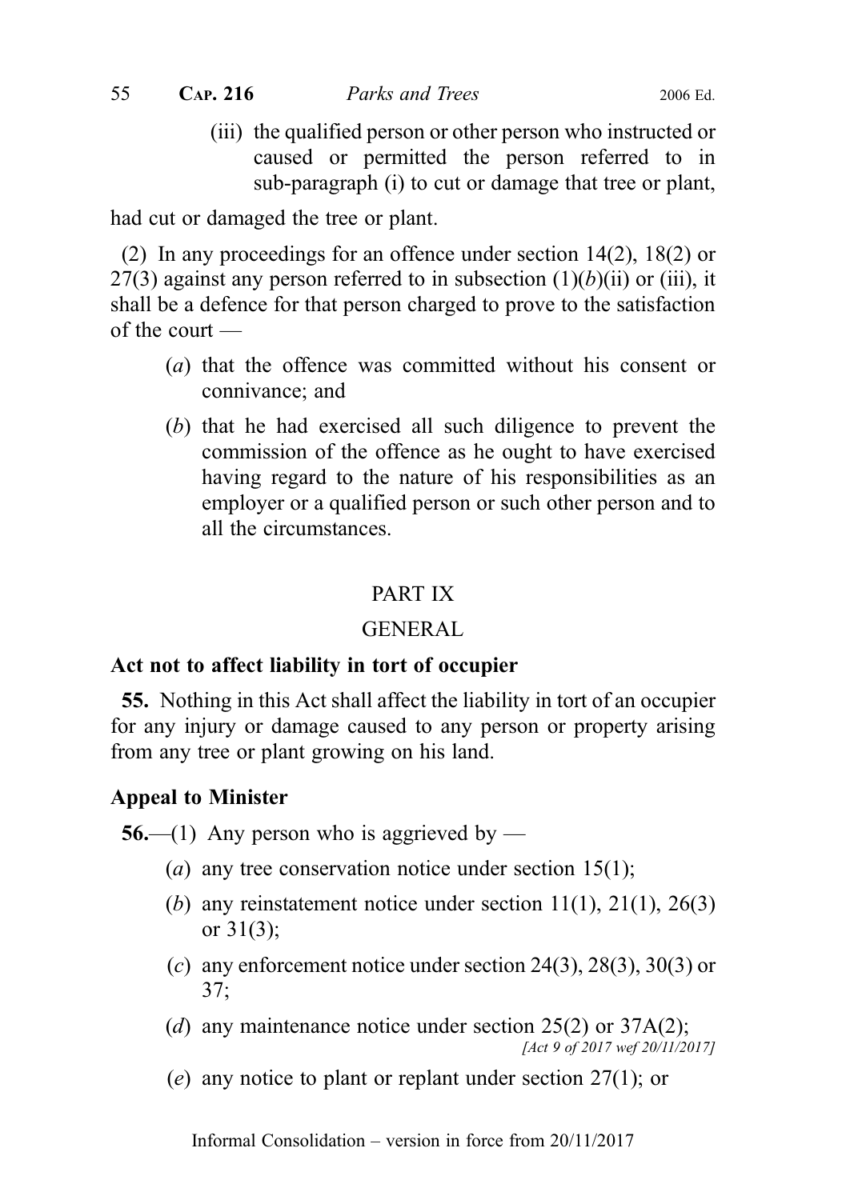(iii) the qualified person or other person who instructed or caused or permitted the person referred to in sub-paragraph (i) to cut or damage that tree or plant,

had cut or damaged the tree or plant.

(2) In any proceedings for an offence under section 14(2), 18(2) or 27(3) against any person referred to in subsection (1)(*b*)(ii) or (iii), it shall be a defence for that person charged to prove to the satisfaction of the court —

(*a*) that the offence was committed without his consent or connivance; and

(*b*) that he had exercised all such diligence to prevent the commission of the offence as he ought to have exercised having regard to the nature of his responsibilities as an employer or a qualified person or such other person and to all the circumstances.

## PART IX

## GENERAL

### Act not to affect liability in tort of occupier

**55.** Nothing in this Act shall affect the liability in tort of an occupier for any injury or damage caused to any person or property arising from any tree or plant growing on his land.

### Appeal to Minister

**56.**—(1) Any person who is aggrieved by —

(*a*) any tree conservation notice under section 15(1);

(*b*) any reinstatement notice under section 11(1), 21(1), 26(3) or 31(3);

(*c*) any enforcement notice under section 24(3), 28(3), 30(3) or 37;

(*d*) any maintenance notice under section 25(2) or 37A(2);
*[Act 9 of 2017 wef 20/11/2017]*

(*e*) any notice to plant or replant under section 27(1); or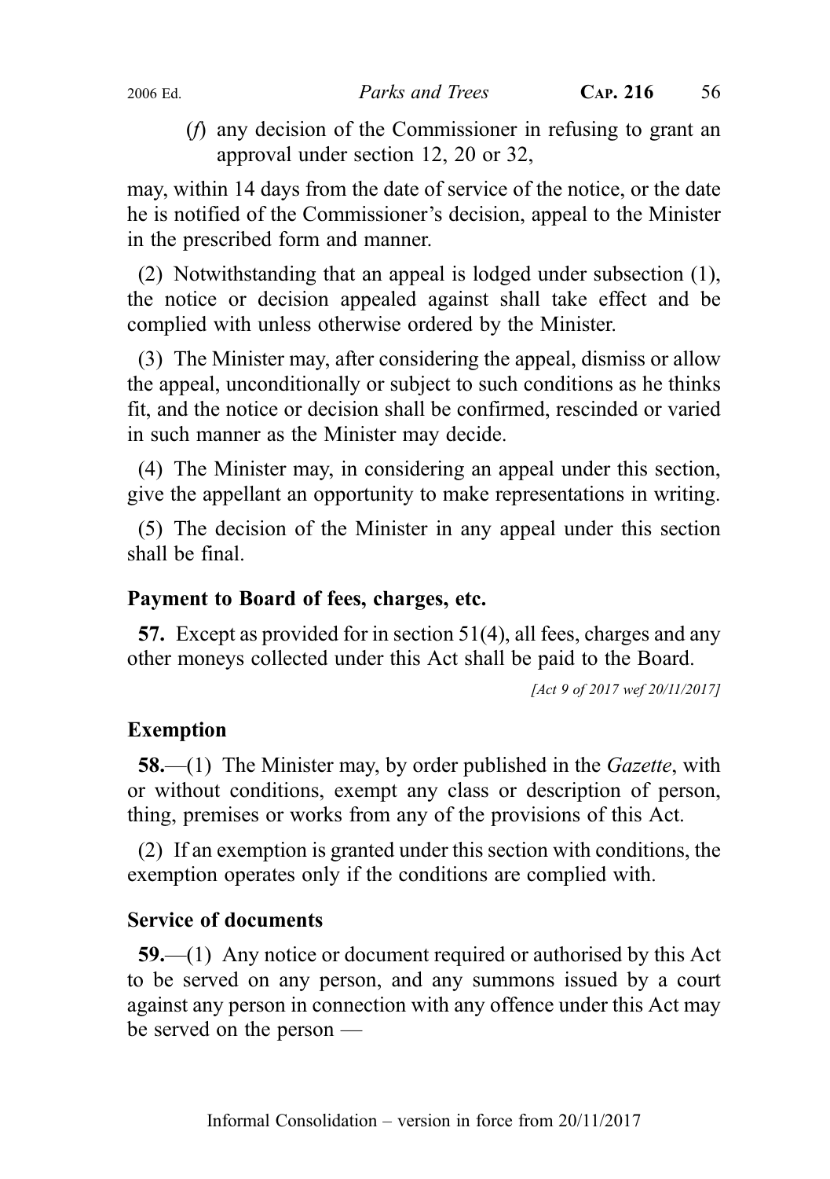(*f*) any decision of the Commissioner in refusing to grant an approval under section 12, 20 or 32,

may, within 14 days from the date of service of the notice, or the date he is notified of the Commissioner's decision, appeal to the Minister in the prescribed form and manner.

(2) Notwithstanding that an appeal is lodged under subsection (1), the notice or decision appealed against shall take effect and be complied with unless otherwise ordered by the Minister.

(3) The Minister may, after considering the appeal, dismiss or allow the appeal, unconditionally or subject to such conditions as he thinks fit, and the notice or decision shall be confirmed, rescinded or varied in such manner as the Minister may decide.

(4) The Minister may, in considering an appeal under this section, give the appellant an opportunity to make representations in writing.

(5) The decision of the Minister in any appeal under this section shall be final.

### Payment to Board of fees, charges, etc.

**57.** Except as provided for in section 51(4), all fees, charges and any other moneys collected under this Act shall be paid to the Board.

*[Act 9 of 2017 wef 20/11/2017]*

### Exemption

**58.**—(1) The Minister may, by order published in the *Gazette*, with or without conditions, exempt any class or description of person, thing, premises or works from any of the provisions of this Act.

(2) If an exemption is granted under this section with conditions, the exemption operates only if the conditions are complied with.

### Service of documents

**59.**—(1) Any notice or document required or authorised by this Act to be served on any person, and any summons issued by a court against any person in connection with any offence under this Act may be served on the person —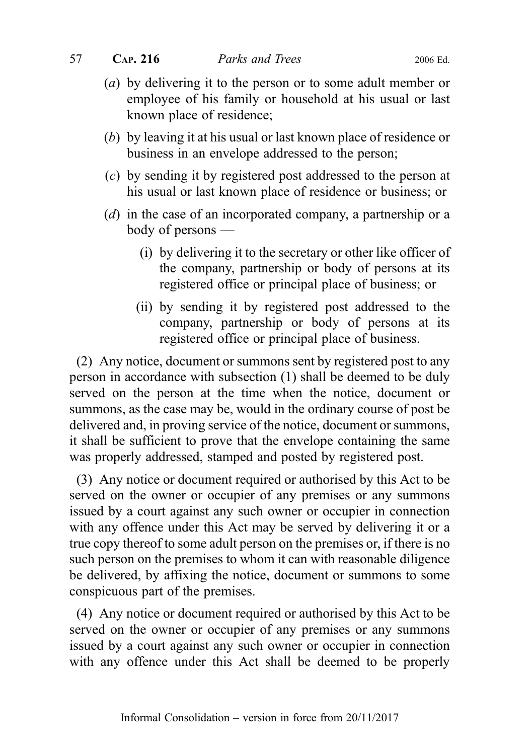(*a*) by delivering it to the person or to some adult member or employee of his family or household at his usual or last known place of residence;

(*b*) by leaving it at his usual or last known place of residence or business in an envelope addressed to the person;

(*c*) by sending it by registered post addressed to the person at his usual or last known place of residence or business; or

(*d*) in the case of an incorporated company, a partnership or a body of persons —

(i) by delivering it to the secretary or other like officer of the company, partnership or body of persons at its registered office or principal place of business; or

(ii) by sending it by registered post addressed to the company, partnership or body of persons at its registered office or principal place of business.

(2) Any notice, document or summons sent by registered post to any person in accordance with subsection (1) shall be deemed to be duly served on the person at the time when the notice, document or summons, as the case may be, would in the ordinary course of post be delivered and, in proving service of the notice, document or summons, it shall be sufficient to prove that the envelope containing the same was properly addressed, stamped and posted by registered post.

(3) Any notice or document required or authorised by this Act to be served on the owner or occupier of any premises or any summons issued by a court against any such owner or occupier in connection with any offence under this Act may be served by delivering it or a true copy thereof to some adult person on the premises or, if there is no such person on the premises to whom it can with reasonable diligence be delivered, by affixing the notice, document or summons to some conspicuous part of the premises.

(4) Any notice or document required or authorised by this Act to be served on the owner or occupier of any premises or any summons issued by a court against any such owner or occupier in connection with any offence under this Act shall be deemed to be properly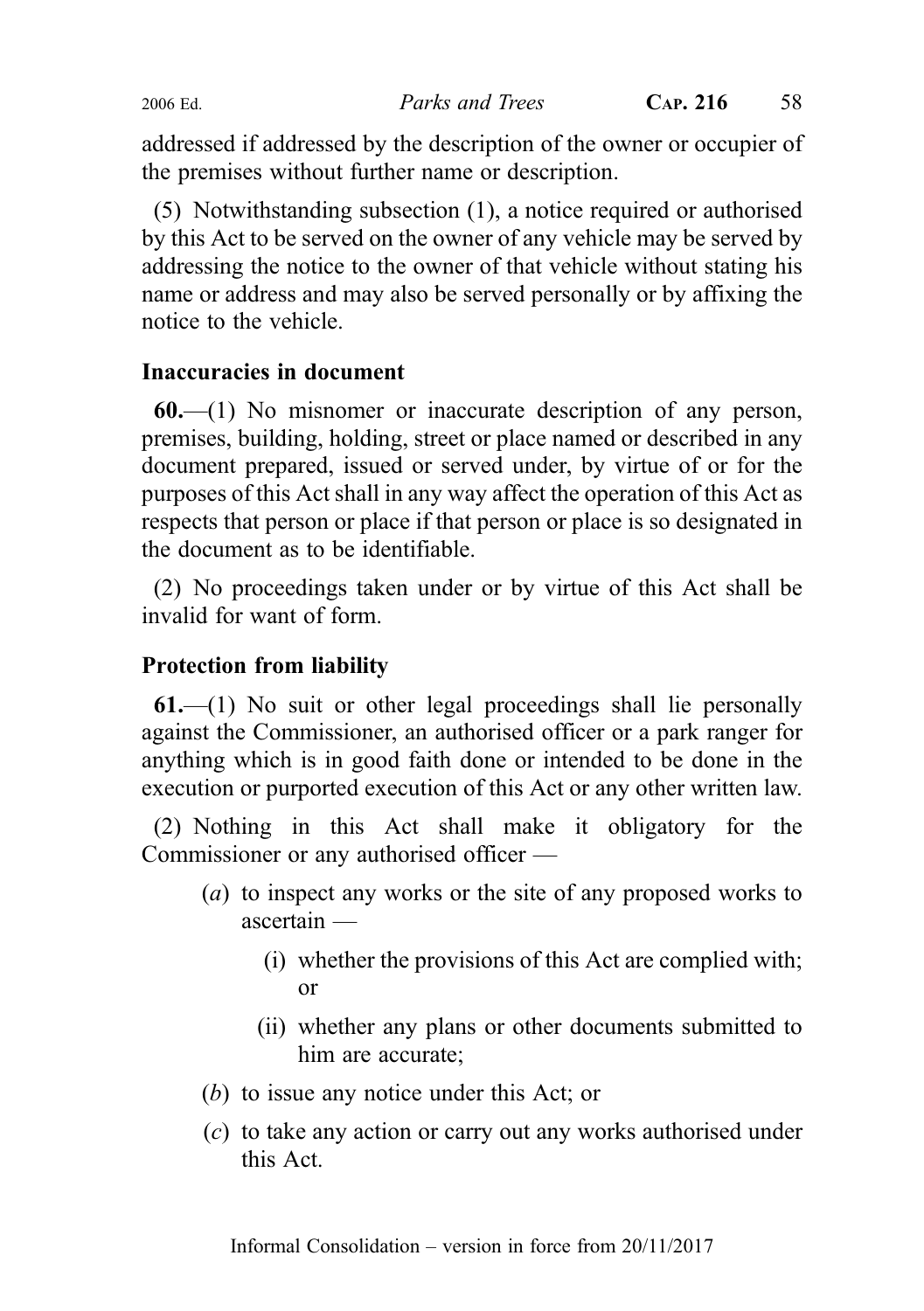addressed if addressed by the description of the owner or occupier of the premises without further name or description.

(5) Notwithstanding subsection (1), a notice required or authorised by this Act to be served on the owner of any vehicle may be served by addressing the notice to the owner of that vehicle without stating his name or address and may also be served personally or by affixing the notice to the vehicle.

### Inaccuracies in document

**60.**—(1) No misnomer or inaccurate description of any person, premises, building, holding, street or place named or described in any document prepared, issued or served under, by virtue of or for the purposes of this Act shall in any way affect the operation of this Act as respects that person or place if that person or place is so designated in the document as to be identifiable.

(2) No proceedings taken under or by virtue of this Act shall be invalid for want of form.

### Protection from liability

**61.**—(1) No suit or other legal proceedings shall lie personally against the Commissioner, an authorised officer or a park ranger for anything which is in good faith done or intended to be done in the execution or purported execution of this Act or any other written law.

(2) Nothing in this Act shall make it obligatory for the Commissioner or any authorised officer —

- (*a*) to inspect any works or the site of any proposed works to ascertain —
  - (i) whether the provisions of this Act are complied with; or
  - (ii) whether any plans or other documents submitted to him are accurate;
- (*b*) to issue any notice under this Act; or
- (*c*) to take any action or carry out any works authorised under this Act.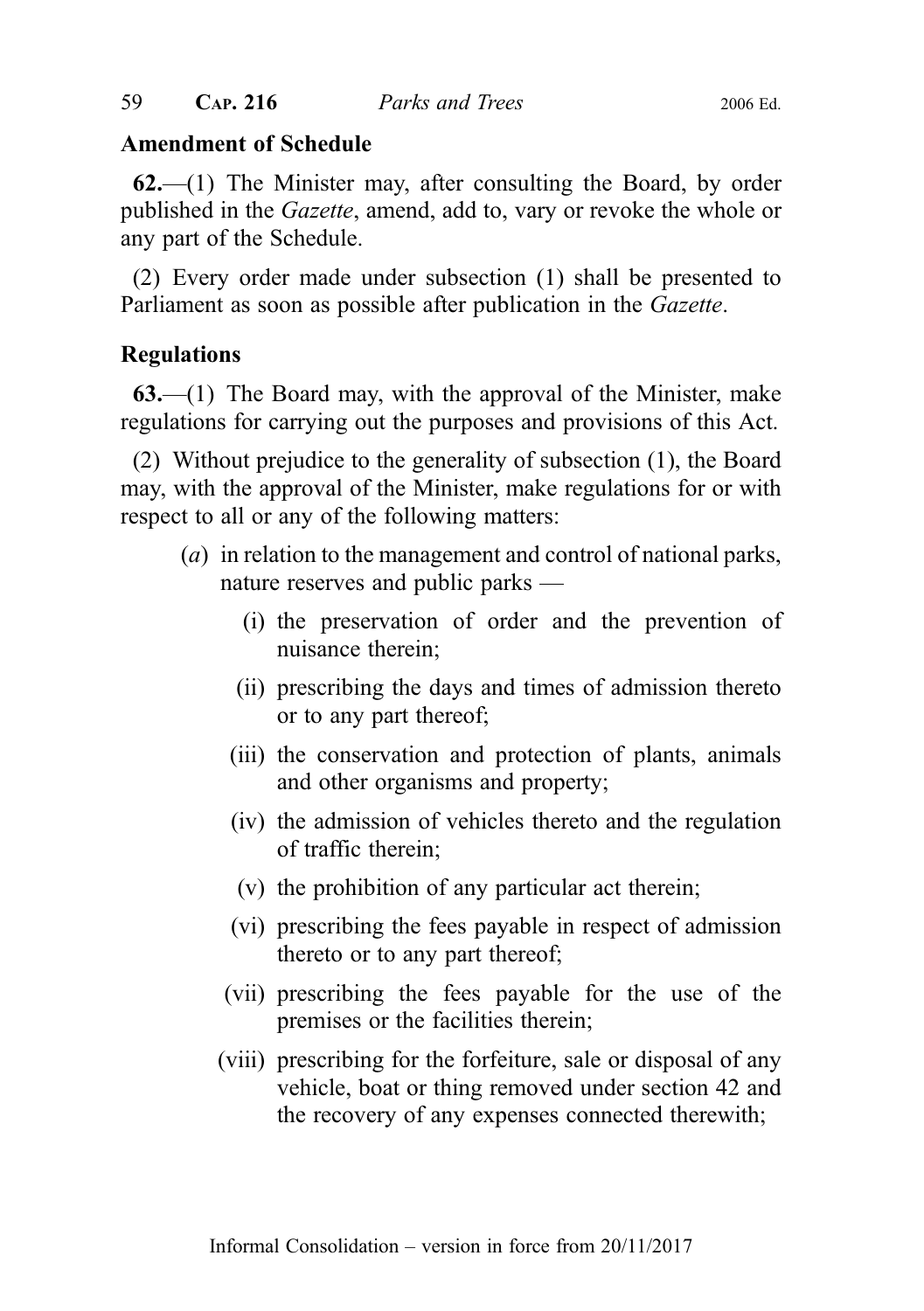**Amendment of Schedule**

**62.**—(1) The Minister may, after consulting the Board, by order published in the *Gazette*, amend, add to, vary or revoke the whole or any part of the Schedule.

(2) Every order made under subsection (1) shall be presented to Parliament as soon as possible after publication in the *Gazette*.

**Regulations**

**63.**—(1) The Board may, with the approval of the Minister, make regulations for carrying out the purposes and provisions of this Act.

(2) Without prejudice to the generality of subsection (1), the Board may, with the approval of the Minister, make regulations for or with respect to all or any of the following matters:

(*a*) in relation to the management and control of national parks, nature reserves and public parks —

(i) the preservation of order and the prevention of nuisance therein;

(ii) prescribing the days and times of admission thereto or to any part thereof;

(iii) the conservation and protection of plants, animals and other organisms and property;

(iv) the admission of vehicles thereto and the regulation of traffic therein;

(v) the prohibition of any particular act therein;

(vi) prescribing the fees payable in respect of admission thereto or to any part thereof;

(vii) prescribing the fees payable for the use of the premises or the facilities therein;

(viii) prescribing for the forfeiture, sale or disposal of any vehicle, boat or thing removed under section 42 and the recovery of any expenses connected therewith;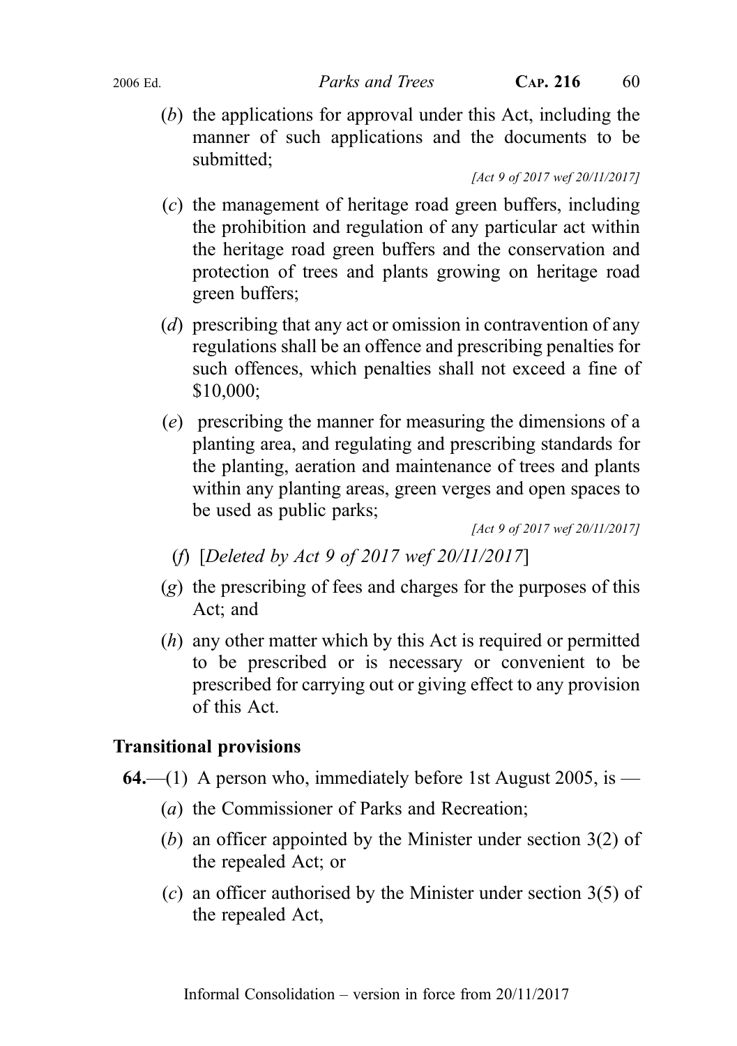(*b*) the applications for approval under this Act, including the manner of such applications and the documents to be submitted;

*[Act 9 of 2017 wef 20/11/2017]*

(*c*) the management of heritage road green buffers, including the prohibition and regulation of any particular act within the heritage road green buffers and the conservation and protection of trees and plants growing on heritage road green buffers;

(*d*) prescribing that any act or omission in contravention of any regulations shall be an offence and prescribing penalties for such offences, which penalties shall not exceed a fine of $10,000;

(*e*) prescribing the manner for measuring the dimensions of a planting area, and regulating and prescribing standards for the planting, aeration and maintenance of trees and plants within any planting areas, green verges and open spaces to be used as public parks;

*[Act 9 of 2017 wef 20/11/2017]*

(*f*) [*Deleted by Act 9 of 2017 wef 20/11/2017*]

(*g*) the prescribing of fees and charges for the purposes of this Act; and

(*h*) any other matter which by this Act is required or permitted to be prescribed or is necessary or convenient to be prescribed for carrying out or giving effect to any provision of this Act.

## Transitional provisions

**64.**—(1) A person who, immediately before 1st August 2005, is —

(*a*) the Commissioner of Parks and Recreation;

(*b*) an officer appointed by the Minister under section 3(2) of the repealed Act; or

(*c*) an officer authorised by the Minister under section 3(5) of the repealed Act,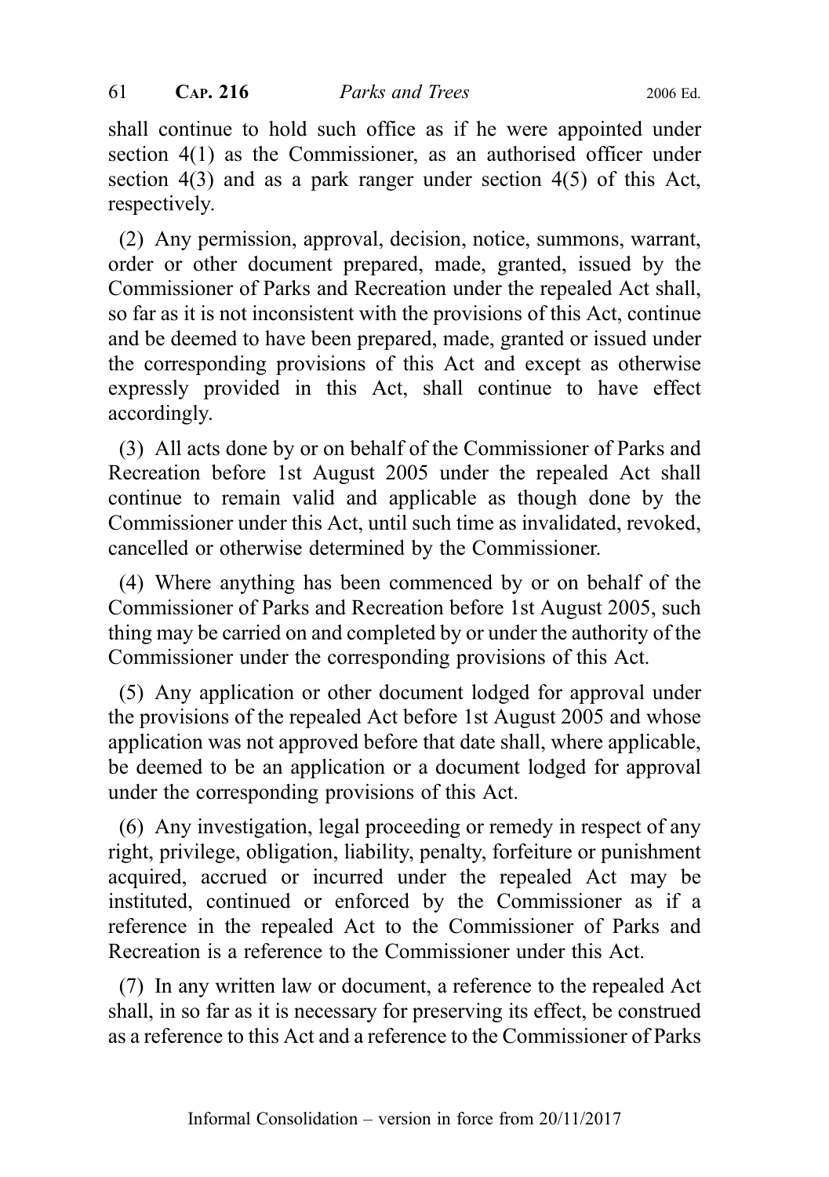shall continue to hold such office as if he were appointed under section 4(1) as the Commissioner, as an authorised officer under section 4(3) and as a park ranger under section 4(5) of this Act, respectively.

(2) Any permission, approval, decision, notice, summons, warrant, order or other document prepared, made, granted, issued by the Commissioner of Parks and Recreation under the repealed Act shall, so far as it is not inconsistent with the provisions of this Act, continue and be deemed to have been prepared, made, granted or issued under the corresponding provisions of this Act and except as otherwise expressly provided in this Act, shall continue to have effect accordingly.

(3) All acts done by or on behalf of the Commissioner of Parks and Recreation before 1st August 2005 under the repealed Act shall continue to remain valid and applicable as though done by the Commissioner under this Act, until such time as invalidated, revoked, cancelled or otherwise determined by the Commissioner.

(4) Where anything has been commenced by or on behalf of the Commissioner of Parks and Recreation before 1st August 2005, such thing may be carried on and completed by or under the authority of the Commissioner under the corresponding provisions of this Act.

(5) Any application or other document lodged for approval under the provisions of the repealed Act before 1st August 2005 and whose application was not approved before that date shall, where applicable, be deemed to be an application or a document lodged for approval under the corresponding provisions of this Act.

(6) Any investigation, legal proceeding or remedy in respect of any right, privilege, obligation, liability, penalty, forfeiture or punishment acquired, accrued or incurred under the repealed Act may be instituted, continued or enforced by the Commissioner as if a reference in the repealed Act to the Commissioner of Parks and Recreation is a reference to the Commissioner under this Act.

(7) In any written law or document, a reference to the repealed Act shall, in so far as it is necessary for preserving its effect, be construed as a reference to this Act and a reference to the Commissioner of Parks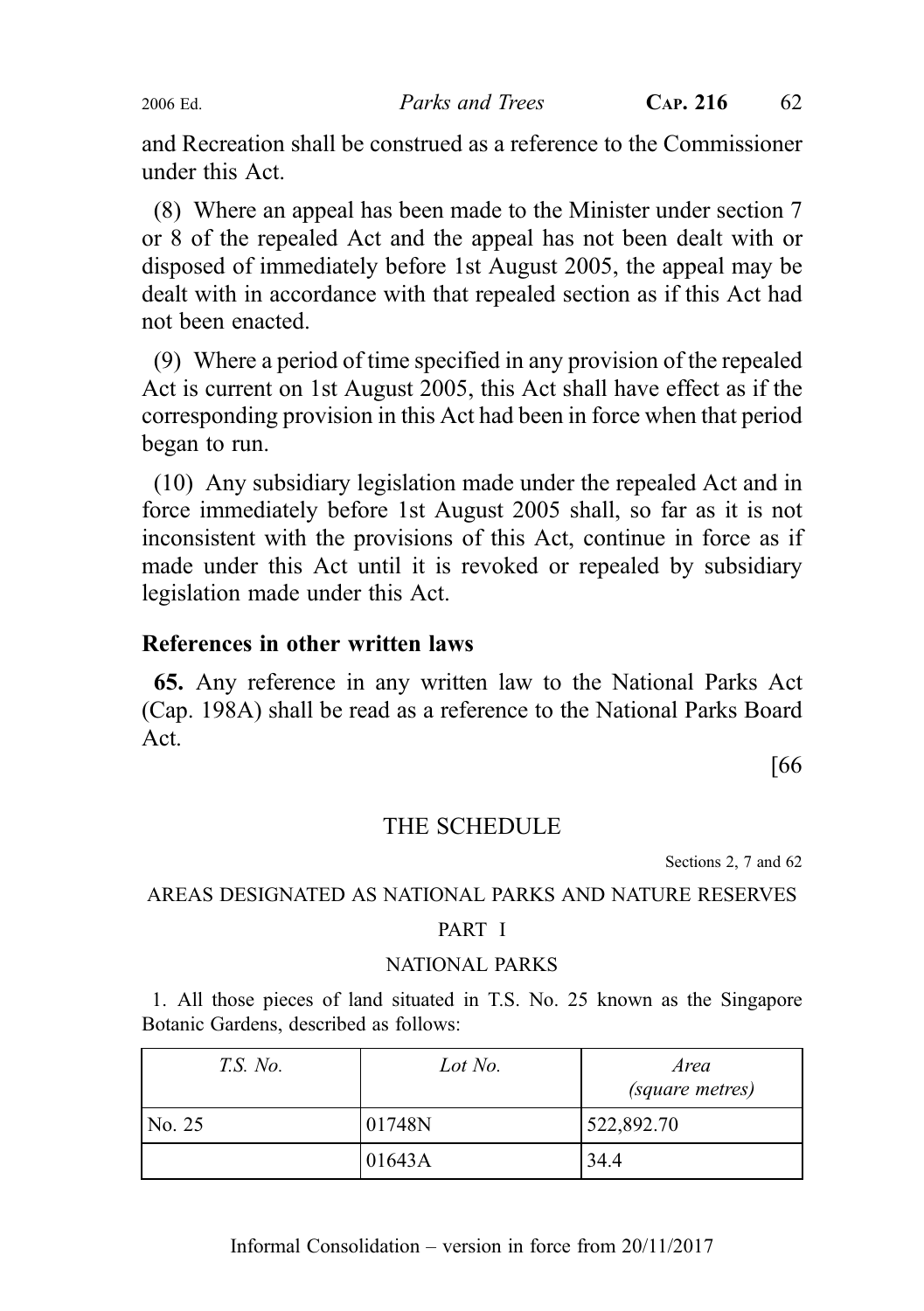and Recreation shall be construed as a reference to the Commissioner under this Act.

(8) Where an appeal has been made to the Minister under section 7 or 8 of the repealed Act and the appeal has not been dealt with or disposed of immediately before 1st August 2005, the appeal may be dealt with in accordance with that repealed section as if this Act had not been enacted.

(9) Where a period of time specified in any provision of the repealed Act is current on 1st August 2005, this Act shall have effect as if the corresponding provision in this Act had been in force when that period began to run.

(10) Any subsidiary legislation made under the repealed Act and in force immediately before 1st August 2005 shall, so far as it is not inconsistent with the provisions of this Act, continue in force as if made under this Act until it is revoked or repealed by subsidiary legislation made under this Act.

### References in other written laws

**65.** Any reference in any written law to the National Parks Act (Cap. 198A) shall be read as a reference to the National Parks Board Act.

[66

## THE SCHEDULE

Sections 2, 7 and 62

AREAS DESIGNATED AS NATIONAL PARKS AND NATURE RESERVES

PART I

NATIONAL PARKS

1. All those pieces of land situated in T.S. No. 25 known as the Singapore Botanic Gardens, described as follows:

| *T.S. No.* | *Lot No.* | *Area (square metres)* |
|---|---|---|
| No. 25 | 01748N | 522,892.70 |
| | 01643A | 34.4 |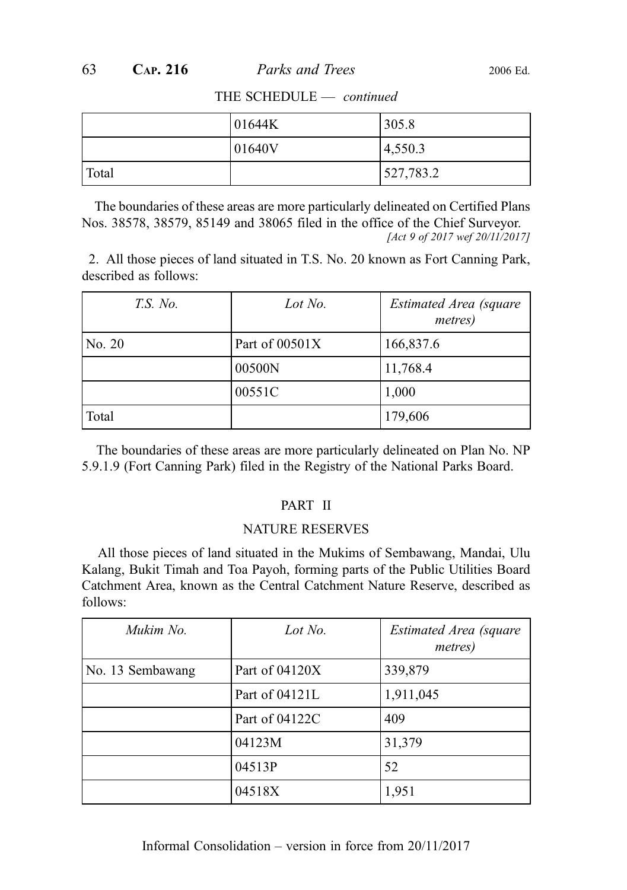THE SCHEDULE — *continued*

| | | |
|---|---|---|
| | 01644K | 305.8 |
| | 01640V | 4,550.3 |
| Total | | 527,783.2 |

The boundaries of these areas are more particularly delineated on Certified Plans Nos. 38578, 38579, 85149 and 38065 filed in the office of the Chief Surveyor.
*[Act 9 of 2017 wef 20/11/2017]*

2. All those pieces of land situated in T.S. No. 20 known as Fort Canning Park, described as follows:

| *T.S. No.* | *Lot No.* | *Estimated Area (square metres)* |
|---|---|---|
| No. 20 | Part of 00501X | 166,837.6 |
| | 00500N | 11,768.4 |
| | 00551C | 1,000 |
| Total | | 179,606 |

The boundaries of these areas are more particularly delineated on Plan No. NP 5.9.1.9 (Fort Canning Park) filed in the Registry of the National Parks Board.

PART II

NATURE RESERVES

All those pieces of land situated in the Mukims of Sembawang, Mandai, Ulu Kalang, Bukit Timah and Toa Payoh, forming parts of the Public Utilities Board Catchment Area, known as the Central Catchment Nature Reserve, described as follows:

| *Mukim No.* | *Lot No.* | *Estimated Area (square metres)* |
|---|---|---|
| No. 13 Sembawang | Part of 04120X | 339,879 |
| | Part of 04121L | 1,911,045 |
| | Part of 04122C | 409 |
| | 04123M | 31,379 |
| | 04513P | 52 |
| | 04518X | 1,951 |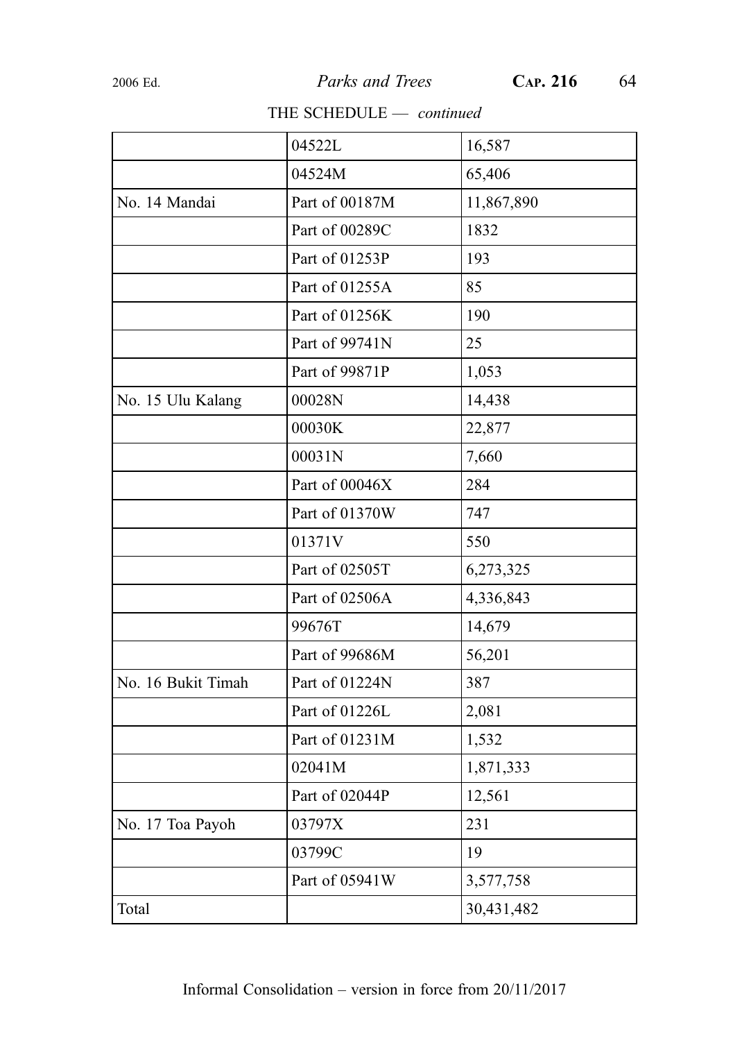THE SCHEDULE — *continued*

| | | |
|---|---|---|
| | 04522L | 16,587 |
| | 04524M | 65,406 |
| No. 14 Mandai | Part of 00187M | 11,867,890 |
| | Part of 00289C | 1832 |
| | Part of 01253P | 193 |
| | Part of 01255A | 85 |
| | Part of 01256K | 190 |
| | Part of 99741N | 25 |
| | Part of 99871P | 1,053 |
| No. 15 Ulu Kalang | 00028N | 14,438 |
| | 00030K | 22,877 |
| | 00031N | 7,660 |
| | Part of 00046X | 284 |
| | Part of 01370W | 747 |
| | 01371V | 550 |
| | Part of 02505T | 6,273,325 |
| | Part of 02506A | 4,336,843 |
| | 99676T | 14,679 |
| | Part of 99686M | 56,201 |
| No. 16 Bukit Timah | Part of 01224N | 387 |
| | Part of 01226L | 2,081 |
| | Part of 01231M | 1,532 |
| | 02041M | 1,871,333 |
| | Part of 02044P | 12,561 |
| No. 17 Toa Payoh | 03797X | 231 |
| | 03799C | 19 |
| | Part of 05941W | 3,577,758 |
| Total | | 30,431,482 |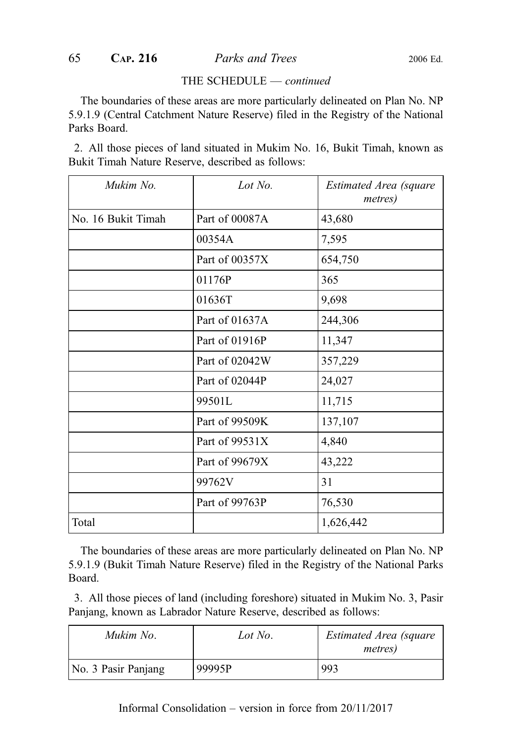THE SCHEDULE — *continued*

The boundaries of these areas are more particularly delineated on Plan No. NP 5.9.1.9 (Central Catchment Nature Reserve) filed in the Registry of the National Parks Board.

2. All those pieces of land situated in Mukim No. 16, Bukit Timah, known as Bukit Timah Nature Reserve, described as follows:

| *Mukim No.* | *Lot No.* | *Estimated Area (square metres)* |
|---|---|---|
| No. 16 Bukit Timah | Part of 00087A | 43,680 |
| | 00354A | 7,595 |
| | Part of 00357X | 654,750 |
| | 01176P | 365 |
| | 01636T | 9,698 |
| | Part of 01637A | 244,306 |
| | Part of 01916P | 11,347 |
| | Part of 02042W | 357,229 |
| | Part of 02044P | 24,027 |
| | 99501L | 11,715 |
| | Part of 99509K | 137,107 |
| | Part of 99531X | 4,840 |
| | Part of 99679X | 43,222 |
| | 99762V | 31 |
| | Part of 99763P | 76,530 |
| Total | | 1,626,442 |

The boundaries of these areas are more particularly delineated on Plan No. NP 5.9.1.9 (Bukit Timah Nature Reserve) filed in the Registry of the National Parks Board.

3. All those pieces of land (including foreshore) situated in Mukim No. 3, Pasir Panjang, known as Labrador Nature Reserve, described as follows:

| *Mukim No.* | *Lot No.* | *Estimated Area (square metres)* |
|---|---|---|
| No. 3 Pasir Panjang | 99995P | 993 |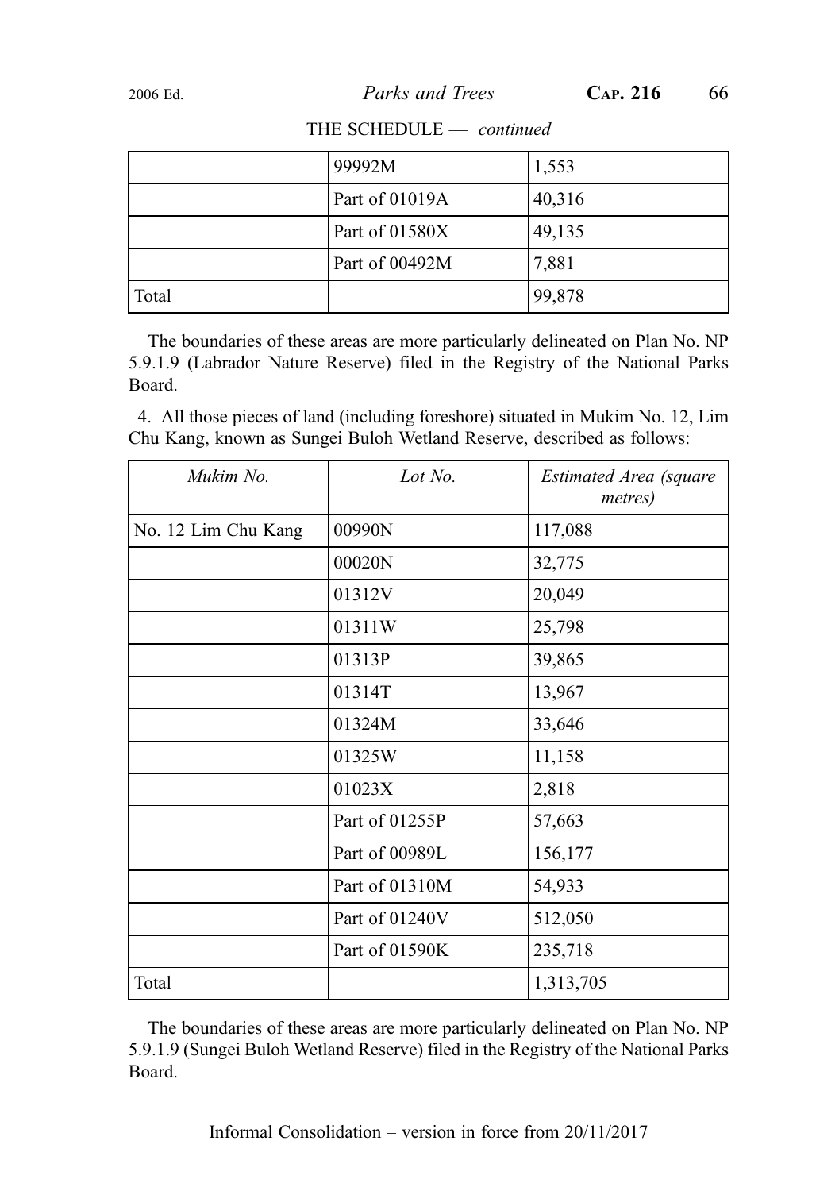THE SCHEDULE — *continued*

| | | |
|---|---|---|
| | 99992M | 1,553 |
| | Part of 01019A | 40,316 |
| | Part of 01580X | 49,135 |
| | Part of 00492M | 7,881 |
| Total | | 99,878 |

The boundaries of these areas are more particularly delineated on Plan No. NP 5.9.1.9 (Labrador Nature Reserve) filed in the Registry of the National Parks Board.

4. All those pieces of land (including foreshore) situated in Mukim No. 12, Lim Chu Kang, known as Sungei Buloh Wetland Reserve, described as follows:

| *Mukim No.* | *Lot No.* | *Estimated Area (square metres)* |
|---|---|---|
| No. 12 Lim Chu Kang | 00990N | 117,088 |
| | 00020N | 32,775 |
| | 01312V | 20,049 |
| | 01311W | 25,798 |
| | 01313P | 39,865 |
| | 01314T | 13,967 |
| | 01324M | 33,646 |
| | 01325W | 11,158 |
| | 01023X | 2,818 |
| | Part of 01255P | 57,663 |
| | Part of 00989L | 156,177 |
| | Part of 01310M | 54,933 |
| | Part of 01240V | 512,050 |
| | Part of 01590K | 235,718 |
| Total | | 1,313,705 |

The boundaries of these areas are more particularly delineated on Plan No. NP 5.9.1.9 (Sungei Buloh Wetland Reserve) filed in the Registry of the National Parks Board.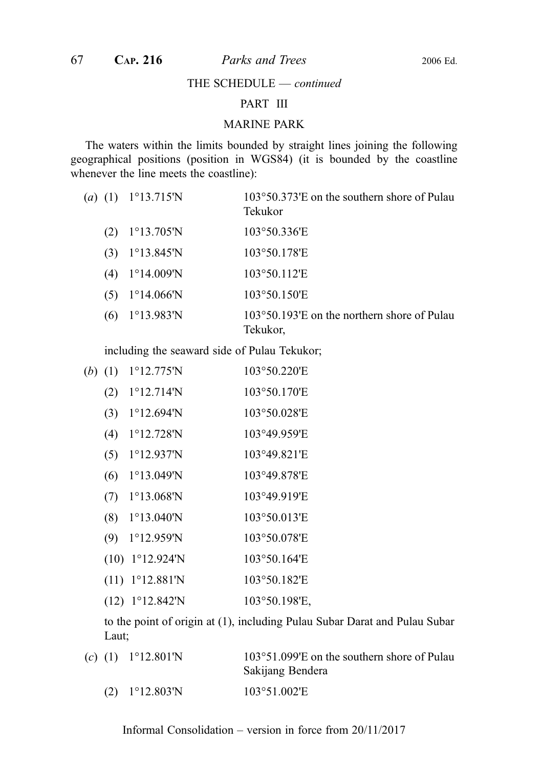THE SCHEDULE — *continued*

PART III

MARINE PARK

The waters within the limits bounded by straight lines joining the following geographical positions (position in WGS84) (it is bounded by the coastline whenever the line meets the coastline):

(*a*) (1) 1°13.715'N 103°50.373'E on the southern shore of Pulau Tekukor

(2) 1°13.705'N 103°50.336'E

(3) 1°13.845'N 103°50.178'E

(4) 1°14.009'N 103°50.112'E

(5) 1°14.066'N 103°50.150'E

(6) 1°13.983'N 103°50.193'E on the northern shore of Pulau Tekukor,

including the seaward side of Pulau Tekukor;

(*b*) (1) 1°12.775'N 103°50.220'E

(2) 1°12.714'N 103°50.170'E

(3) 1°12.694'N 103°50.028'E

(4) 1°12.728'N 103°49.959'E

(5) 1°12.937'N 103°49.821'E

(6) 1°13.049'N 103°49.878'E

(7) 1°13.068'N 103°49.919'E

(8) 1°13.040'N 103°50.013'E

(9) 1°12.959'N 103°50.078'E

(10) 1°12.924'N 103°50.164'E

(11) 1°12.881'N 103°50.182'E

(12) 1°12.842'N 103°50.198'E,

to the point of origin at (1), including Pulau Subar Darat and Pulau Subar Laut;

(*c*) (1) 1°12.801'N 103°51.099'E on the southern shore of Pulau Sakijang Bendera

(2) 1°12.803'N 103°51.002'E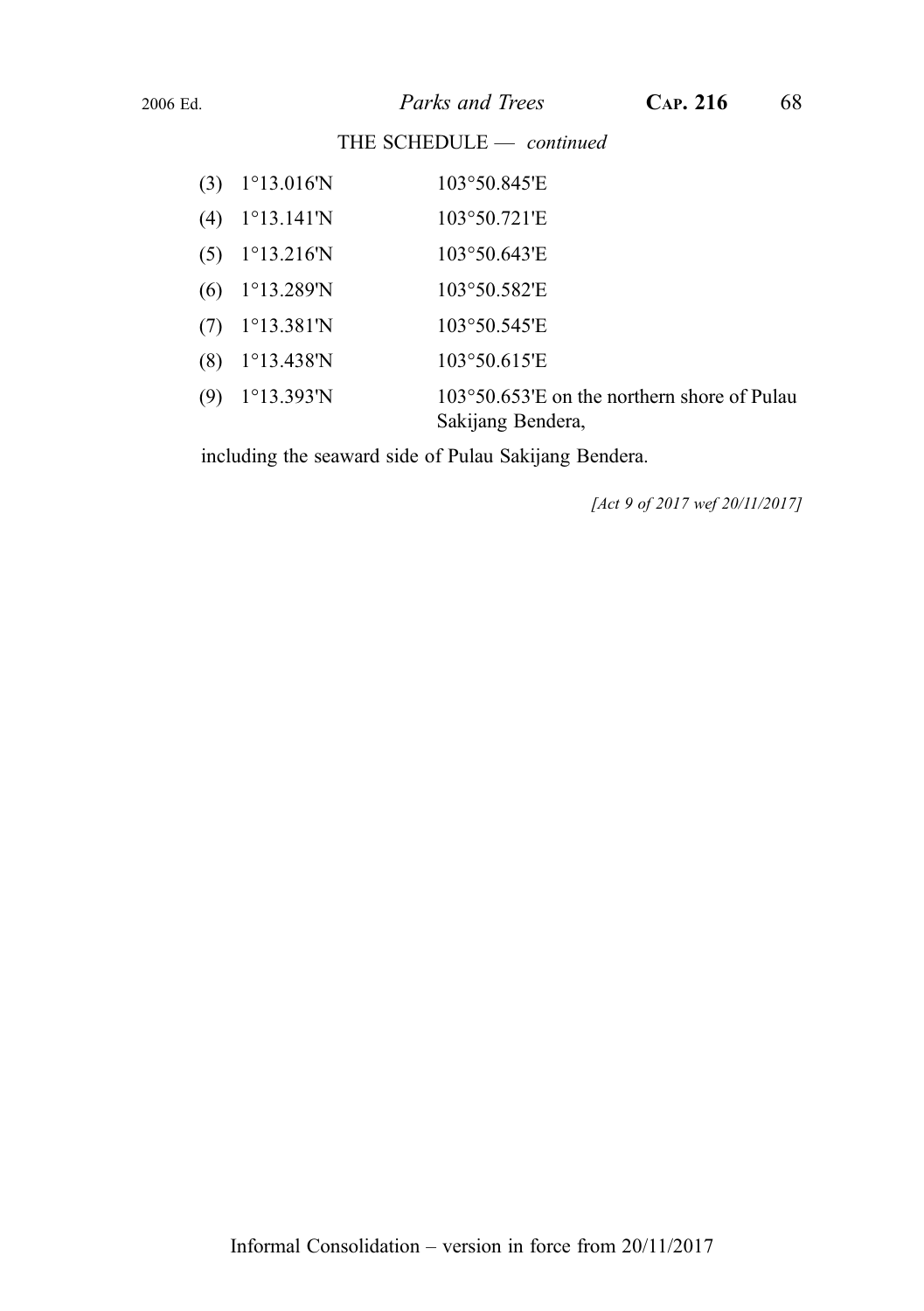THE SCHEDULE — *continued*

(3) 1°13.016'N 103°50.845'E

(4) 1°13.141'N 103°50.721'E

(5) 1°13.216'N 103°50.643'E

(6) 1°13.289'N 103°50.582'E

(7) 1°13.381'N 103°50.545'E

(8) 1°13.438'N 103°50.615'E

(9) 1°13.393'N 103°50.653'E on the northern shore of Pulau Sakijang Bendera,

including the seaward side of Pulau Sakijang Bendera.

*[Act 9 of 2017 wef 20/11/2017]*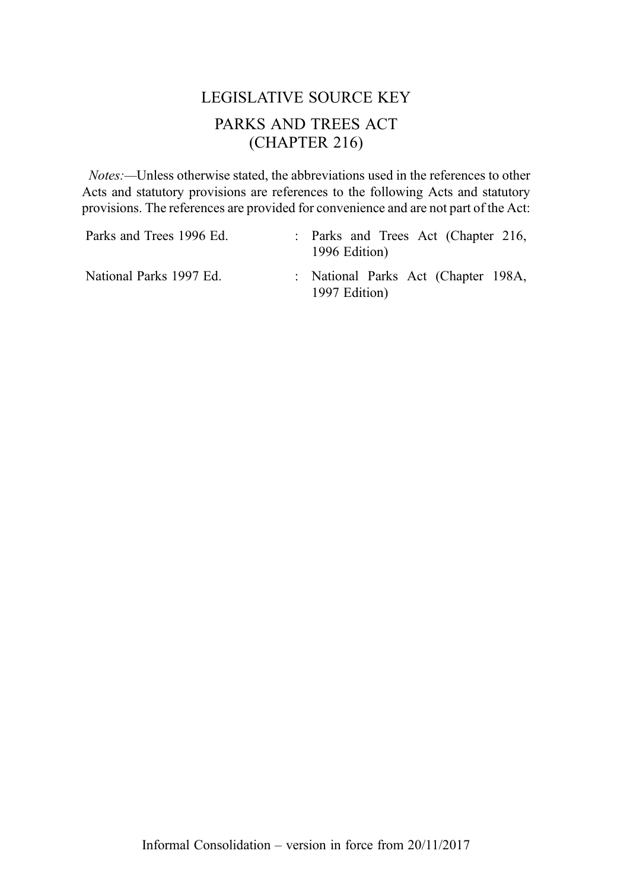# LEGISLATIVE SOURCE KEY

## PARKS AND TREES ACT
## (CHAPTER 216)

*Notes:*—Unless otherwise stated, the abbreviations used in the references to other Acts and statutory provisions are references to the following Acts and statutory provisions. The references are provided for convenience and are not part of the Act:

| | | |
|---|---|---|
| Parks and Trees 1996 Ed. | : | Parks and Trees Act (Chapter 216, 1996 Edition) |
| National Parks 1997 Ed. | : | National Parks Act (Chapter 198A, 1997 Edition) |

Informal Consolidation – version in force from 20/11/2017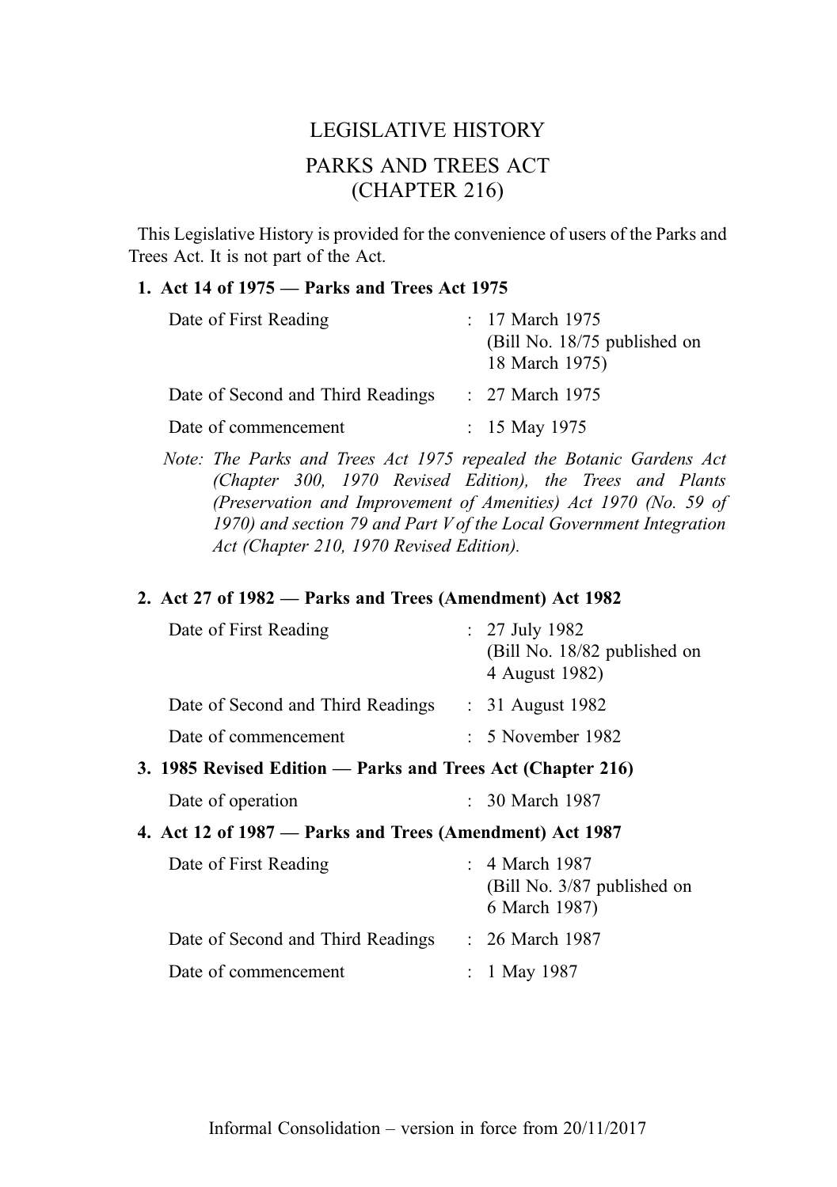# LEGISLATIVE HISTORY

# PARKS AND TREES ACT (CHAPTER 216)

This Legislative History is provided for the convenience of users of the Parks and Trees Act. It is not part of the Act.

**1. Act 14 of 1975 — Parks and Trees Act 1975**

| | | |
|---|---|---|
| Date of First Reading | : | 17 March 1975 (Bill No. 18/75 published on 18 March 1975) |
| Date of Second and Third Readings | : | 27 March 1975 |
| Date of commencement | : | 15 May 1975 |

*Note: The Parks and Trees Act 1975 repealed the Botanic Gardens Act (Chapter 300, 1970 Revised Edition), the Trees and Plants (Preservation and Improvement of Amenities) Act 1970 (No. 59 of 1970) and section 79 and Part V of the Local Government Integration Act (Chapter 210, 1970 Revised Edition).*

**2. Act 27 of 1982 — Parks and Trees (Amendment) Act 1982**

| | | |
|---|---|---|
| Date of First Reading | : | 27 July 1982 (Bill No. 18/82 published on 4 August 1982) |
| Date of Second and Third Readings | : | 31 August 1982 |
| Date of commencement | : | 5 November 1982 |

**3. 1985 Revised Edition — Parks and Trees Act (Chapter 216)**

| | | |
|---|---|---|
| Date of operation | : | 30 March 1987 |

**4. Act 12 of 1987 — Parks and Trees (Amendment) Act 1987**

| | | |
|---|---|---|
| Date of First Reading | : | 4 March 1987 (Bill No. 3/87 published on 6 March 1987) |
| Date of Second and Third Readings | : | 26 March 1987 |
| Date of commencement | : | 1 May 1987 |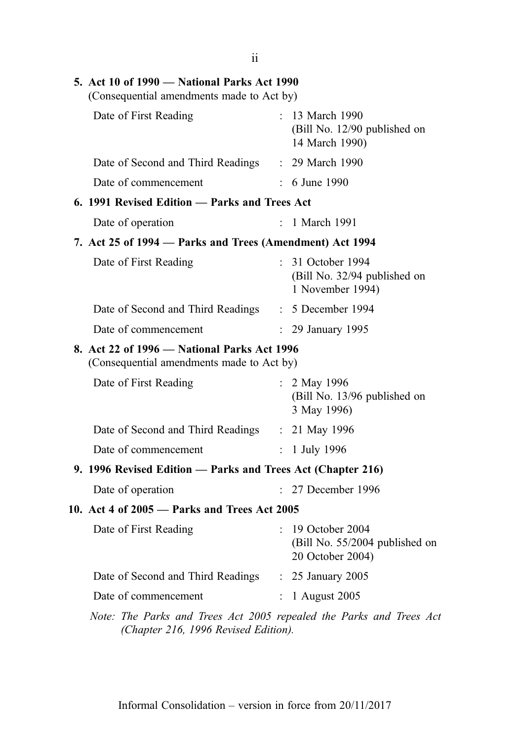**5. Act 10 of 1990 — National Parks Act 1990**
(Consequential amendments made to Act by)

| | | |
|---|---|---|
| Date of First Reading | : | 13 March 1990 (Bill No. 12/90 published on 14 March 1990) |
| Date of Second and Third Readings | : | 29 March 1990 |
| Date of commencement | : | 6 June 1990 |

**6. 1991 Revised Edition — Parks and Trees Act**

| | | |
|---|---|---|
| Date of operation | : | 1 March 1991 |

**7. Act 25 of 1994 — Parks and Trees (Amendment) Act 1994**

| | | |
|---|---|---|
| Date of First Reading | : | 31 October 1994 (Bill No. 32/94 published on 1 November 1994) |
| Date of Second and Third Readings | : | 5 December 1994 |
| Date of commencement | : | 29 January 1995 |

**8. Act 22 of 1996 — National Parks Act 1996**
(Consequential amendments made to Act by)

| | | |
|---|---|---|
| Date of First Reading | : | 2 May 1996 (Bill No. 13/96 published on 3 May 1996) |
| Date of Second and Third Readings | : | 21 May 1996 |
| Date of commencement | : | 1 July 1996 |

**9. 1996 Revised Edition — Parks and Trees Act (Chapter 216)**

| | | |
|---|---|---|
| Date of operation | : | 27 December 1996 |

**10. Act 4 of 2005 — Parks and Trees Act 2005**

| | | |
|---|---|---|
| Date of First Reading | : | 19 October 2004 (Bill No. 55/2004 published on 20 October 2004) |
| Date of Second and Third Readings | : | 25 January 2005 |
| Date of commencement | : | 1 August 2005 |

*Note: The Parks and Trees Act 2005 repealed the Parks and Trees Act (Chapter 216, 1996 Revised Edition).*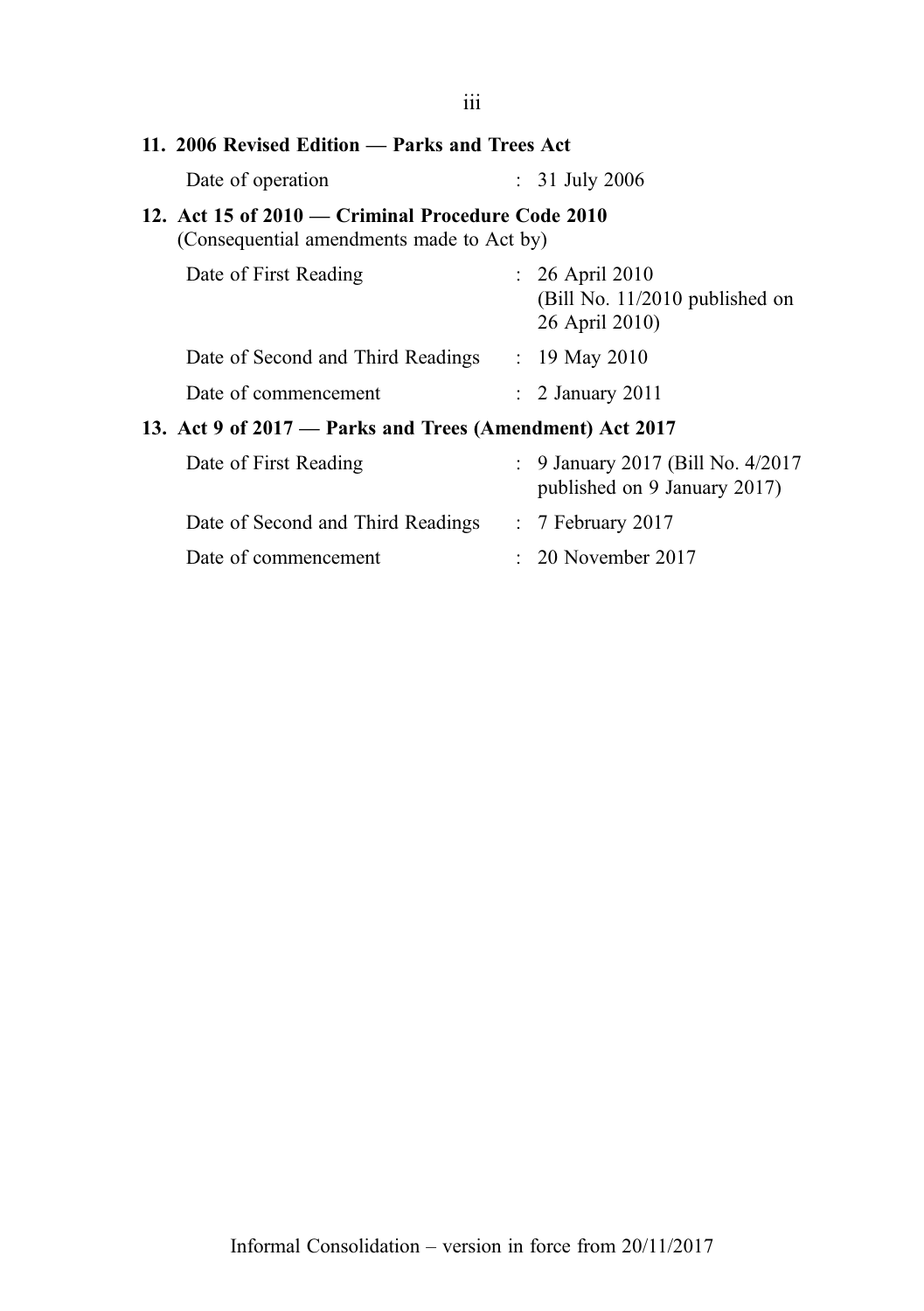**11. 2006 Revised Edition — Parks and Trees Act**

| | |
|---|---|
| Date of operation | : 31 July 2006 |

**12. Act 15 of 2010 — Criminal Procedure Code 2010**
(Consequential amendments made to Act by)

| | |
|---|---|
| Date of First Reading | : 26 April 2010 (Bill No. 11/2010 published on 26 April 2010) |
| Date of Second and Third Readings | : 19 May 2010 |
| Date of commencement | : 2 January 2011 |

**13. Act 9 of 2017 — Parks and Trees (Amendment) Act 2017**

| | |
|---|---|
| Date of First Reading | : 9 January 2017 (Bill No. 4/2017 published on 9 January 2017) |
| Date of Second and Third Readings | : 7 February 2017 |
| Date of commencement | : 20 November 2017 |

Informal Consolidation – version in force from 20/11/2017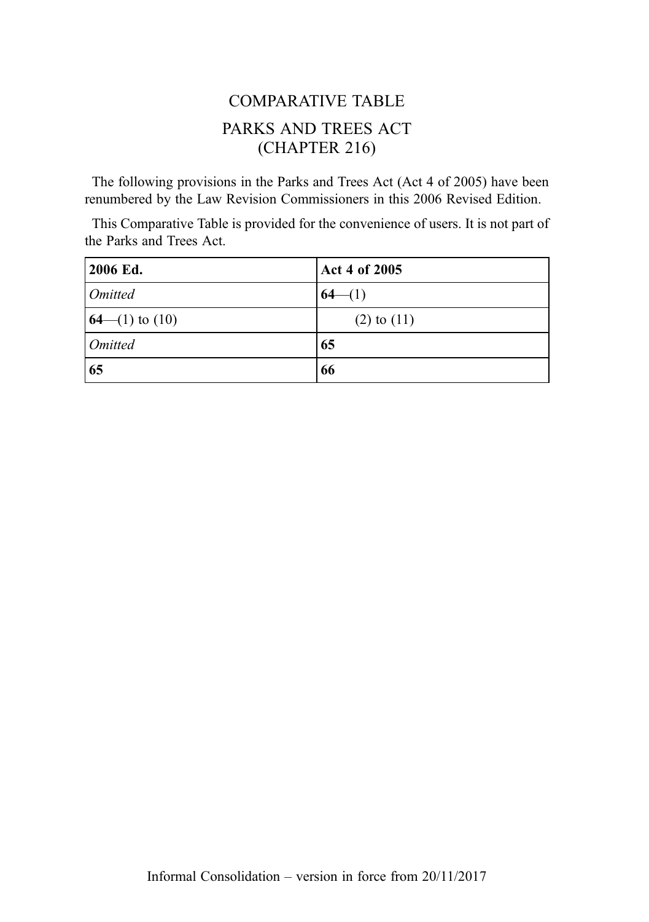# COMPARATIVE TABLE

## PARKS AND TREES ACT
## (CHAPTER 216)

The following provisions in the Parks and Trees Act (Act 4 of 2005) have been renumbered by the Law Revision Commissioners in this 2006 Revised Edition.

This Comparative Table is provided for the convenience of users. It is not part of the Parks and Trees Act.

| **2006 Ed.** | **Act 4 of 2005** |
|---|---|
| *Omitted* | **64**—(1) |
| **64**—(1) to (10) | (2) to (11) |
| *Omitted* | **65** |
| **65** | **66** |

Informal Consolidation – version in force from 20/11/2017